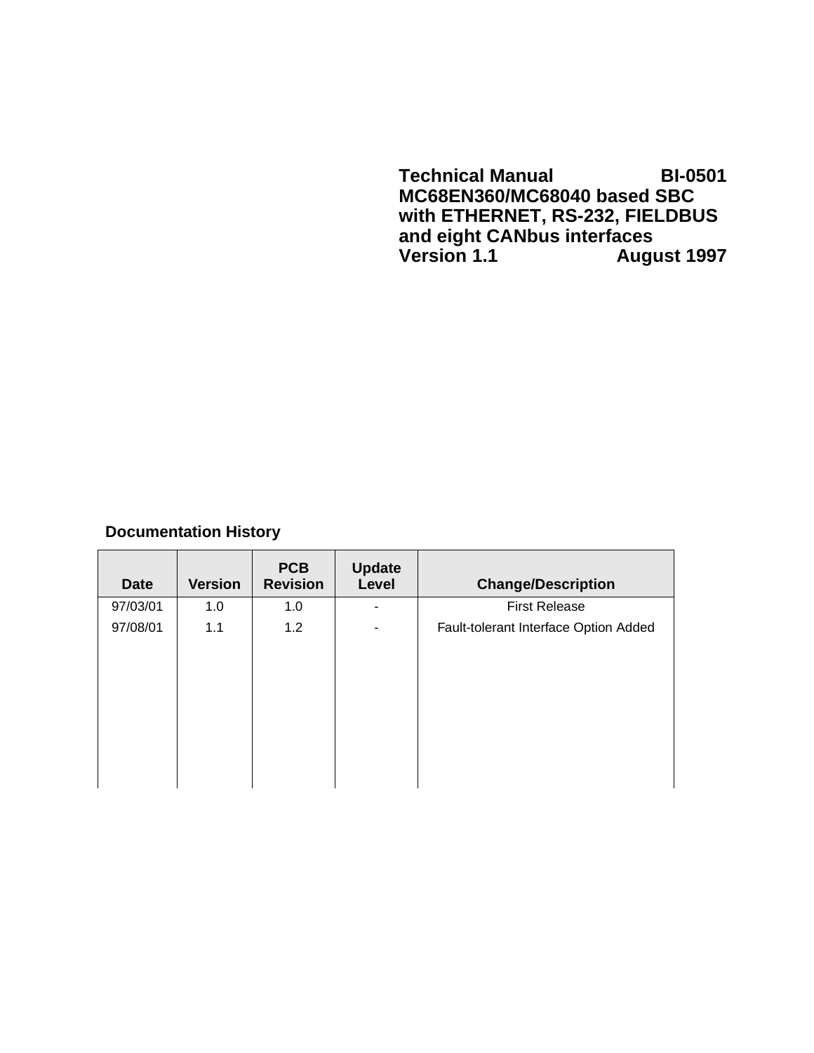**Technical Manual BI-0501**
**MC68EN360/MC68040 based SBC with ETHERNET, RS-232, FIELDBUS and eight CANbus interfaces**
**Version 1.1 August 1997**

**Documentation History**

| Date | Version | PCB Revision | Update Level | Change/Description |
|---|---|---|---|---|
| 97/03/01 | 1.0 | 1.0 | - | First Release |
| 97/08/01 | 1.1 | 1.2 | - | Fault-tolerant Interface Option Added |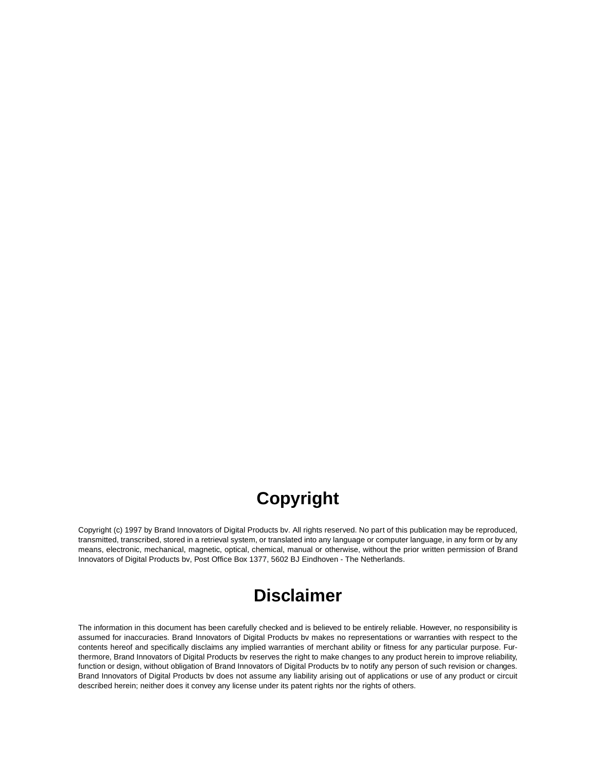# Copyright

Copyright (c) 1997 by Brand Innovators of Digital Products bv. All rights reserved. No part of this publication may be reproduced, transmitted, transcribed, stored in a retrieval system, or translated into any language or computer language, in any form or by any means, electronic, mechanical, magnetic, optical, chemical, manual or otherwise, without the prior written permission of Brand Innovators of Digital Products bv, Post Office Box 1377, 5602 BJ Eindhoven - The Netherlands.

# Disclaimer

The information in this document has been carefully checked and is believed to be entirely reliable. However, no responsibility is assumed for inaccuracies. Brand Innovators of Digital Products bv makes no representations or warranties with respect to the contents hereof and specifically disclaims any implied warranties of merchant ability or fitness for any particular purpose. Furthermore, Brand Innovators of Digital Products bv reserves the right to make changes to any product herein to improve reliability, function or design, without obligation of Brand Innovators of Digital Products bv to notify any person of such revision or changes. Brand Innovators of Digital Products bv does not assume any liability arising out of applications or use of any product or circuit described herein; neither does it convey any license under its patent rights nor the rights of others.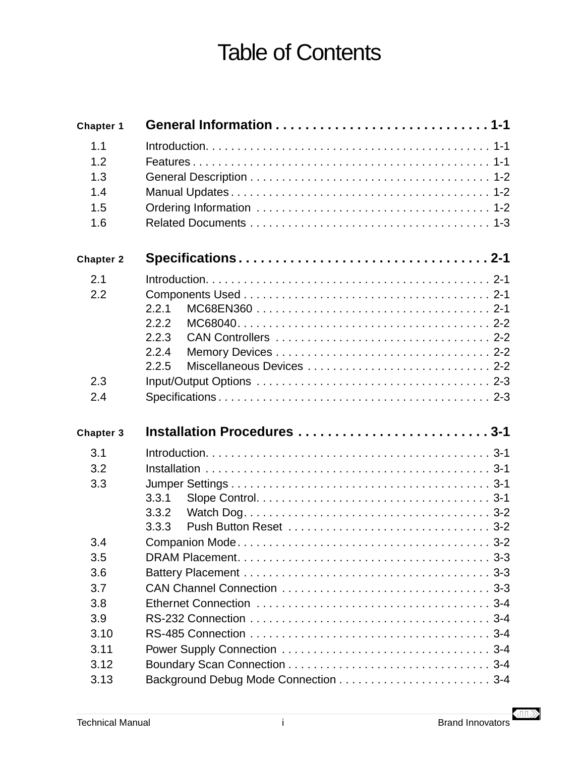# Table of Contents

**Chapter 1 General Information . . . . . . . . . . . . . . . . . . . . . . . . . . . . 1-1**

1.1 Introduction. . . . . . . . . . . . . . . . . . . . . . . . . . . . . . . . . . . . . . . . . . . . 1-1
1.2 Features . . . . . . . . . . . . . . . . . . . . . . . . . . . . . . . . . . . . . . . . . . . . . . 1-1
1.3 General Description . . . . . . . . . . . . . . . . . . . . . . . . . . . . . . . . . . . . . 1-2
1.4 Manual Updates . . . . . . . . . . . . . . . . . . . . . . . . . . . . . . . . . . . . . . . . 1-2
1.5 Ordering Information . . . . . . . . . . . . . . . . . . . . . . . . . . . . . . . . . . . . 1-2
1.6 Related Documents . . . . . . . . . . . . . . . . . . . . . . . . . . . . . . . . . . . . . 1-3

**Chapter 2 Specifications . . . . . . . . . . . . . . . . . . . . . . . . . . . . . . . . . 2-1**

2.1 Introduction. . . . . . . . . . . . . . . . . . . . . . . . . . . . . . . . . . . . . . . . . . . . 2-1
2.2 Components Used . . . . . . . . . . . . . . . . . . . . . . . . . . . . . . . . . . . . . . . 2-1
 2.2.1 MC68EN360 . . . . . . . . . . . . . . . . . . . . . . . . . . . . . . . . . . . . . 2-1
 2.2.2 MC68040. . . . . . . . . . . . . . . . . . . . . . . . . . . . . . . . . . . . . . . . 2-2
 2.2.3 CAN Controllers . . . . . . . . . . . . . . . . . . . . . . . . . . . . . . . . . . 2-2
 2.2.4 Memory Devices . . . . . . . . . . . . . . . . . . . . . . . . . . . . . . . . . . 2-2
 2.2.5 Miscellaneous Devices . . . . . . . . . . . . . . . . . . . . . . . . . . . . . 2-2
2.3 Input/Output Options . . . . . . . . . . . . . . . . . . . . . . . . . . . . . . . . . . . . 2-3
2.4 Specifications . . . . . . . . . . . . . . . . . . . . . . . . . . . . . . . . . . . . . . . . . . 2-3

**Chapter 3 Installation Procedures . . . . . . . . . . . . . . . . . . . . . . . . . 3-1**

3.1 Introduction. . . . . . . . . . . . . . . . . . . . . . . . . . . . . . . . . . . . . . . . . . . . 3-1
3.2 Installation . . . . . . . . . . . . . . . . . . . . . . . . . . . . . . . . . . . . . . . . . . . . 3-1
3.3 Jumper Settings . . . . . . . . . . . . . . . . . . . . . . . . . . . . . . . . . . . . . . . . 3-1
 3.3.1 Slope Control. . . . . . . . . . . . . . . . . . . . . . . . . . . . . . . . . . . . . 3-1
 3.3.2 Watch Dog. . . . . . . . . . . . . . . . . . . . . . . . . . . . . . . . . . . . . . . 3-2
 3.3.3 Push Button Reset . . . . . . . . . . . . . . . . . . . . . . . . . . . . . . . . 3-2
3.4 Companion Mode . . . . . . . . . . . . . . . . . . . . . . . . . . . . . . . . . . . . . . . 3-2
3.5 DRAM Placement. . . . . . . . . . . . . . . . . . . . . . . . . . . . . . . . . . . . . . . . 3-3
3.6 Battery Placement . . . . . . . . . . . . . . . . . . . . . . . . . . . . . . . . . . . . . . . 3-3
3.7 CAN Channel Connection . . . . . . . . . . . . . . . . . . . . . . . . . . . . . . . . . 3-3
3.8 Ethernet Connection . . . . . . . . . . . . . . . . . . . . . . . . . . . . . . . . . . . . . 3-4
3.9 RS-232 Connection . . . . . . . . . . . . . . . . . . . . . . . . . . . . . . . . . . . . . . 3-4
3.10 RS-485 Connection . . . . . . . . . . . . . . . . . . . . . . . . . . . . . . . . . . . . . . 3-4
3.11 Power Supply Connection . . . . . . . . . . . . . . . . . . . . . . . . . . . . . . . . . 3-4
3.12 Boundary Scan Connection . . . . . . . . . . . . . . . . . . . . . . . . . . . . . . . . 3-4
3.13 Background Debug Mode Connection . . . . . . . . . . . . . . . . . . . . . . . 3-4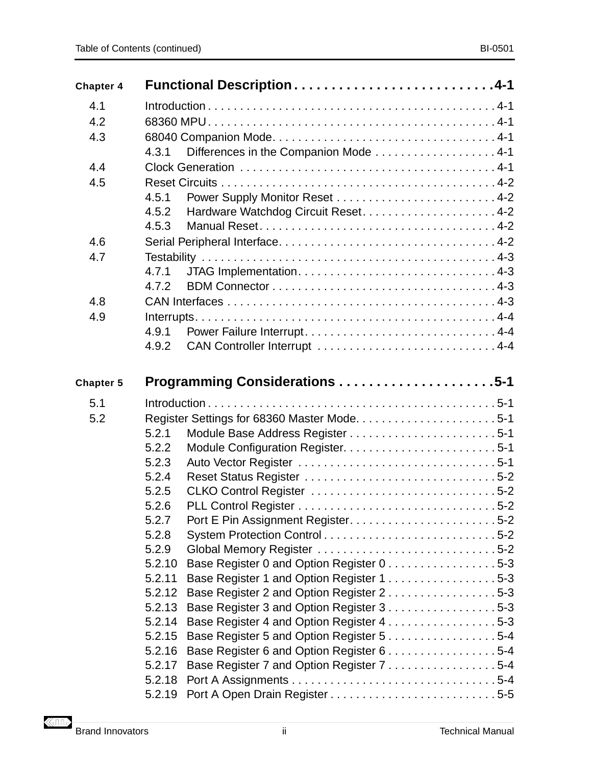**Chapter 4 Functional Description . . . . . . . . . . . . . . . . . . . . . . . . . . 4-1**

4.1 Introduction . . . . . . . . . . . . . . . . . . . . . . . . . . . . . . . . . . . . . . . . . . . . 4-1
4.2 68360 MPU . . . . . . . . . . . . . . . . . . . . . . . . . . . . . . . . . . . . . . . . . . . . 4-1
4.3 68040 Companion Mode . . . . . . . . . . . . . . . . . . . . . . . . . . . . . . . . . . 4-1
 4.3.1 Differences in the Companion Mode . . . . . . . . . . . . . . . . . . . 4-1
4.4 Clock Generation . . . . . . . . . . . . . . . . . . . . . . . . . . . . . . . . . . . . . . . 4-1
4.5 Reset Circuits . . . . . . . . . . . . . . . . . . . . . . . . . . . . . . . . . . . . . . . . . . . 4-2
 4.5.1 Power Supply Monitor Reset . . . . . . . . . . . . . . . . . . . . . . . . . 4-2
 4.5.2 Hardware Watchdog Circuit Reset . . . . . . . . . . . . . . . . . . . . . 4-2
 4.5.3 Manual Reset . . . . . . . . . . . . . . . . . . . . . . . . . . . . . . . . . . . . . 4-2
4.6 Serial Peripheral Interface . . . . . . . . . . . . . . . . . . . . . . . . . . . . . . . . . 4-2
4.7 Testability . . . . . . . . . . . . . . . . . . . . . . . . . . . . . . . . . . . . . . . . . . . . . 4-3
 4.7.1 JTAG Implementation . . . . . . . . . . . . . . . . . . . . . . . . . . . . . . . 4-3
 4.7.2 BDM Connector . . . . . . . . . . . . . . . . . . . . . . . . . . . . . . . . . . . 4-3
4.8 CAN Interfaces . . . . . . . . . . . . . . . . . . . . . . . . . . . . . . . . . . . . . . . . . 4-3
4.9 Interrupts . . . . . . . . . . . . . . . . . . . . . . . . . . . . . . . . . . . . . . . . . . . . . . 4-4
 4.9.1 Power Failure Interrupt . . . . . . . . . . . . . . . . . . . . . . . . . . . . . . 4-4
 4.9.2 CAN Controller Interrupt . . . . . . . . . . . . . . . . . . . . . . . . . . . . 4-4

**Chapter 5 Programming Considerations . . . . . . . . . . . . . . . . . . . . 5-1**

5.1 Introduction . . . . . . . . . . . . . . . . . . . . . . . . . . . . . . . . . . . . . . . . . . . . 5-1
5.2 Register Settings for 68360 Master Mode . . . . . . . . . . . . . . . . . . . . . . 5-1
 5.2.1 Module Base Address Register . . . . . . . . . . . . . . . . . . . . . . . 5-1
 5.2.2 Module Configuration Register . . . . . . . . . . . . . . . . . . . . . . . . 5-1
 5.2.3 Auto Vector Register . . . . . . . . . . . . . . . . . . . . . . . . . . . . . . . 5-1
 5.2.4 Reset Status Register . . . . . . . . . . . . . . . . . . . . . . . . . . . . . . 5-2
 5.2.5 CLKO Control Register . . . . . . . . . . . . . . . . . . . . . . . . . . . . . 5-2
 5.2.6 PLL Control Register . . . . . . . . . . . . . . . . . . . . . . . . . . . . . . . 5-2
 5.2.7 Port E Pin Assignment Register . . . . . . . . . . . . . . . . . . . . . . . 5-2
 5.2.8 System Protection Control . . . . . . . . . . . . . . . . . . . . . . . . . . . 5-2
 5.2.9 Global Memory Register . . . . . . . . . . . . . . . . . . . . . . . . . . . . 5-2
 5.2.10 Base Register 0 and Option Register 0 . . . . . . . . . . . . . . . . . 5-3
 5.2.11 Base Register 1 and Option Register 1 . . . . . . . . . . . . . . . . . 5-3
 5.2.12 Base Register 2 and Option Register 2 . . . . . . . . . . . . . . . . . 5-3
 5.2.13 Base Register 3 and Option Register 3 . . . . . . . . . . . . . . . . . 5-3
 5.2.14 Base Register 4 and Option Register 4 . . . . . . . . . . . . . . . . . 5-3
 5.2.15 Base Register 5 and Option Register 5 . . . . . . . . . . . . . . . . . 5-4
 5.2.16 Base Register 6 and Option Register 6 . . . . . . . . . . . . . . . . . 5-4
 5.2.17 Base Register 7 and Option Register 7 . . . . . . . . . . . . . . . . . 5-4
 5.2.18 Port A Assignments . . . . . . . . . . . . . . . . . . . . . . . . . . . . . . . 5-4
 5.2.19 Port A Open Drain Register . . . . . . . . . . . . . . . . . . . . . . . . . 5-5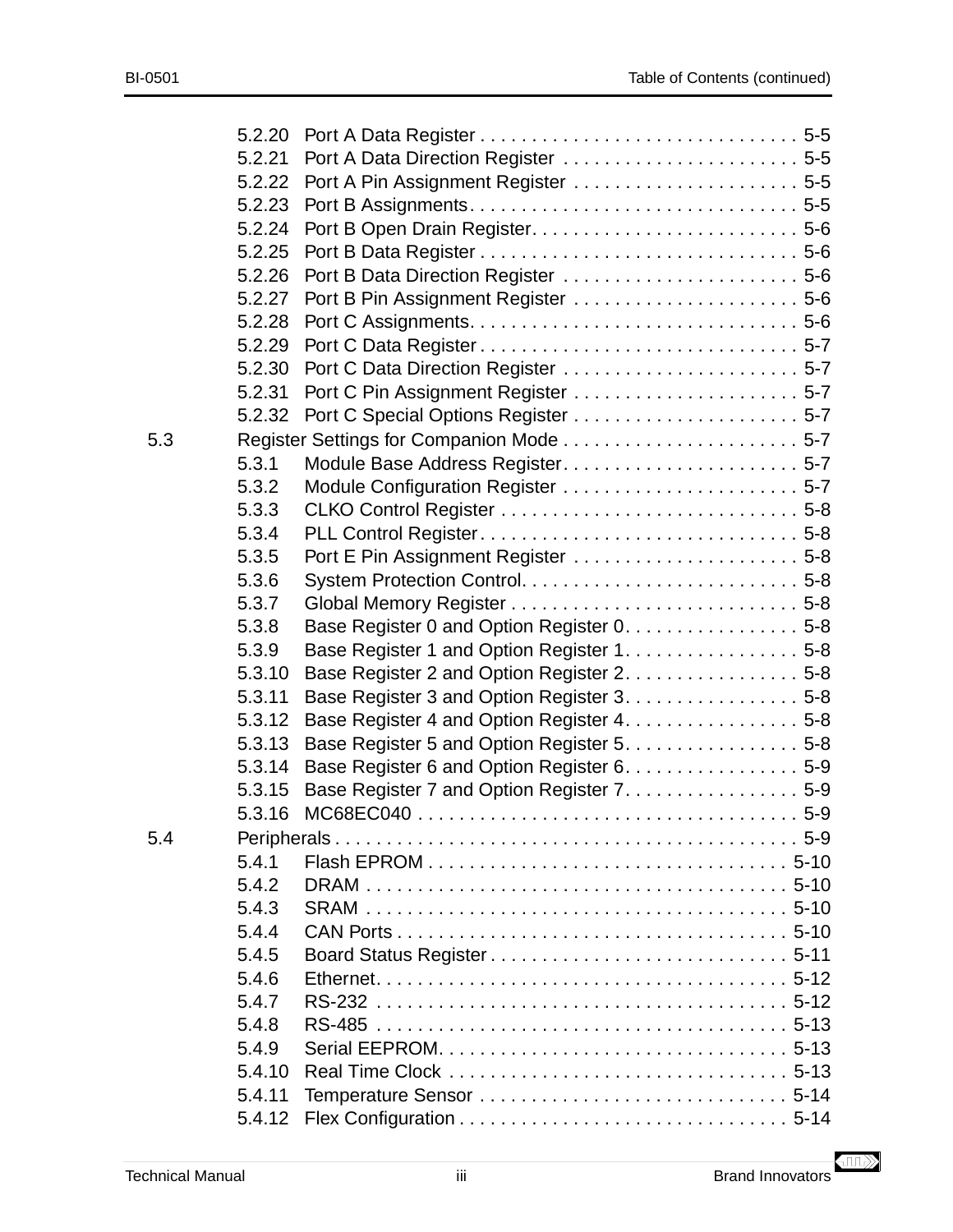5.2.20 Port A Data Register . . . . . . . . . . . . . . . . . . . . . . . . . . . . . . . 5-5
5.2.21 Port A Data Direction Register . . . . . . . . . . . . . . . . . . . . . . . 5-5
5.2.22 Port A Pin Assignment Register . . . . . . . . . . . . . . . . . . . . . . 5-5
5.2.23 Port B Assignments . . . . . . . . . . . . . . . . . . . . . . . . . . . . . . . 5-5
5.2.24 Port B Open Drain Register . . . . . . . . . . . . . . . . . . . . . . . . . . 5-6
5.2.25 Port B Data Register . . . . . . . . . . . . . . . . . . . . . . . . . . . . . . . 5-6
5.2.26 Port B Data Direction Register . . . . . . . . . . . . . . . . . . . . . . . 5-6
5.2.27 Port B Pin Assignment Register . . . . . . . . . . . . . . . . . . . . . . 5-6
5.2.28 Port C Assignments . . . . . . . . . . . . . . . . . . . . . . . . . . . . . . . 5-6
5.2.29 Port C Data Register . . . . . . . . . . . . . . . . . . . . . . . . . . . . . . . 5-7
5.2.30 Port C Data Direction Register . . . . . . . . . . . . . . . . . . . . . . . 5-7
5.2.31 Port C Pin Assignment Register . . . . . . . . . . . . . . . . . . . . . . 5-7
5.2.32 Port C Special Options Register . . . . . . . . . . . . . . . . . . . . . . 5-7

5.3 Register Settings for Companion Mode . . . . . . . . . . . . . . . . . . . . . . . 5-7
5.3.1 Module Base Address Register . . . . . . . . . . . . . . . . . . . . . . . 5-7
5.3.2 Module Configuration Register . . . . . . . . . . . . . . . . . . . . . . . 5-7
5.3.3 CLKO Control Register . . . . . . . . . . . . . . . . . . . . . . . . . . . . . 5-8
5.3.4 PLL Control Register . . . . . . . . . . . . . . . . . . . . . . . . . . . . . . . 5-8
5.3.5 Port E Pin Assignment Register . . . . . . . . . . . . . . . . . . . . . . 5-8
5.3.6 System Protection Control . . . . . . . . . . . . . . . . . . . . . . . . . . . 5-8
5.3.7 Global Memory Register . . . . . . . . . . . . . . . . . . . . . . . . . . . . 5-8
5.3.8 Base Register 0 and Option Register 0 . . . . . . . . . . . . . . . . . 5-8
5.3.9 Base Register 1 and Option Register 1 . . . . . . . . . . . . . . . . . 5-8
5.3.10 Base Register 2 and Option Register 2 . . . . . . . . . . . . . . . . . 5-8
5.3.11 Base Register 3 and Option Register 3 . . . . . . . . . . . . . . . . . 5-8
5.3.12 Base Register 4 and Option Register 4 . . . . . . . . . . . . . . . . . 5-8
5.3.13 Base Register 5 and Option Register 5 . . . . . . . . . . . . . . . . . 5-8
5.3.14 Base Register 6 and Option Register 6 . . . . . . . . . . . . . . . . . 5-9
5.3.15 Base Register 7 and Option Register 7 . . . . . . . . . . . . . . . . . 5-9
5.3.16 MC68EC040 . . . . . . . . . . . . . . . . . . . . . . . . . . . . . . . . . . . . . 5-9

5.4 Peripherals . . . . . . . . . . . . . . . . . . . . . . . . . . . . . . . . . . . . . . . . . . . 5-9
5.4.1 Flash EPROM . . . . . . . . . . . . . . . . . . . . . . . . . . . . . . . . . . . 5-10
5.4.2 DRAM . . . . . . . . . . . . . . . . . . . . . . . . . . . . . . . . . . . . . . . . . 5-10
5.4.3 SRAM . . . . . . . . . . . . . . . . . . . . . . . . . . . . . . . . . . . . . . . . . 5-10
5.4.4 CAN Ports . . . . . . . . . . . . . . . . . . . . . . . . . . . . . . . . . . . . . . 5-10
5.4.5 Board Status Register . . . . . . . . . . . . . . . . . . . . . . . . . . . . . 5-11
5.4.6 Ethernet . . . . . . . . . . . . . . . . . . . . . . . . . . . . . . . . . . . . . . . . 5-12
5.4.7 RS-232 . . . . . . . . . . . . . . . . . . . . . . . . . . . . . . . . . . . . . . . . 5-12
5.4.8 RS-485 . . . . . . . . . . . . . . . . . . . . . . . . . . . . . . . . . . . . . . . . 5-13
5.4.9 Serial EEPROM . . . . . . . . . . . . . . . . . . . . . . . . . . . . . . . . . . 5-13
5.4.10 Real Time Clock . . . . . . . . . . . . . . . . . . . . . . . . . . . . . . . . . 5-13
5.4.11 Temperature Sensor . . . . . . . . . . . . . . . . . . . . . . . . . . . . . . 5-14
5.4.12 Flex Configuration . . . . . . . . . . . . . . . . . . . . . . . . . . . . . . . . 5-14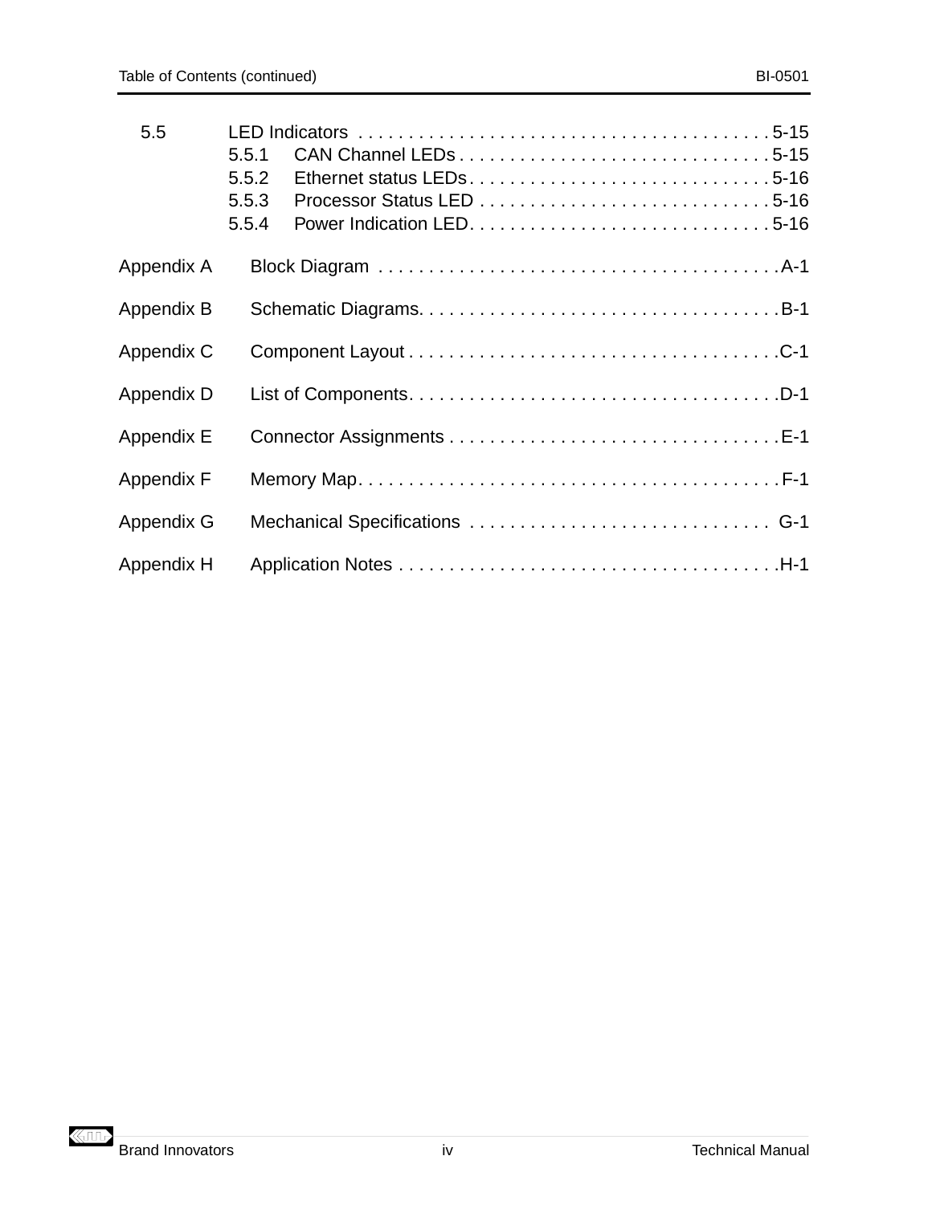5.5 LED Indicators . . . . . . . . . . . . . . . . . . . . . . . . . . . . . . . . . . . . . . . . . 5-15
   5.5.1 CAN Channel LEDs . . . . . . . . . . . . . . . . . . . . . . . . . . . . . . . 5-15
   5.5.2 Ethernet status LEDs . . . . . . . . . . . . . . . . . . . . . . . . . . . . . . 5-16
   5.5.3 Processor Status LED . . . . . . . . . . . . . . . . . . . . . . . . . . . . . 5-16
   5.5.4 Power Indication LED . . . . . . . . . . . . . . . . . . . . . . . . . . . . . . 5-16

Appendix A Block Diagram . . . . . . . . . . . . . . . . . . . . . . . . . . . . . . . . . . . . . . . . A-1

Appendix B Schematic Diagrams . . . . . . . . . . . . . . . . . . . . . . . . . . . . . . . . . . . B-1

Appendix C Component Layout . . . . . . . . . . . . . . . . . . . . . . . . . . . . . . . . . . . . C-1

Appendix D List of Components . . . . . . . . . . . . . . . . . . . . . . . . . . . . . . . . . . . . D-1

Appendix E Connector Assignments . . . . . . . . . . . . . . . . . . . . . . . . . . . . . . . . E-1

Appendix F Memory Map . . . . . . . . . . . . . . . . . . . . . . . . . . . . . . . . . . . . . . . . . . F-1

Appendix G Mechanical Specifications . . . . . . . . . . . . . . . . . . . . . . . . . . . . . . G-1

Appendix H Application Notes . . . . . . . . . . . . . . . . . . . . . . . . . . . . . . . . . . . . . H-1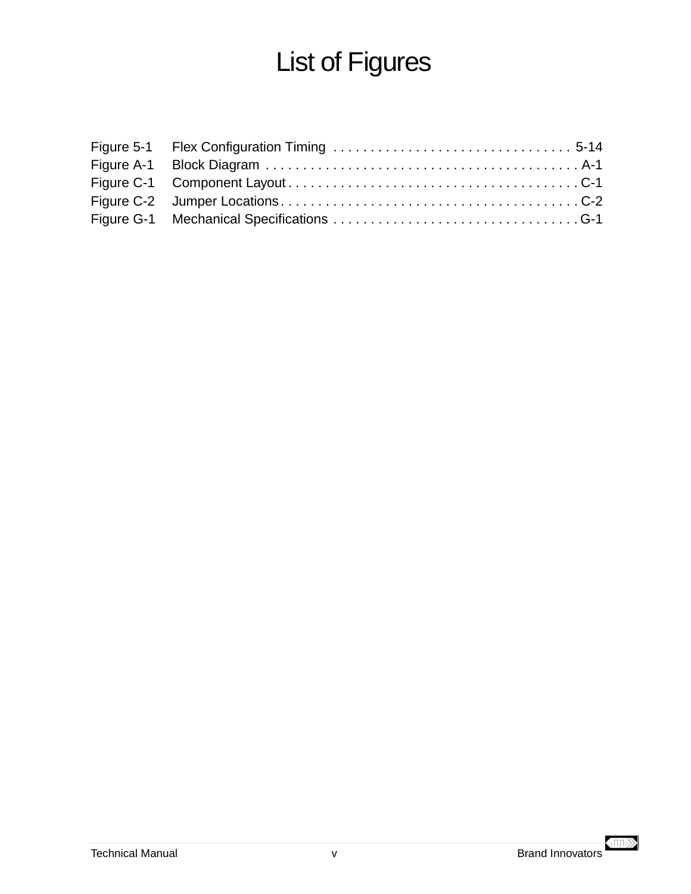# List of Figures

Figure 5-1 Flex Configuration Timing . . . . . . . . . . . . . . . . . . . . . . . . . . . . . . . . 5-14
Figure A-1 Block Diagram . . . . . . . . . . . . . . . . . . . . . . . . . . . . . . . . . . . . . . . . . A-1
Figure C-1 Component Layout . . . . . . . . . . . . . . . . . . . . . . . . . . . . . . . . . . . . . . C-1
Figure C-2 Jumper Locations . . . . . . . . . . . . . . . . . . . . . . . . . . . . . . . . . . . . . . . C-2
Figure G-1 Mechanical Specifications . . . . . . . . . . . . . . . . . . . . . . . . . . . . . . . . G-1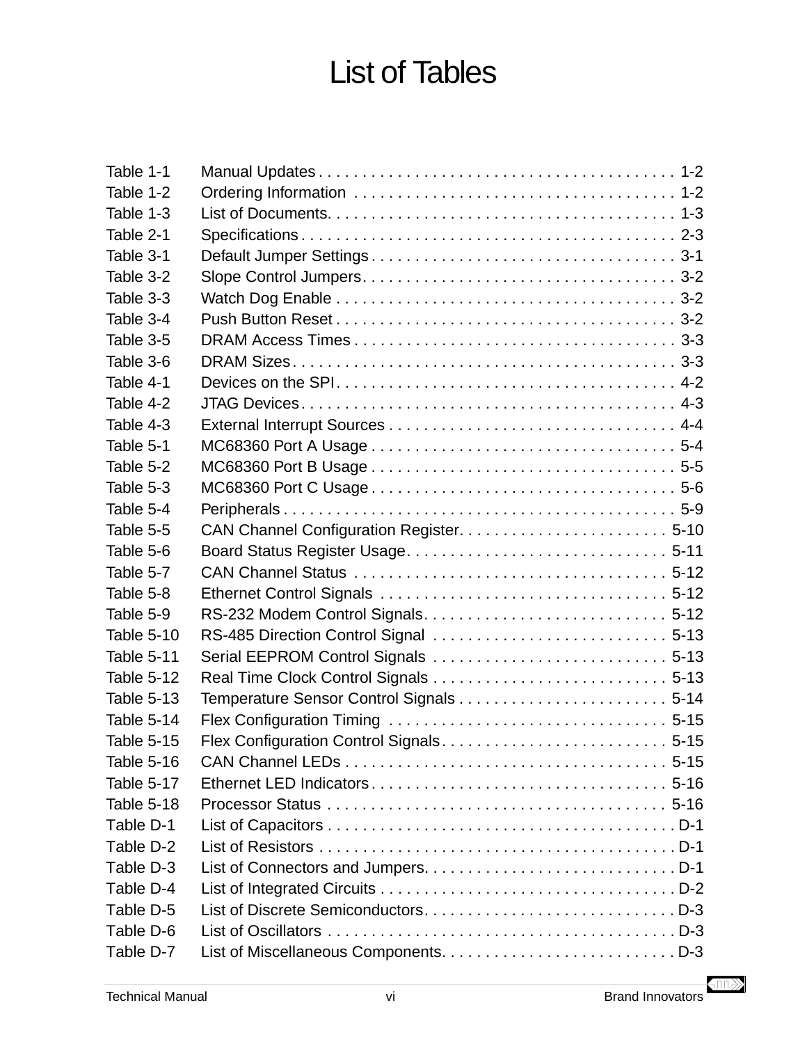# List of Tables

| | | |
|---|---|---|
| Table 1-1 | Manual Updates | 1-2 |
| Table 1-2 | Ordering Information | 1-2 |
| Table 1-3 | List of Documents | 1-3 |
| Table 2-1 | Specifications | 2-3 |
| Table 3-1 | Default Jumper Settings | 3-1 |
| Table 3-2 | Slope Control Jumpers | 3-2 |
| Table 3-3 | Watch Dog Enable | 3-2 |
| Table 3-4 | Push Button Reset | 3-2 |
| Table 3-5 | DRAM Access Times | 3-3 |
| Table 3-6 | DRAM Sizes | 3-3 |
| Table 4-1 | Devices on the SPI | 4-2 |
| Table 4-2 | JTAG Devices | 4-3 |
| Table 4-3 | External Interrupt Sources | 4-4 |
| Table 5-1 | MC68360 Port A Usage | 5-4 |
| Table 5-2 | MC68360 Port B Usage | 5-5 |
| Table 5-3 | MC68360 Port C Usage | 5-6 |
| Table 5-4 | Peripherals | 5-9 |
| Table 5-5 | CAN Channel Configuration Register | 5-10 |
| Table 5-6 | Board Status Register Usage | 5-11 |
| Table 5-7 | CAN Channel Status | 5-12 |
| Table 5-8 | Ethernet Control Signals | 5-12 |
| Table 5-9 | RS-232 Modem Control Signals | 5-12 |
| Table 5-10 | RS-485 Direction Control Signal | 5-13 |
| Table 5-11 | Serial EEPROM Control Signals | 5-13 |
| Table 5-12 | Real Time Clock Control Signals | 5-13 |
| Table 5-13 | Temperature Sensor Control Signals | 5-14 |
| Table 5-14 | Flex Configuration Timing | 5-15 |
| Table 5-15 | Flex Configuration Control Signals | 5-15 |
| Table 5-16 | CAN Channel LEDs | 5-15 |
| Table 5-17 | Ethernet LED Indicators | 5-16 |
| Table 5-18 | Processor Status | 5-16 |
| Table D-1 | List of Capacitors | D-1 |
| Table D-2 | List of Resistors | D-1 |
| Table D-3 | List of Connectors and Jumpers | D-1 |
| Table D-4 | List of Integrated Circuits | D-2 |
| Table D-5 | List of Discrete Semiconductors | D-3 |
| Table D-6 | List of Oscillators | D-3 |
| Table D-7 | List of Miscellaneous Components | D-3 |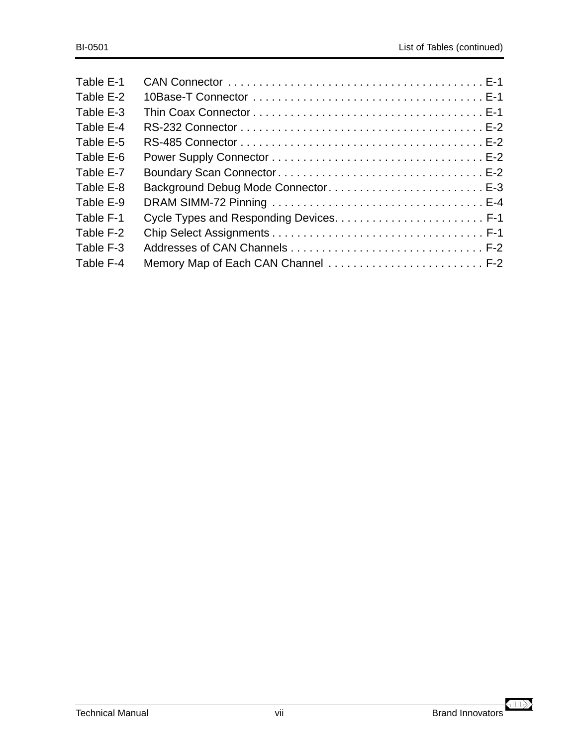| | | |
|---|---|---|
| Table E-1 | CAN Connector | E-1 |
| Table E-2 | 10Base-T Connector | E-1 |
| Table E-3 | Thin Coax Connector | E-1 |
| Table E-4 | RS-232 Connector | E-2 |
| Table E-5 | RS-485 Connector | E-2 |
| Table E-6 | Power Supply Connector | E-2 |
| Table E-7 | Boundary Scan Connector | E-2 |
| Table E-8 | Background Debug Mode Connector | E-3 |
| Table E-9 | DRAM SIMM-72 Pinning | E-4 |
| Table F-1 | Cycle Types and Responding Devices | F-1 |
| Table F-2 | Chip Select Assignments | F-1 |
| Table F-3 | Addresses of CAN Channels | F-2 |
| Table F-4 | Memory Map of Each CAN Channel | F-2 |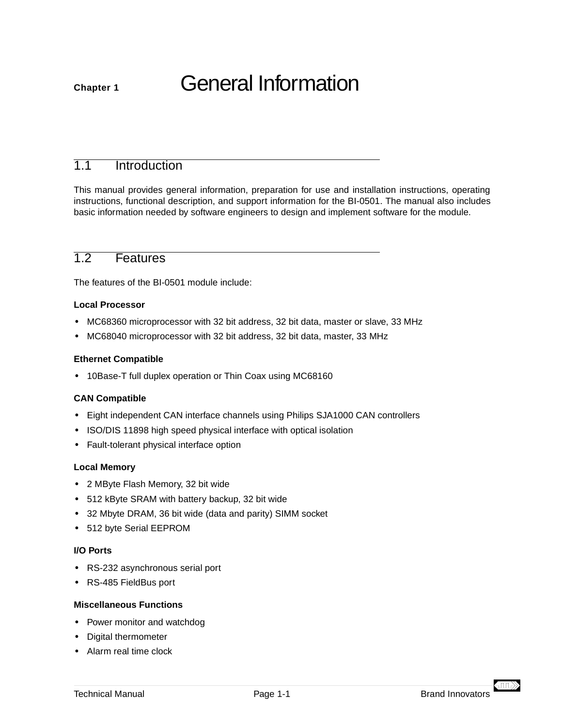# Chapter 1 General Information

## 1.1 Introduction

This manual provides general information, preparation for use and installation instructions, operating instructions, functional description, and support information for the BI-0501. The manual also includes basic information needed by software engineers to design and implement software for the module.

## 1.2 Features

The features of the BI-0501 module include:

**Local Processor**

- MC68360 microprocessor with 32 bit address, 32 bit data, master or slave, 33 MHz
- MC68040 microprocessor with 32 bit address, 32 bit data, master, 33 MHz

**Ethernet Compatible**

- 10Base-T full duplex operation or Thin Coax using MC68160

**CAN Compatible**

- Eight independent CAN interface channels using Philips SJA1000 CAN controllers
- ISO/DIS 11898 high speed physical interface with optical isolation
- Fault-tolerant physical interface option

**Local Memory**

- 2 MByte Flash Memory, 32 bit wide
- 512 kByte SRAM with battery backup, 32 bit wide
- 32 Mbyte DRAM, 36 bit wide (data and parity) SIMM socket
- 512 byte Serial EEPROM

**I/O Ports**

- RS-232 asynchronous serial port
- RS-485 FieldBus port

**Miscellaneous Functions**

- Power monitor and watchdog
- Digital thermometer
- Alarm real time clock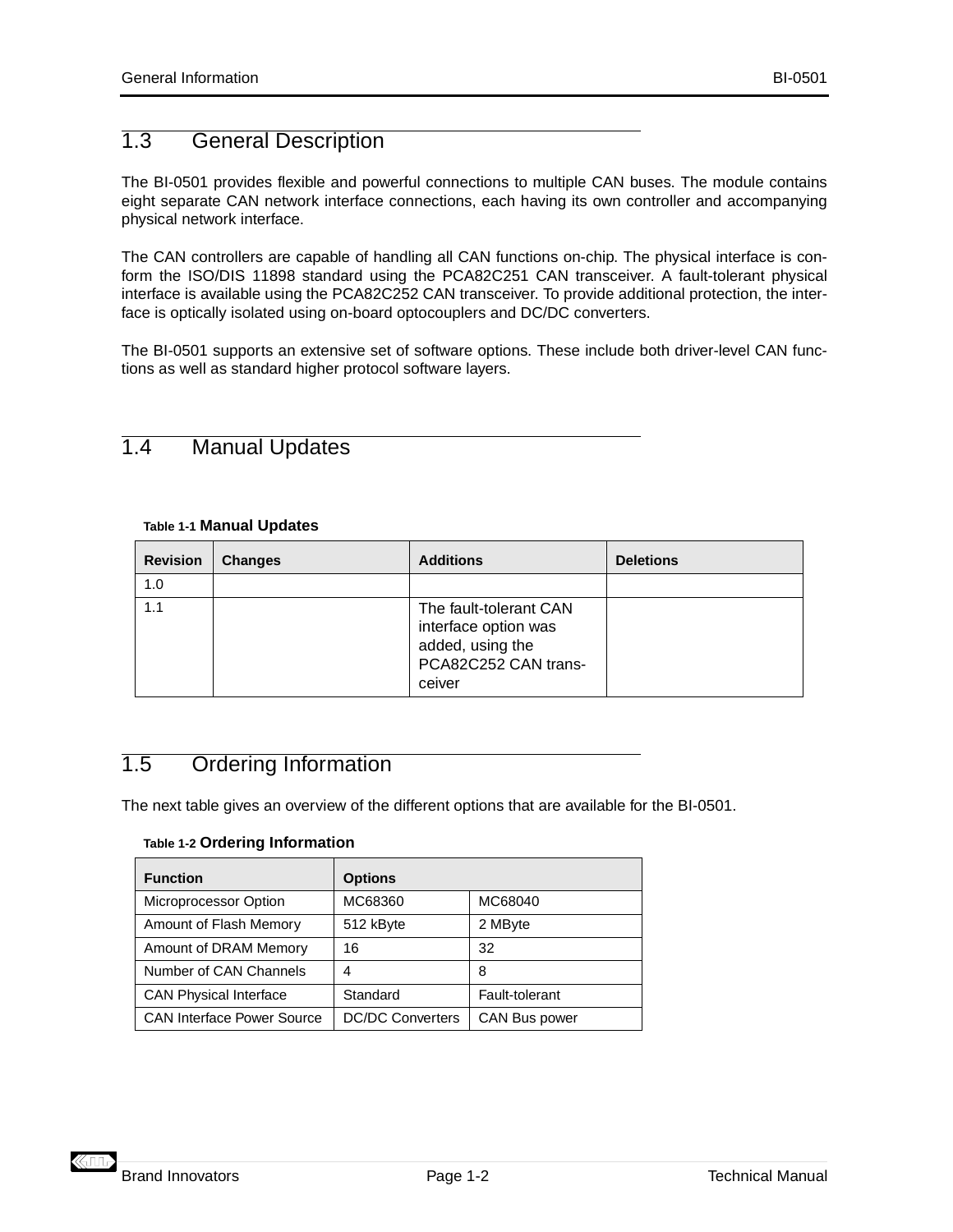## 1.3 General Description

The BI-0501 provides flexible and powerful connections to multiple CAN buses. The module contains eight separate CAN network interface connections, each having its own controller and accompanying physical network interface.

The CAN controllers are capable of handling all CAN functions on-chip. The physical interface is conform the ISO/DIS 11898 standard using the PCA82C251 CAN transceiver. A fault-tolerant physical interface is available using the PCA82C252 CAN transceiver. To provide additional protection, the interface is optically isolated using on-board optocouplers and DC/DC converters.

The BI-0501 supports an extensive set of software options. These include both driver-level CAN functions as well as standard higher protocol software layers.

## 1.4 Manual Updates

**Table 1-1 Manual Updates**

| Revision | Changes | Additions | Deletions |
|---|---|---|---|
| 1.0 | | | |
| 1.1 | | The fault-tolerant CAN interface option was added, using the PCA82C252 CAN transceiver | |

## 1.5 Ordering Information

The next table gives an overview of the different options that are available for the BI-0501.

**Table 1-2 Ordering Information**

| Function | Options | |
|---|---|---|
| Microprocessor Option | MC68360 | MC68040 |
| Amount of Flash Memory | 512 kByte | 2 MByte |
| Amount of DRAM Memory | 16 | 32 |
| Number of CAN Channels | 4 | 8 |
| CAN Physical Interface | Standard | Fault-tolerant |
| CAN Interface Power Source | DC/DC Converters | CAN Bus power |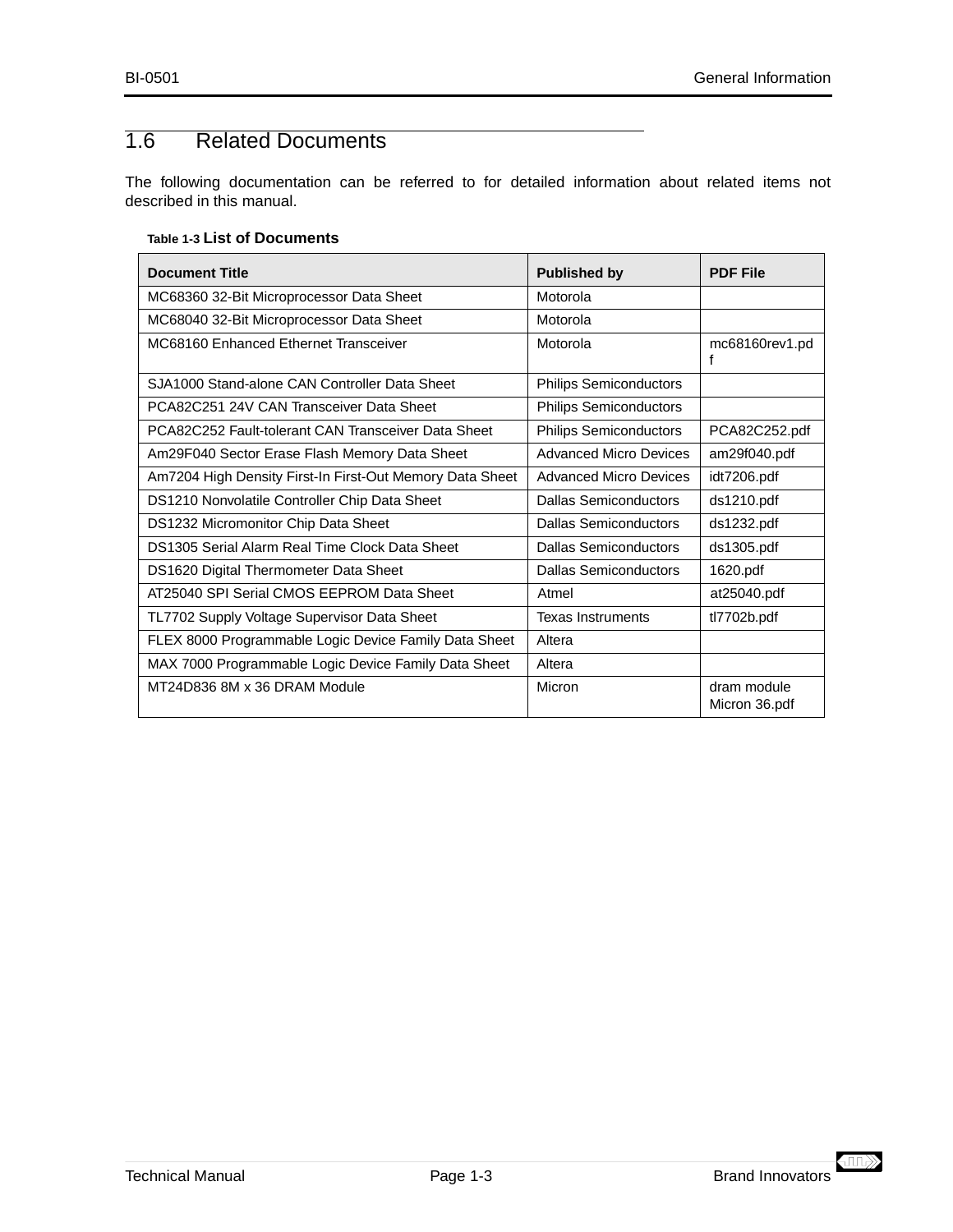## 1.6 Related Documents

The following documentation can be referred to for detailed information about related items not described in this manual.

**Table 1-3 List of Documents**

| Document Title | Published by | PDF File |
|---|---|---|
| MC68360 32-Bit Microprocessor Data Sheet | Motorola | |
| MC68040 32-Bit Microprocessor Data Sheet | Motorola | |
| MC68160 Enhanced Ethernet Transceiver | Motorola | mc68160rev1.pdf |
| SJA1000 Stand-alone CAN Controller Data Sheet | Philips Semiconductors | |
| PCA82C251 24V CAN Transceiver Data Sheet | Philips Semiconductors | |
| PCA82C252 Fault-tolerant CAN Transceiver Data Sheet | Philips Semiconductors | PCA82C252.pdf |
| Am29F040 Sector Erase Flash Memory Data Sheet | Advanced Micro Devices | am29f040.pdf |
| Am7204 High Density First-In First-Out Memory Data Sheet | Advanced Micro Devices | idt7206.pdf |
| DS1210 Nonvolatile Controller Chip Data Sheet | Dallas Semiconductors | ds1210.pdf |
| DS1232 Micromonitor Chip Data Sheet | Dallas Semiconductors | ds1232.pdf |
| DS1305 Serial Alarm Real Time Clock Data Sheet | Dallas Semiconductors | ds1305.pdf |
| DS1620 Digital Thermometer Data Sheet | Dallas Semiconductors | 1620.pdf |
| AT25040 SPI Serial CMOS EEPROM Data Sheet | Atmel | at25040.pdf |
| TL7702 Supply Voltage Supervisor Data Sheet | Texas Instruments | tl7702b.pdf |
| FLEX 8000 Programmable Logic Device Family Data Sheet | Altera | |
| MAX 7000 Programmable Logic Device Family Data Sheet | Altera | |
| MT24D836 8M x 36 DRAM Module | Micron | dram module Micron 36.pdf |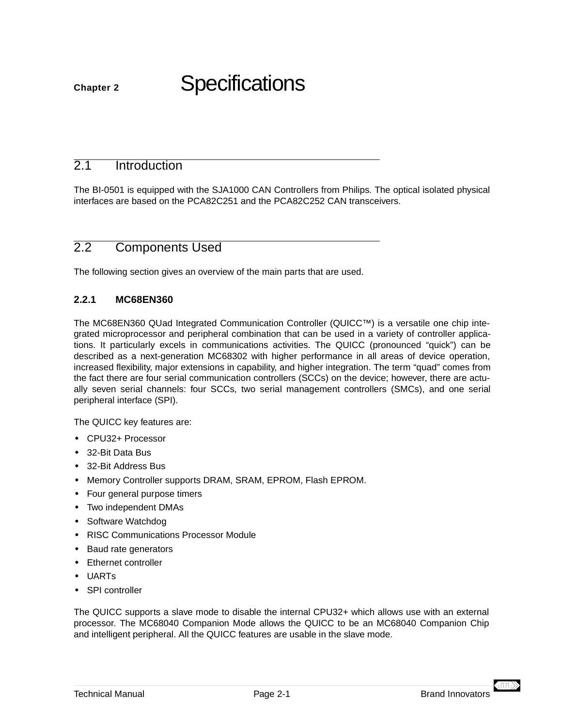# Chapter 2 Specifications

## 2.1 Introduction

The BI-0501 is equipped with the SJA1000 CAN Controllers from Philips. The optical isolated physical interfaces are based on the PCA82C251 and the PCA82C252 CAN transceivers.

## 2.2 Components Used

The following section gives an overview of the main parts that are used.

### 2.2.1 MC68EN360

The MC68EN360 QUad Integrated Communication Controller (QUICC™) is a versatile one chip integrated microprocessor and peripheral combination that can be used in a variety of controller applications. It particularly excels in communications activities. The QUICC (pronounced “quick”) can be described as a next-generation MC68302 with higher performance in all areas of device operation, increased flexibility, major extensions in capability, and higher integration. The term “quad” comes from the fact there are four serial communication controllers (SCCs) on the device; however, there are actually seven serial channels: four SCCs, two serial management controllers (SMCs), and one serial peripheral interface (SPI).

The QUICC key features are:

- CPU32+ Processor
- 32-Bit Data Bus
- 32-Bit Address Bus
- Memory Controller supports DRAM, SRAM, EPROM, Flash EPROM.
- Four general purpose timers
- Two independent DMAs
- Software Watchdog
- RISC Communications Processor Module
- Baud rate generators
- Ethernet controller
- UARTs
- SPI controller

The QUICC supports a slave mode to disable the internal CPU32+ which allows use with an external processor. The MC68040 Companion Mode allows the QUICC to be an MC68040 Companion Chip and intelligent peripheral. All the QUICC features are usable in the slave mode.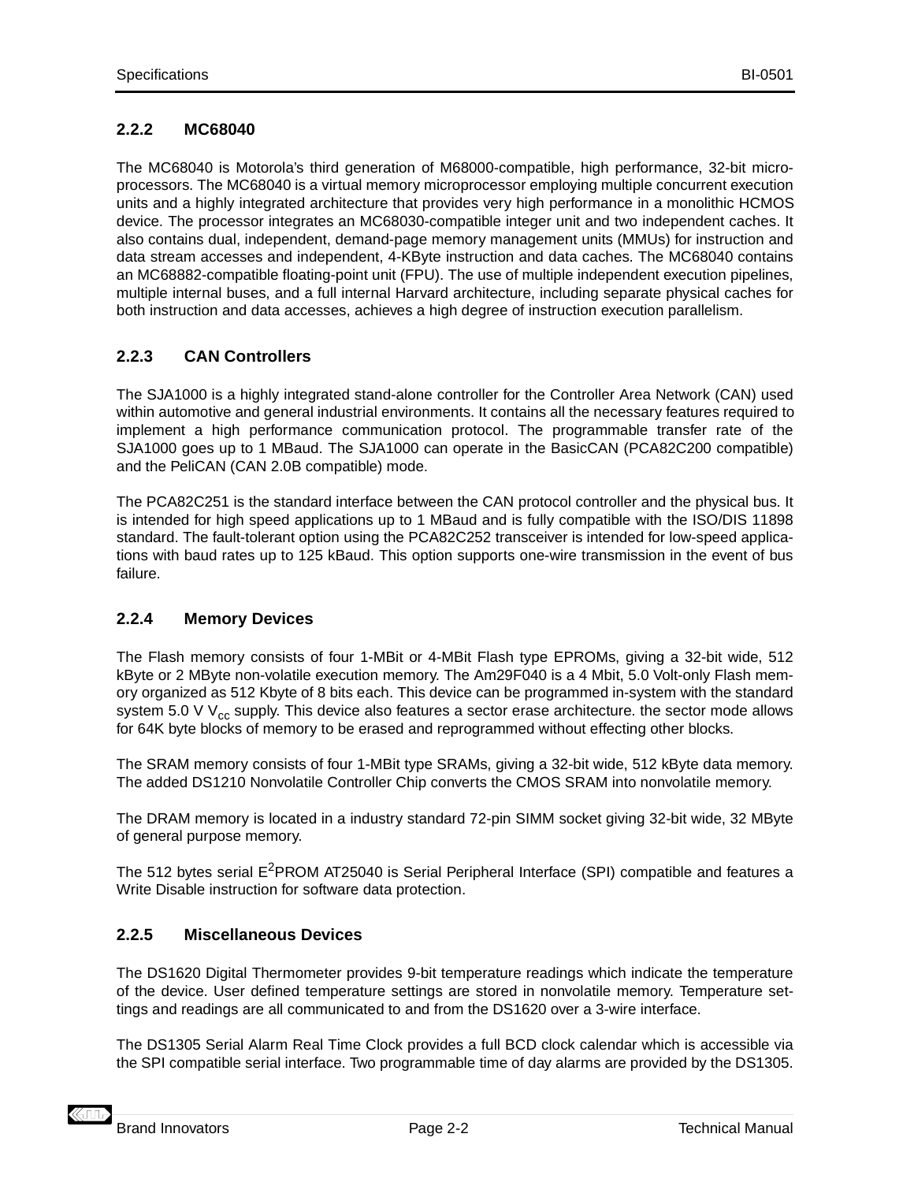### 2.2.2 MC68040

The MC68040 is Motorola's third generation of M68000-compatible, high performance, 32-bit microprocessors. The MC68040 is a virtual memory microprocessor employing multiple concurrent execution units and a highly integrated architecture that provides very high performance in a monolithic HCMOS device. The processor integrates an MC68030-compatible integer unit and two independent caches. It also contains dual, independent, demand-page memory management units (MMUs) for instruction and data stream accesses and independent, 4-KByte instruction and data caches. The MC68040 contains an MC68882-compatible floating-point unit (FPU). The use of multiple independent execution pipelines, multiple internal buses, and a full internal Harvard architecture, including separate physical caches for both instruction and data accesses, achieves a high degree of instruction execution parallelism.

### 2.2.3 CAN Controllers

The SJA1000 is a highly integrated stand-alone controller for the Controller Area Network (CAN) used within automotive and general industrial environments. It contains all the necessary features required to implement a high performance communication protocol. The programmable transfer rate of the SJA1000 goes up to 1 MBaud. The SJA1000 can operate in the BasicCAN (PCA82C200 compatible) and the PeliCAN (CAN 2.0B compatible) mode.

The PCA82C251 is the standard interface between the CAN protocol controller and the physical bus. It is intended for high speed applications up to 1 MBaud and is fully compatible with the ISO/DIS 11898 standard. The fault-tolerant option using the PCA82C252 transceiver is intended for low-speed applications with baud rates up to 125 kBaud. This option supports one-wire transmission in the event of bus failure.

### 2.2.4 Memory Devices

The Flash memory consists of four 1-MBit or 4-MBit Flash type EPROMs, giving a 32-bit wide, 512 kByte or 2 MByte non-volatile execution memory. The Am29F040 is a 4 Mbit, 5.0 Volt-only Flash memory organized as 512 Kbyte of 8 bits each. This device can be programmed in-system with the standard system 5.0 V $V_{cc}$ supply. This device also features a sector erase architecture. the sector mode allows for 64K byte blocks of memory to be erased and reprogrammed without effecting other blocks.

The SRAM memory consists of four 1-MBit type SRAMs, giving a 32-bit wide, 512 kByte data memory. The added DS1210 Nonvolatile Controller Chip converts the CMOS SRAM into nonvolatile memory.

The DRAM memory is located in a industry standard 72-pin SIMM socket giving 32-bit wide, 32 MByte of general purpose memory.

The 512 bytes serial $E^2$PROM AT25040 is Serial Peripheral Interface (SPI) compatible and features a Write Disable instruction for software data protection.

### 2.2.5 Miscellaneous Devices

The DS1620 Digital Thermometer provides 9-bit temperature readings which indicate the temperature of the device. User defined temperature settings are stored in nonvolatile memory. Temperature settings and readings are all communicated to and from the DS1620 over a 3-wire interface.

The DS1305 Serial Alarm Real Time Clock provides a full BCD clock calendar which is accessible via the SPI compatible serial interface. Two programmable time of day alarms are provided by the DS1305.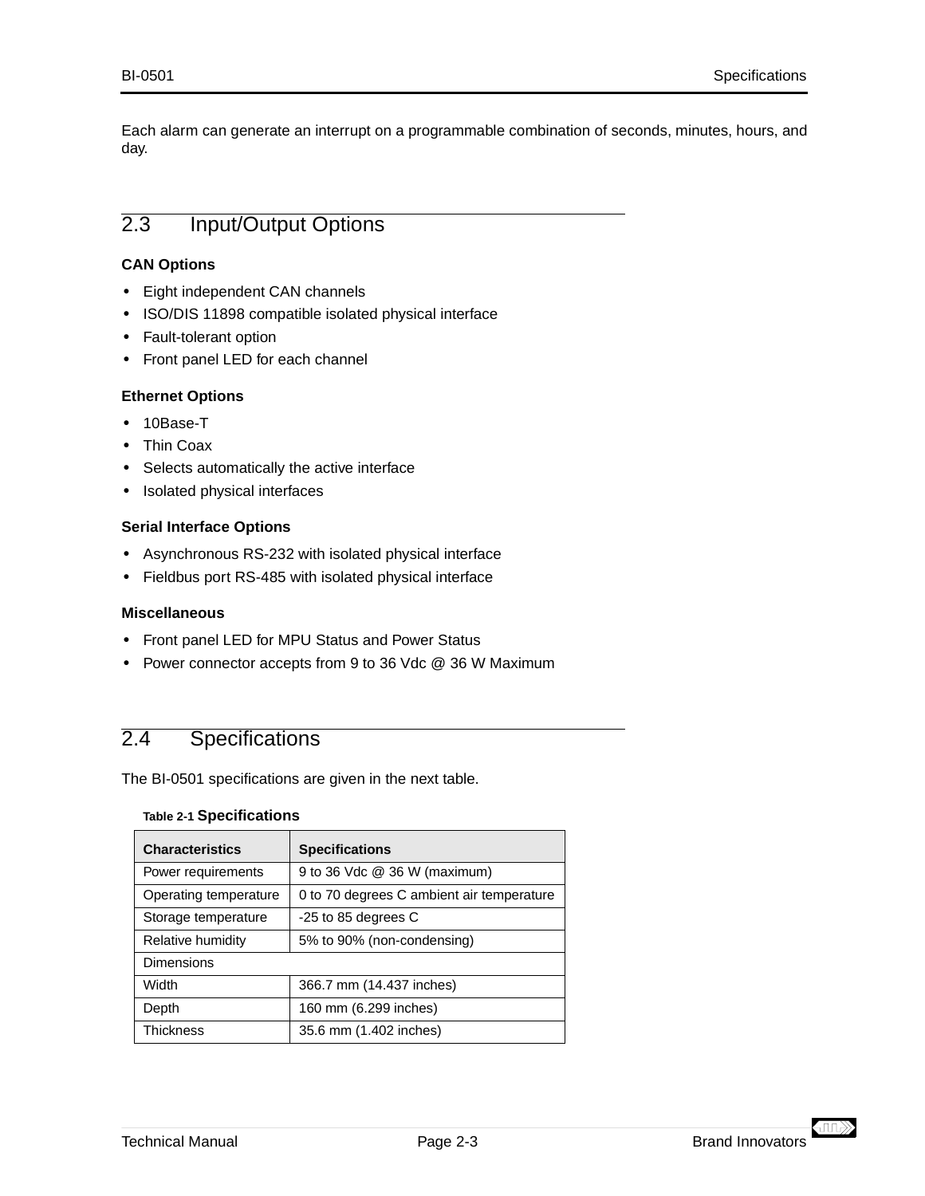Each alarm can generate an interrupt on a programmable combination of seconds, minutes, hours, and day.

## 2.3 Input/Output Options

**CAN Options**

- Eight independent CAN channels
- ISO/DIS 11898 compatible isolated physical interface
- Fault-tolerant option
- Front panel LED for each channel

**Ethernet Options**

- 10Base-T
- Thin Coax
- Selects automatically the active interface
- Isolated physical interfaces

**Serial Interface Options**

- Asynchronous RS-232 with isolated physical interface
- Fieldbus port RS-485 with isolated physical interface

**Miscellaneous**

- Front panel LED for MPU Status and Power Status
- Power connector accepts from 9 to 36 Vdc @ 36 W Maximum

## 2.4 Specifications

The BI-0501 specifications are given in the next table.

Table 2-1 **Specifications**

| Characteristics | Specifications |
|---|---|
| Power requirements | 9 to 36 Vdc @ 36 W (maximum) |
| Operating temperature | 0 to 70 degrees C ambient air temperature |
| Storage temperature | -25 to 85 degrees C |
| Relative humidity | 5% to 90% (non-condensing) |
| Dimensions | |
| Width | 366.7 mm (14.437 inches) |
| Depth | 160 mm (6.299 inches) |
| Thickness | 35.6 mm (1.402 inches) |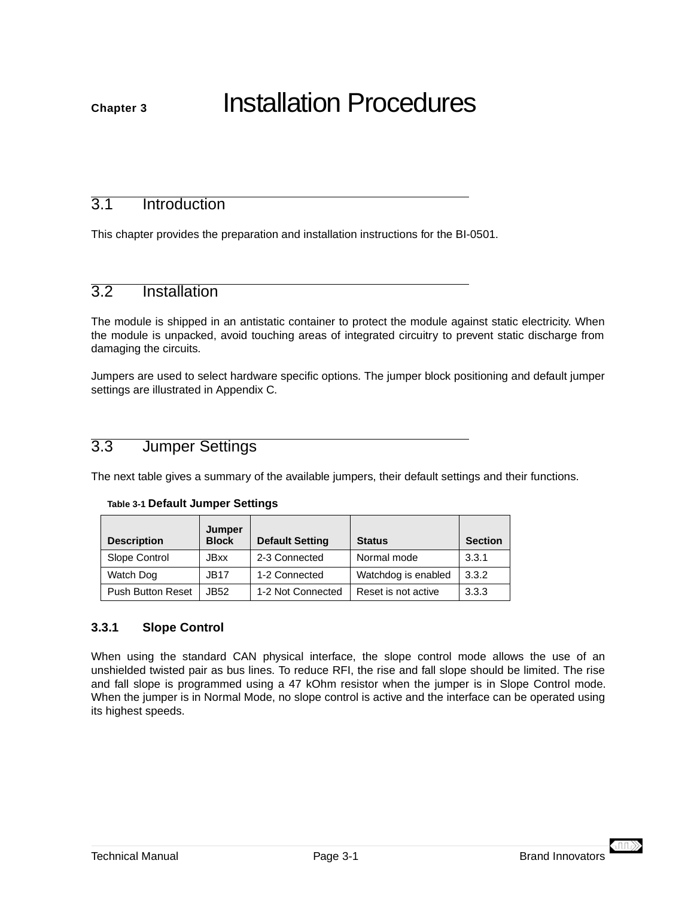# Chapter 3 Installation Procedures

## 3.1 Introduction

This chapter provides the preparation and installation instructions for the BI-0501.

## 3.2 Installation

The module is shipped in an antistatic container to protect the module against static electricity. When the module is unpacked, avoid touching areas of integrated circuitry to prevent static discharge from damaging the circuits.

Jumpers are used to select hardware specific options. The jumper block positioning and default jumper settings are illustrated in Appendix C.

## 3.3 Jumper Settings

The next table gives a summary of the available jumpers, their default settings and their functions.

**Table 3-1 Default Jumper Settings**

| Description | Jumper Block | Default Setting | Status | Section |
|---|---|---|---|---|
| Slope Control | JBxx | 2-3 Connected | Normal mode | 3.3.1 |
| Watch Dog | JB17 | 1-2 Connected | Watchdog is enabled | 3.3.2 |
| Push Button Reset | JB52 | 1-2 Not Connected | Reset is not active | 3.3.3 |

### 3.3.1 Slope Control

When using the standard CAN physical interface, the slope control mode allows the use of an unshielded twisted pair as bus lines. To reduce RFI, the rise and fall slope should be limited. The rise and fall slope is programmed using a 47 kOhm resistor when the jumper is in Slope Control mode. When the jumper is in Normal Mode, no slope control is active and the interface can be operated using its highest speeds.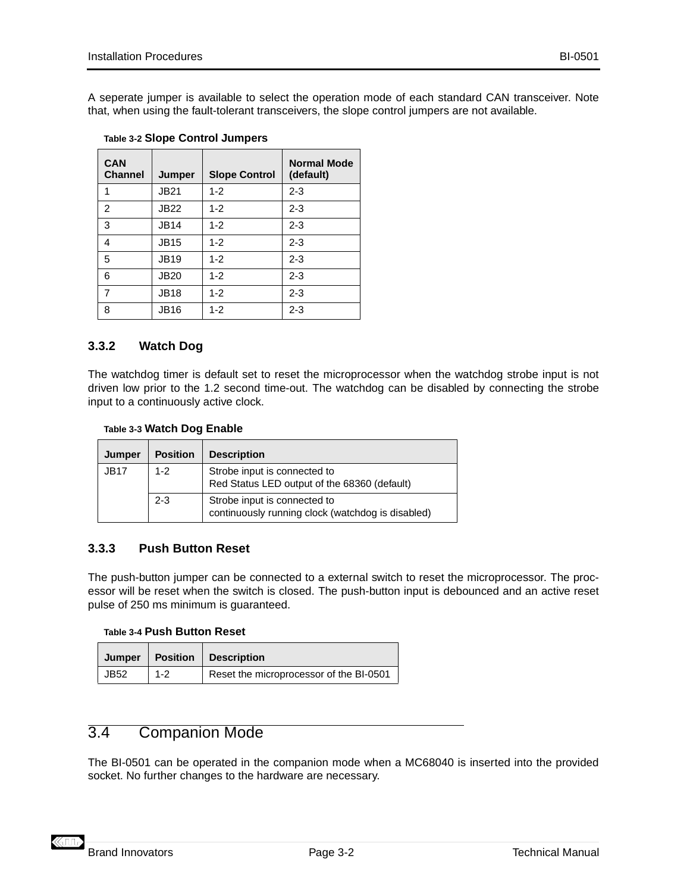A seperate jumper is available to select the operation mode of each standard CAN transceiver. Note that, when using the fault-tolerant transceivers, the slope control jumpers are not available.

**Table 3-2 Slope Control Jumpers**

| CAN Channel | Jumper | Slope Control | Normal Mode (default) |
|---|---|---|---|
| 1 | JB21 | 1-2 | 2-3 |
| 2 | JB22 | 1-2 | 2-3 |
| 3 | JB14 | 1-2 | 2-3 |
| 4 | JB15 | 1-2 | 2-3 |
| 5 | JB19 | 1-2 | 2-3 |
| 6 | JB20 | 1-2 | 2-3 |
| 7 | JB18 | 1-2 | 2-3 |
| 8 | JB16 | 1-2 | 2-3 |

### 3.3.2 Watch Dog

The watchdog timer is default set to reset the microprocessor when the watchdog strobe input is not driven low prior to the 1.2 second time-out. The watchdog can be disabled by connecting the strobe input to a continuously active clock.

**Table 3-3 Watch Dog Enable**

| Jumper | Position | Description |
|---|---|---|
| JB17 | 1-2 | Strobe input is connected to Red Status LED output of the 68360 (default) |
| | 2-3 | Strobe input is connected to continuously running clock (watchdog is disabled) |

### 3.3.3 Push Button Reset

The push-button jumper can be connected to a external switch to reset the microprocessor. The processor will be reset when the switch is closed. The push-button input is debounced and an active reset pulse of 250 ms minimum is guaranteed.

**Table 3-4 Push Button Reset**

| Jumper | Position | Description |
|---|---|---|
| JB52 | 1-2 | Reset the microprocessor of the BI-0501 |

## 3.4 Companion Mode

The BI-0501 can be operated in the companion mode when a MC68040 is inserted into the provided socket. No further changes to the hardware are necessary.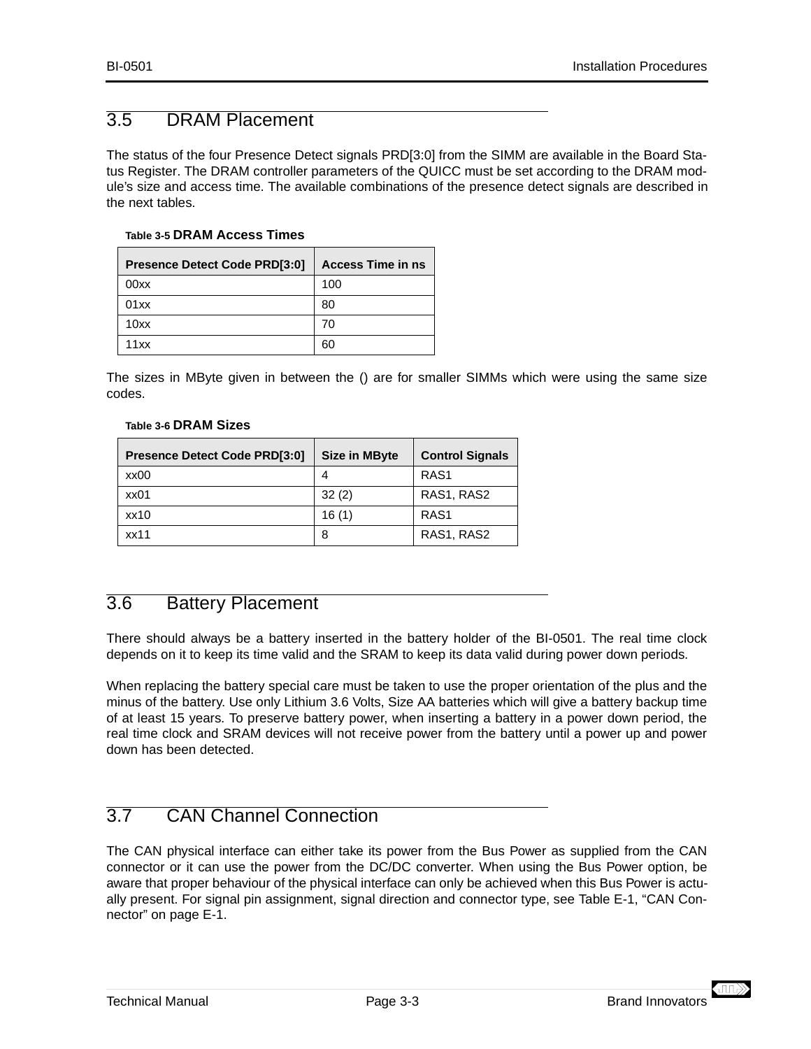## 3.5 DRAM Placement

The status of the four Presence Detect signals PRD[3:0] from the SIMM are available in the Board Status Register. The DRAM controller parameters of the QUICC must be set according to the DRAM module's size and access time. The available combinations of the presence detect signals are described in the next tables.

**Table 3-5 DRAM Access Times**

| Presence Detect Code PRD[3:0] | Access Time in ns |
|---|---|
| 00xx | 100 |
| 01xx | 80 |
| 10xx | 70 |
| 11xx | 60 |

The sizes in MByte given in between the () are for smaller SIMMs which were using the same size codes.

**Table 3-6 DRAM Sizes**

| Presence Detect Code PRD[3:0] | Size in MByte | Control Signals |
|---|---|---|
| xx00 | 4 | RAS1 |
| xx01 | 32 (2) | RAS1, RAS2 |
| xx10 | 16 (1) | RAS1 |
| xx11 | 8 | RAS1, RAS2 |

## 3.6 Battery Placement

There should always be a battery inserted in the battery holder of the BI-0501. The real time clock depends on it to keep its time valid and the SRAM to keep its data valid during power down periods.

When replacing the battery special care must be taken to use the proper orientation of the plus and the minus of the battery. Use only Lithium 3.6 Volts, Size AA batteries which will give a battery backup time of at least 15 years. To preserve battery power, when inserting a battery in a power down period, the real time clock and SRAM devices will not receive power from the battery until a power up and power down has been detected.

## 3.7 CAN Channel Connection

The CAN physical interface can either take its power from the Bus Power as supplied from the CAN connector or it can use the power from the DC/DC converter. When using the Bus Power option, be aware that proper behaviour of the physical interface can only be achieved when this Bus Power is actually present. For signal pin assignment, signal direction and connector type, see Table E-1, "CAN Connector" on page E-1.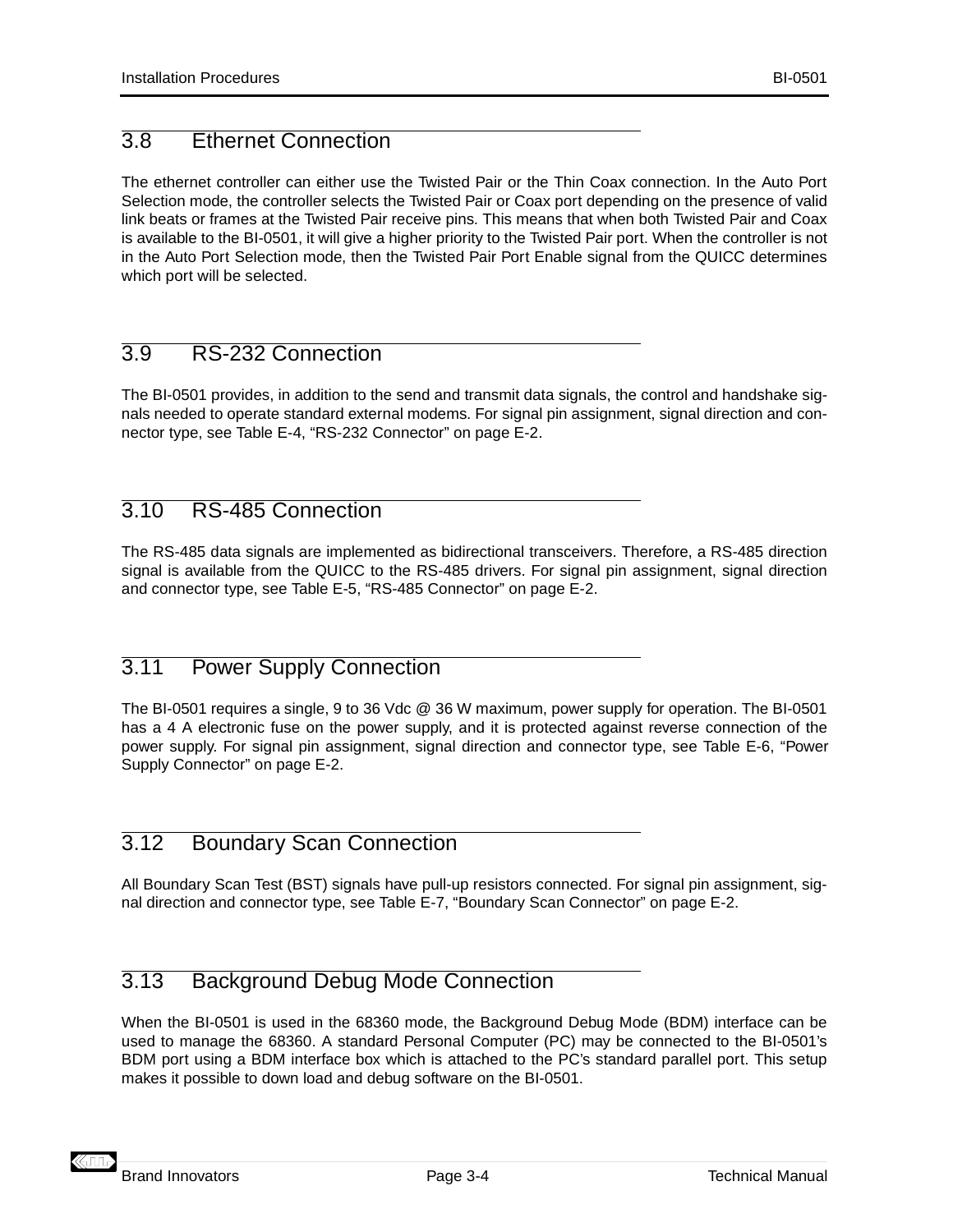## 3.8 Ethernet Connection

The ethernet controller can either use the Twisted Pair or the Thin Coax connection. In the Auto Port Selection mode, the controller selects the Twisted Pair or Coax port depending on the presence of valid link beats or frames at the Twisted Pair receive pins. This means that when both Twisted Pair and Coax is available to the BI-0501, it will give a higher priority to the Twisted Pair port. When the controller is not in the Auto Port Selection mode, then the Twisted Pair Port Enable signal from the QUICC determines which port will be selected.

## 3.9 RS-232 Connection

The BI-0501 provides, in addition to the send and transmit data signals, the control and handshake signals needed to operate standard external modems. For signal pin assignment, signal direction and connector type, see Table E-4, “RS-232 Connector” on page E-2.

## 3.10 RS-485 Connection

The RS-485 data signals are implemented as bidirectional transceivers. Therefore, a RS-485 direction signal is available from the QUICC to the RS-485 drivers. For signal pin assignment, signal direction and connector type, see Table E-5, “RS-485 Connector” on page E-2.

## 3.11 Power Supply Connection

The BI-0501 requires a single, 9 to 36 Vdc @ 36 W maximum, power supply for operation. The BI-0501 has a 4 A electronic fuse on the power supply, and it is protected against reverse connection of the power supply. For signal pin assignment, signal direction and connector type, see Table E-6, “Power Supply Connector” on page E-2.

## 3.12 Boundary Scan Connection

All Boundary Scan Test (BST) signals have pull-up resistors connected. For signal pin assignment, signal direction and connector type, see Table E-7, “Boundary Scan Connector” on page E-2.

## 3.13 Background Debug Mode Connection

When the BI-0501 is used in the 68360 mode, the Background Debug Mode (BDM) interface can be used to manage the 68360. A standard Personal Computer (PC) may be connected to the BI-0501’s BDM port using a BDM interface box which is attached to the PC’s standard parallel port. This setup makes it possible to down load and debug software on the BI-0501.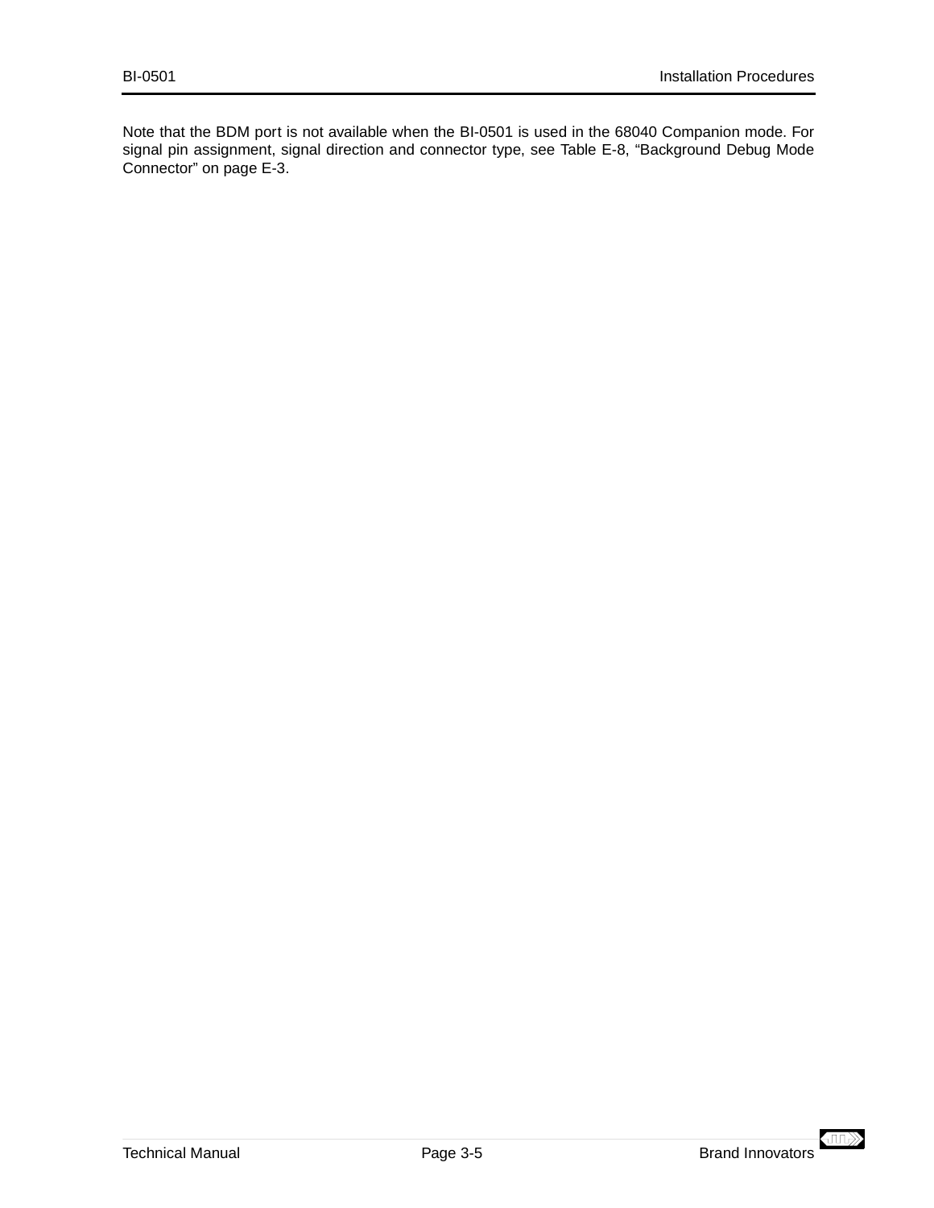Note that the BDM port is not available when the BI-0501 is used in the 68040 Companion mode. For signal pin assignment, signal direction and connector type, see Table E-8, “Background Debug Mode Connector” on page E-3.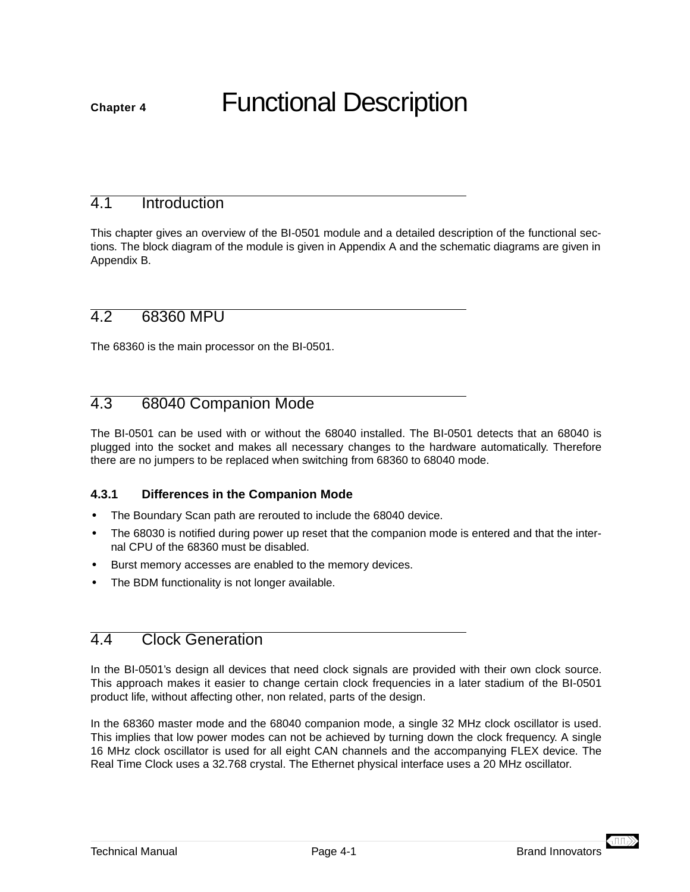# Chapter 4 Functional Description

## 4.1 Introduction

This chapter gives an overview of the BI-0501 module and a detailed description of the functional sections. The block diagram of the module is given in Appendix A and the schematic diagrams are given in Appendix B.

## 4.2 68360 MPU

The 68360 is the main processor on the BI-0501.

## 4.3 68040 Companion Mode

The BI-0501 can be used with or without the 68040 installed. The BI-0501 detects that an 68040 is plugged into the socket and makes all necessary changes to the hardware automatically. Therefore there are no jumpers to be replaced when switching from 68360 to 68040 mode.

### 4.3.1 Differences in the Companion Mode

- The Boundary Scan path are rerouted to include the 68040 device.
- The 68030 is notified during power up reset that the companion mode is entered and that the internal CPU of the 68360 must be disabled.
- Burst memory accesses are enabled to the memory devices.
- The BDM functionality is not longer available.

## 4.4 Clock Generation

In the BI-0501's design all devices that need clock signals are provided with their own clock source. This approach makes it easier to change certain clock frequencies in a later stadium of the BI-0501 product life, without affecting other, non related, parts of the design.

In the 68360 master mode and the 68040 companion mode, a single 32 MHz clock oscillator is used. This implies that low power modes can not be achieved by turning down the clock frequency. A single 16 MHz clock oscillator is used for all eight CAN channels and the accompanying FLEX device. The Real Time Clock uses a 32.768 crystal. The Ethernet physical interface uses a 20 MHz oscillator.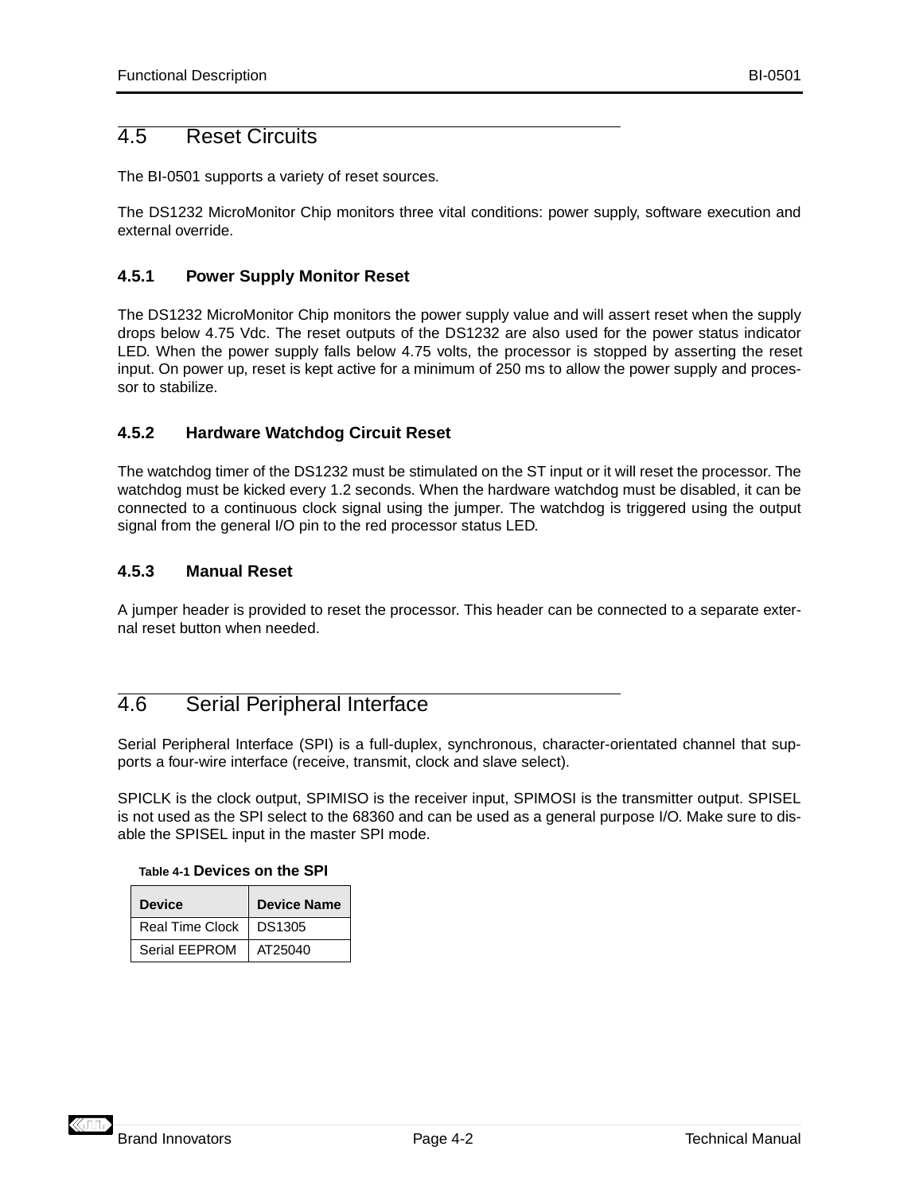## 4.5 Reset Circuits

The BI-0501 supports a variety of reset sources.

The DS1232 MicroMonitor Chip monitors three vital conditions: power supply, software execution and external override.

### 4.5.1 Power Supply Monitor Reset

The DS1232 MicroMonitor Chip monitors the power supply value and will assert reset when the supply drops below 4.75 Vdc. The reset outputs of the DS1232 are also used for the power status indicator LED. When the power supply falls below 4.75 volts, the processor is stopped by asserting the reset input. On power up, reset is kept active for a minimum of 250 ms to allow the power supply and processor to stabilize.

### 4.5.2 Hardware Watchdog Circuit Reset

The watchdog timer of the DS1232 must be stimulated on the ST input or it will reset the processor. The watchdog must be kicked every 1.2 seconds. When the hardware watchdog must be disabled, it can be connected to a continuous clock signal using the jumper. The watchdog is triggered using the output signal from the general I/O pin to the red processor status LED.

### 4.5.3 Manual Reset

A jumper header is provided to reset the processor. This header can be connected to a separate external reset button when needed.

## 4.6 Serial Peripheral Interface

Serial Peripheral Interface (SPI) is a full-duplex, synchronous, character-orientated channel that supports a four-wire interface (receive, transmit, clock and slave select).

SPICLK is the clock output, SPIMISO is the receiver input, SPIMOSI is the transmitter output. SPISEL is not used as the SPI select to the 68360 and can be used as a general purpose I/O. Make sure to disable the SPISEL input in the master SPI mode.

**Table 4-1 Devices on the SPI**

| Device | Device Name |
|---|---|
| Real Time Clock | DS1305 |
| Serial EEPROM | AT25040 |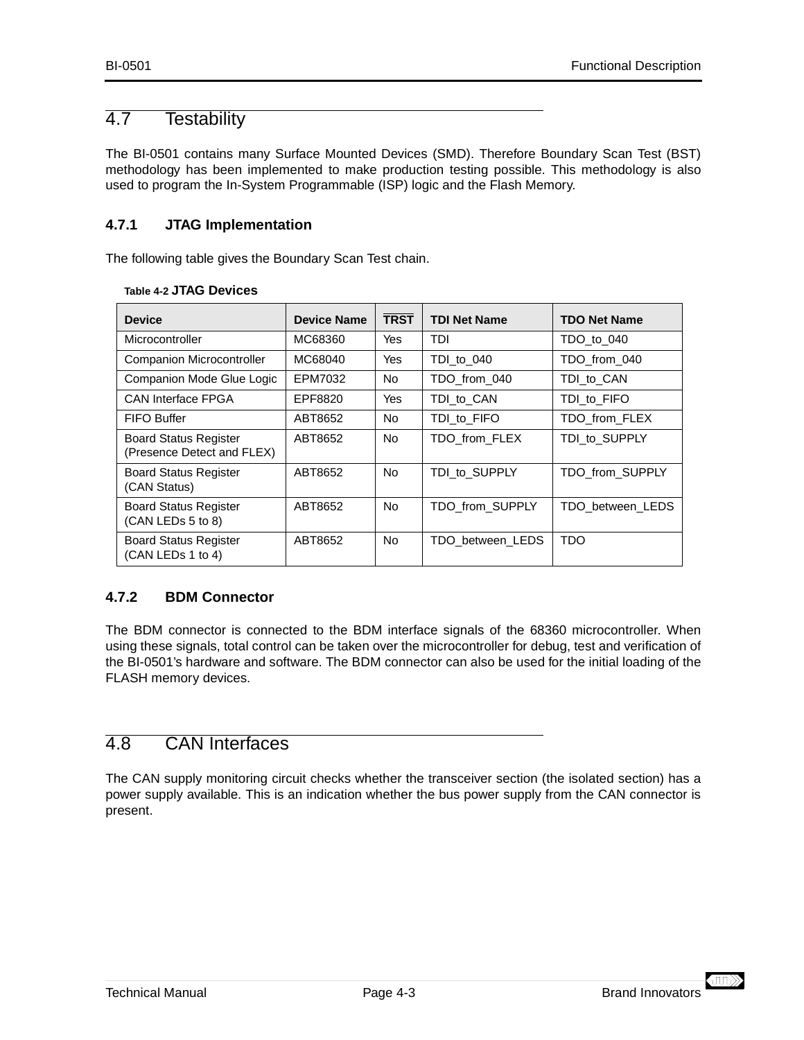## 4.7 Testability

The BI-0501 contains many Surface Mounted Devices (SMD). Therefore Boundary Scan Test (BST) methodology has been implemented to make production testing possible. This methodology is also used to program the In-System Programmable (ISP) logic and the Flash Memory.

### 4.7.1 JTAG Implementation

The following table gives the Boundary Scan Test chain.

Table 4-2 **JTAG Devices**

| Device | Device Name | $\overline{\text{TRST}}$ | TDI Net Name | TDO Net Name |
|---|---|---|---|---|
| Microcontroller | MC68360 | Yes | TDI | TDO_to_040 |
| Companion Microcontroller | MC68040 | Yes | TDI_to_040 | TDO_from_040 |
| Companion Mode Glue Logic | EPM7032 | No | TDO_from_040 | TDI_to_CAN |
| CAN Interface FPGA | EPF8820 | Yes | TDI_to_CAN | TDI_to_FIFO |
| FIFO Buffer | ABT8652 | No | TDI_to_FIFO | TDO_from_FLEX |
| Board Status Register (Presence Detect and FLEX) | ABT8652 | No | TDO_from_FLEX | TDI_to_SUPPLY |
| Board Status Register (CAN Status) | ABT8652 | No | TDI_to_SUPPLY | TDO_from_SUPPLY |
| Board Status Register (CAN LEDs 5 to 8) | ABT8652 | No | TDO_from_SUPPLY | TDO_between_LEDS |
| Board Status Register (CAN LEDs 1 to 4) | ABT8652 | No | TDO_between_LEDS | TDO |

### 4.7.2 BDM Connector

The BDM connector is connected to the BDM interface signals of the 68360 microcontroller. When using these signals, total control can be taken over the microcontroller for debug, test and verification of the BI-0501's hardware and software. The BDM connector can also be used for the initial loading of the FLASH memory devices.

## 4.8 CAN Interfaces

The CAN supply monitoring circuit checks whether the transceiver section (the isolated section) has a power supply available. This is an indication whether the bus power supply from the CAN connector is present.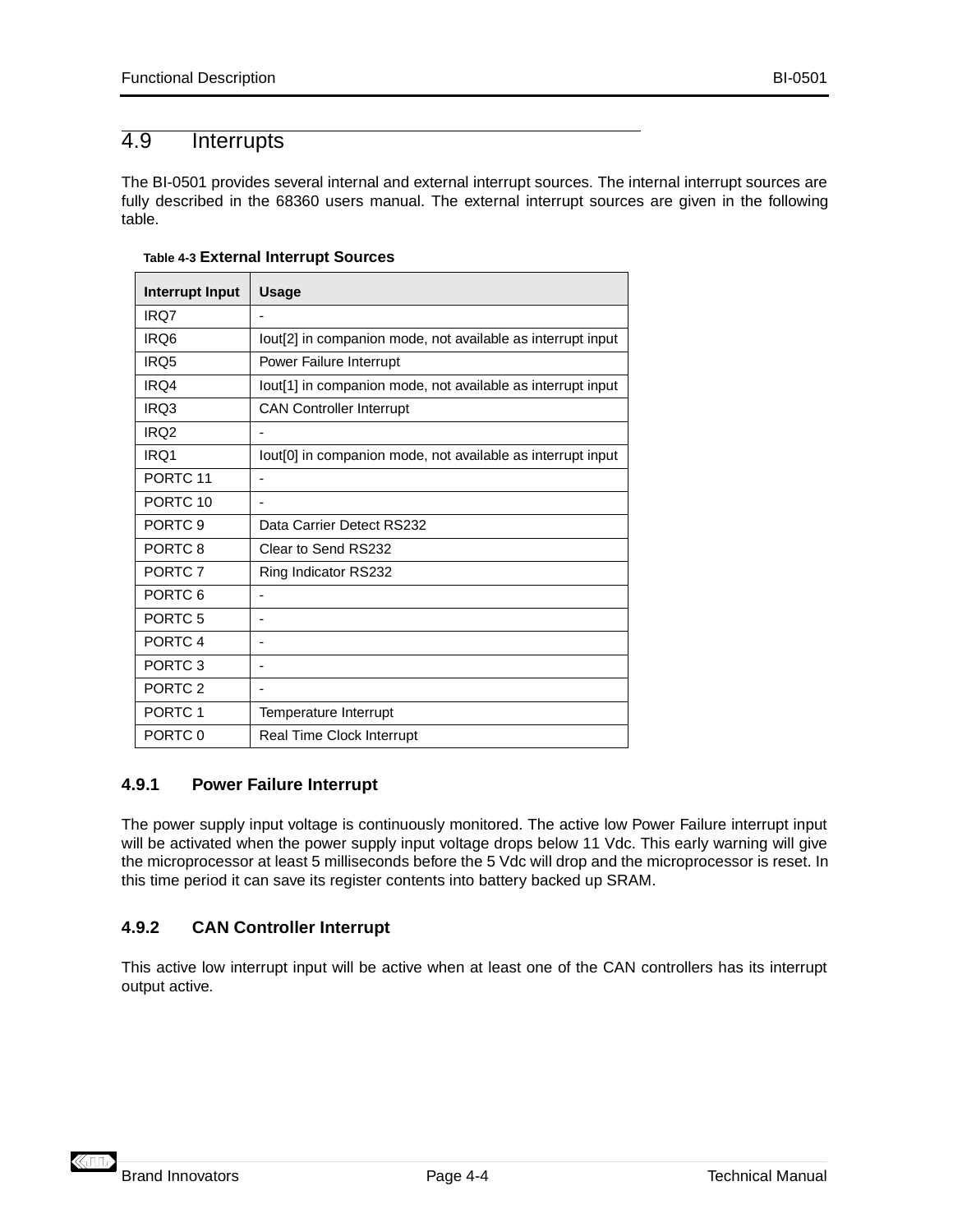## 4.9 Interrupts

The BI-0501 provides several internal and external interrupt sources. The internal interrupt sources are fully described in the 68360 users manual. The external interrupt sources are given in the following table.

Table 4-3 **External Interrupt Sources**

| Interrupt Input | Usage |
|---|---|
| IRQ7 | - |
| IRQ6 | Iout[2] in companion mode, not available as interrupt input |
| IRQ5 | Power Failure Interrupt |
| IRQ4 | Iout[1] in companion mode, not available as interrupt input |
| IRQ3 | CAN Controller Interrupt |
| IRQ2 | - |
| IRQ1 | Iout[0] in companion mode, not available as interrupt input |
| PORTC 11 | - |
| PORTC 10 | - |
| PORTC 9 | Data Carrier Detect RS232 |
| PORTC 8 | Clear to Send RS232 |
| PORTC 7 | Ring Indicator RS232 |
| PORTC 6 | - |
| PORTC 5 | - |
| PORTC 4 | - |
| PORTC 3 | - |
| PORTC 2 | - |
| PORTC 1 | Temperature Interrupt |
| PORTC 0 | Real Time Clock Interrupt |

### 4.9.1 Power Failure Interrupt

The power supply input voltage is continuously monitored. The active low Power Failure interrupt input will be activated when the power supply input voltage drops below 11 Vdc. This early warning will give the microprocessor at least 5 milliseconds before the 5 Vdc will drop and the microprocessor is reset. In this time period it can save its register contents into battery backed up SRAM.

### 4.9.2 CAN Controller Interrupt

This active low interrupt input will be active when at least one of the CAN controllers has its interrupt output active.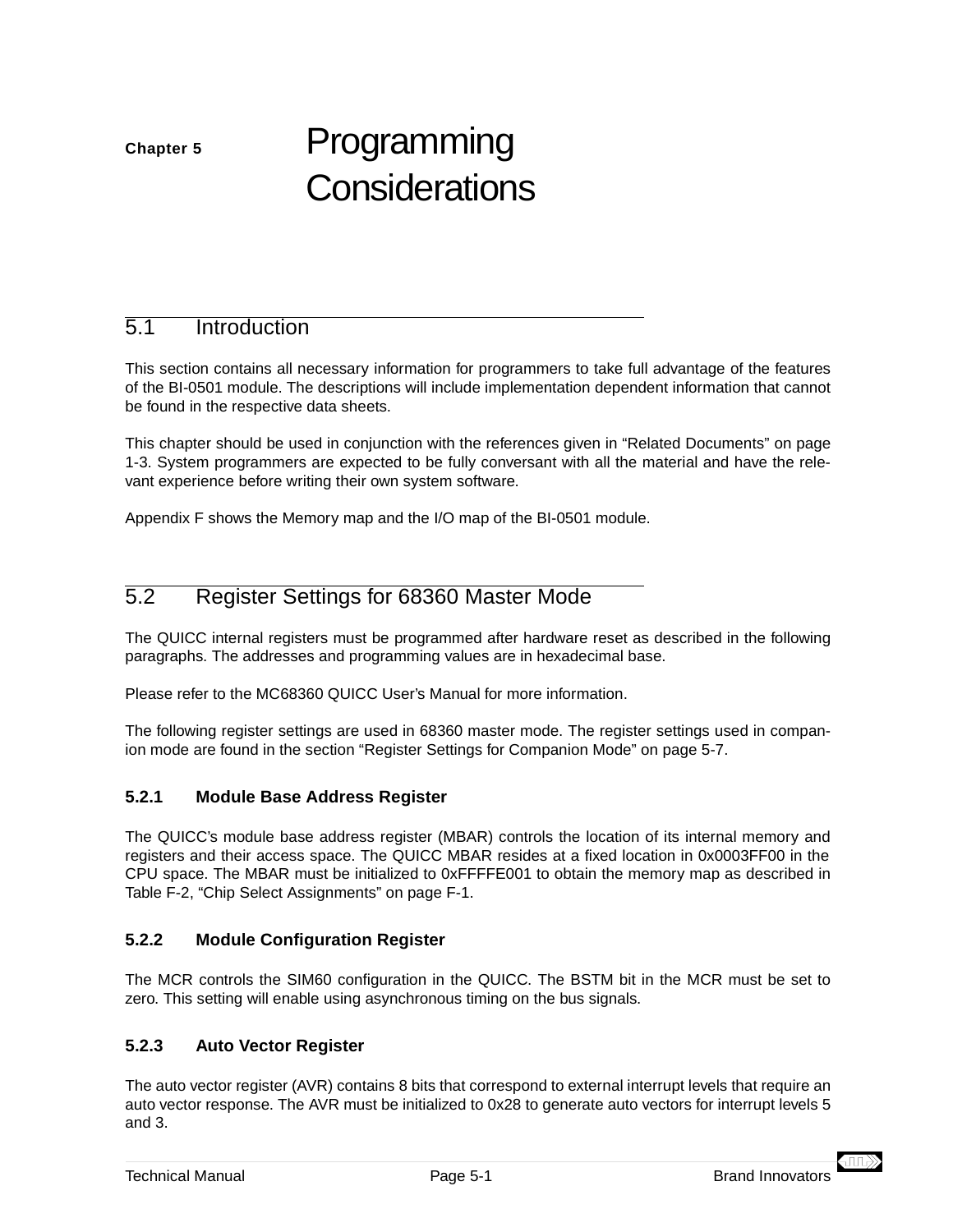# Chapter 5 Programming Considerations

## 5.1 Introduction

This section contains all necessary information for programmers to take full advantage of the features of the BI-0501 module. The descriptions will include implementation dependent information that cannot be found in the respective data sheets.

This chapter should be used in conjunction with the references given in “Related Documents” on page 1-3. System programmers are expected to be fully conversant with all the material and have the relevant experience before writing their own system software.

Appendix F shows the Memory map and the I/O map of the BI-0501 module.

## 5.2 Register Settings for 68360 Master Mode

The QUICC internal registers must be programmed after hardware reset as described in the following paragraphs. The addresses and programming values are in hexadecimal base.

Please refer to the MC68360 QUICC User’s Manual for more information.

The following register settings are used in 68360 master mode. The register settings used in companion mode are found in the section “Register Settings for Companion Mode” on page 5-7.

### 5.2.1 Module Base Address Register

The QUICC’s module base address register (MBAR) controls the location of its internal memory and registers and their access space. The QUICC MBAR resides at a fixed location in 0x0003FF00 in the CPU space. The MBAR must be initialized to 0xFFFFE001 to obtain the memory map as described in Table F-2, “Chip Select Assignments” on page F-1.

### 5.2.2 Module Configuration Register

The MCR controls the SIM60 configuration in the QUICC. The BSTM bit in the MCR must be set to zero. This setting will enable using asynchronous timing on the bus signals.

### 5.2.3 Auto Vector Register

The auto vector register (AVR) contains 8 bits that correspond to external interrupt levels that require an auto vector response. The AVR must be initialized to 0x28 to generate auto vectors for interrupt levels 5 and 3.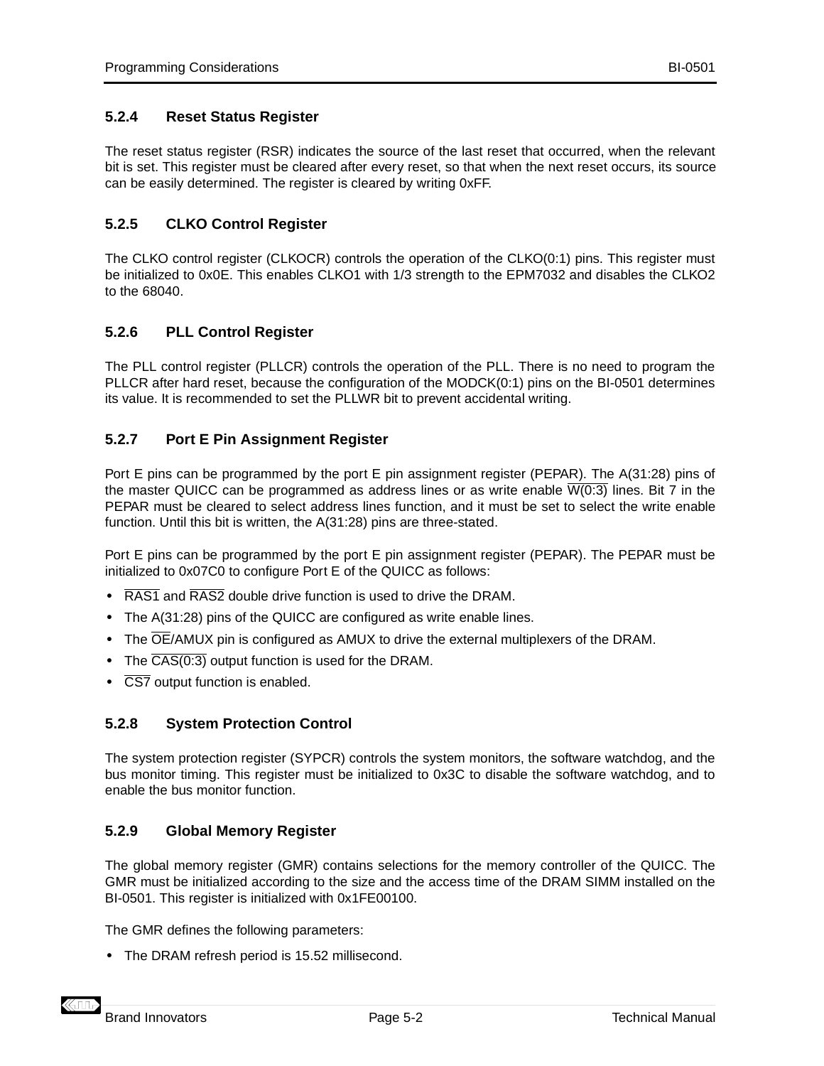### 5.2.4 Reset Status Register

The reset status register (RSR) indicates the source of the last reset that occurred, when the relevant bit is set. This register must be cleared after every reset, so that when the next reset occurs, its source can be easily determined. The register is cleared by writing 0xFF.

### 5.2.5 CLKO Control Register

The CLKO control register (CLKOCR) controls the operation of the CLKO(0:1) pins. This register must be initialized to 0x0E. This enables CLKO1 with 1/3 strength to the EPM7032 and disables the CLKO2 to the 68040.

### 5.2.6 PLL Control Register

The PLL control register (PLLCR) controls the operation of the PLL. There is no need to program the PLLCR after hard reset, because the configuration of the MODCK(0:1) pins on the BI-0501 determines its value. It is recommended to set the PLLWR bit to prevent accidental writing.

### 5.2.7 Port E Pin Assignment Register

Port E pins can be programmed by the port E pin assignment register (PEPAR). The A(31:28) pins of the master QUICC can be programmed as address lines or as write enable $\overline{\text{W(0:3)}}$ lines. Bit 7 in the PEPAR must be cleared to select address lines function, and it must be set to select the write enable function. Until this bit is written, the A(31:28) pins are three-stated.

Port E pins can be programmed by the port E pin assignment register (PEPAR). The PEPAR must be initialized to 0x07C0 to configure Port E of the QUICC as follows:

- $\overline{\text{RAS1}}$ and $\overline{\text{RAS2}}$ double drive function is used to drive the DRAM.
- The A(31:28) pins of the QUICC are configured as write enable lines.
- The $\overline{\text{OE}}$/AMUX pin is configured as AMUX to drive the external multiplexers of the DRAM.
- The $\overline{\text{CAS(0:3)}}$ output function is used for the DRAM.
- $\overline{\text{CS7}}$ output function is enabled.

### 5.2.8 System Protection Control

The system protection register (SYPCR) controls the system monitors, the software watchdog, and the bus monitor timing. This register must be initialized to 0x3C to disable the software watchdog, and to enable the bus monitor function.

### 5.2.9 Global Memory Register

The global memory register (GMR) contains selections for the memory controller of the QUICC. The GMR must be initialized according to the size and the access time of the DRAM SIMM installed on the BI-0501. This register is initialized with 0x1FE00100.

The GMR defines the following parameters:

- The DRAM refresh period is 15.52 millisecond.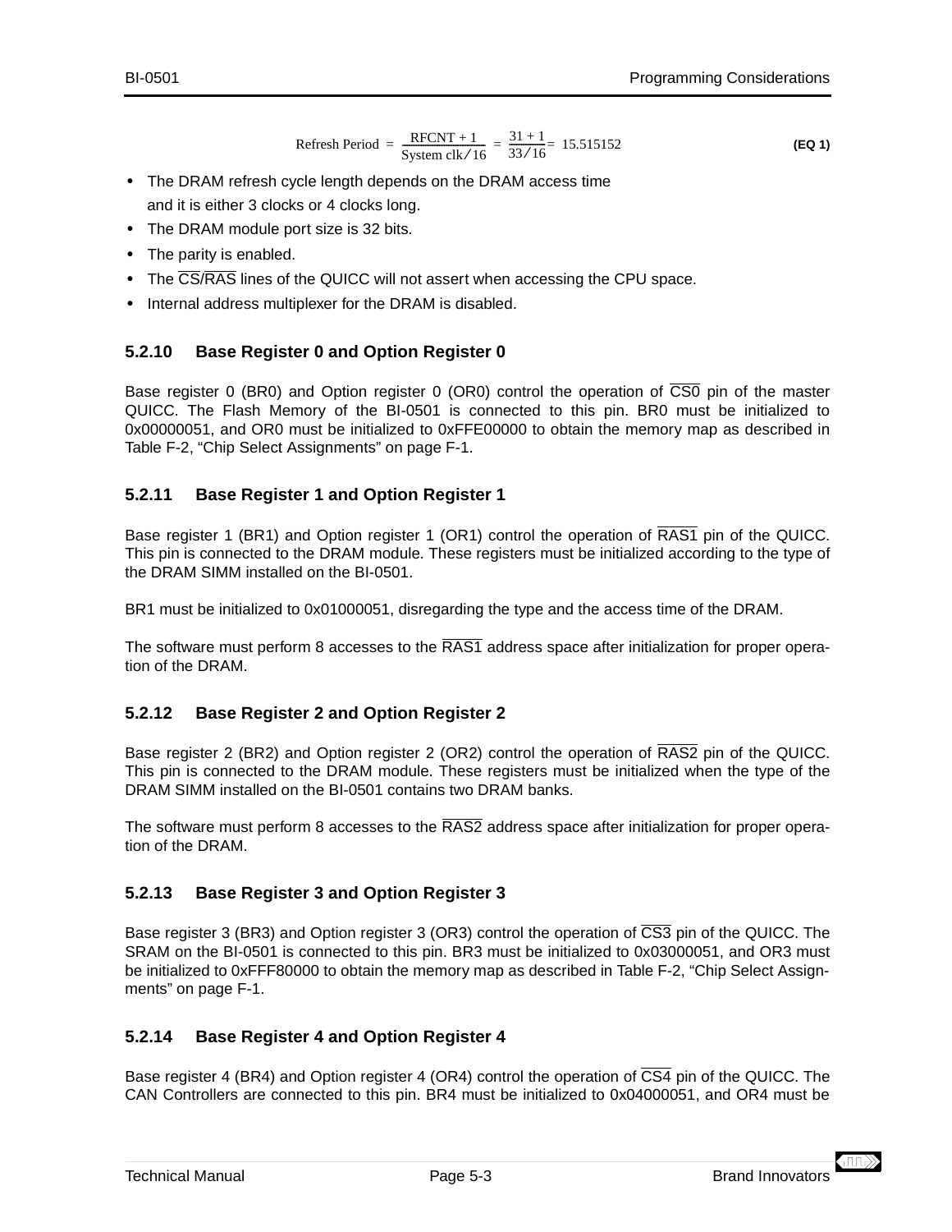$$\text{Refresh Period} = \frac{\text{RFCNT} + 1}{\text{System clk}/16} = \frac{31 + 1}{33/16} = 15.515152 \qquad \textbf{(EQ 1)}$$

- The DRAM refresh cycle length depends on the DRAM access time and it is either 3 clocks or 4 clocks long.
- The DRAM module port size is 32 bits.
- The parity is enabled.
- The $\overline{\text{CS}}/\overline{\text{RAS}}$ lines of the QUICC will not assert when accessing the CPU space.
- Internal address multiplexer for the DRAM is disabled.

### 5.2.10 Base Register 0 and Option Register 0

Base register 0 (BR0) and Option register 0 (OR0) control the operation of $\overline{\text{CS0}}$ pin of the master QUICC. The Flash Memory of the BI-0501 is connected to this pin. BR0 must be initialized to 0x00000051, and OR0 must be initialized to 0xFFE00000 to obtain the memory map as described in Table F-2, “Chip Select Assignments” on page F-1.

### 5.2.11 Base Register 1 and Option Register 1

Base register 1 (BR1) and Option register 1 (OR1) control the operation of $\overline{\text{RAS1}}$ pin of the QUICC. This pin is connected to the DRAM module. These registers must be initialized according to the type of the DRAM SIMM installed on the BI-0501.

BR1 must be initialized to 0x01000051, disregarding the type and the access time of the DRAM.

The software must perform 8 accesses to the $\overline{\text{RAS1}}$ address space after initialization for proper operation of the DRAM.

### 5.2.12 Base Register 2 and Option Register 2

Base register 2 (BR2) and Option register 2 (OR2) control the operation of $\overline{\text{RAS2}}$ pin of the QUICC. This pin is connected to the DRAM module. These registers must be initialized when the type of the DRAM SIMM installed on the BI-0501 contains two DRAM banks.

The software must perform 8 accesses to the $\overline{\text{RAS2}}$ address space after initialization for proper operation of the DRAM.

### 5.2.13 Base Register 3 and Option Register 3

Base register 3 (BR3) and Option register 3 (OR3) control the operation of $\overline{\text{CS3}}$ pin of the QUICC. The SRAM on the BI-0501 is connected to this pin. BR3 must be initialized to 0x03000051, and OR3 must be initialized to 0xFFF80000 to obtain the memory map as described in Table F-2, “Chip Select Assignments” on page F-1.

### 5.2.14 Base Register 4 and Option Register 4

Base register 4 (BR4) and Option register 4 (OR4) control the operation of $\overline{\text{CS4}}$ pin of the QUICC. The CAN Controllers are connected to this pin. BR4 must be initialized to 0x04000051, and OR4 must be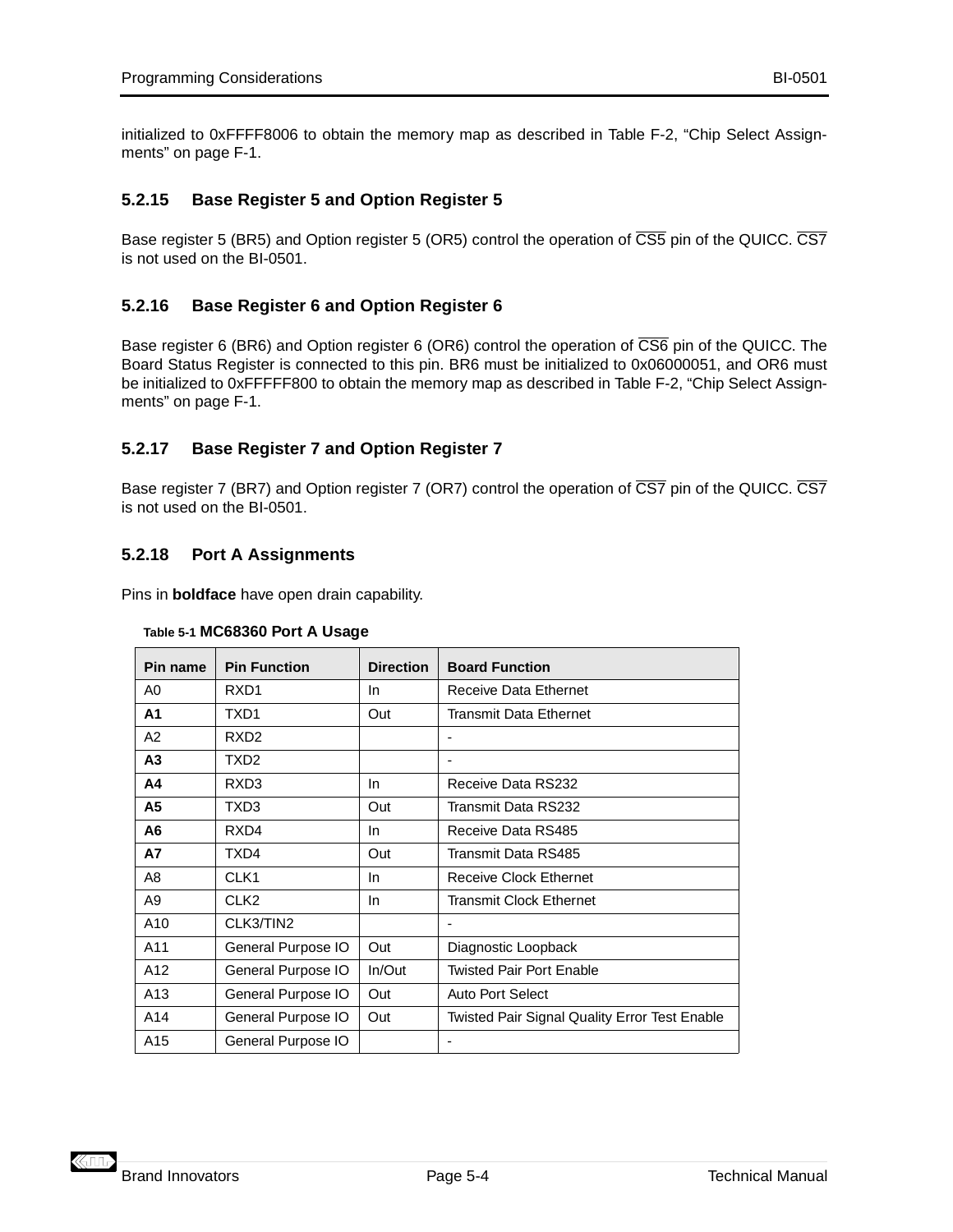initialized to 0xFFFF8006 to obtain the memory map as described in Table F-2, “Chip Select Assignments” on page F-1.

### 5.2.15 Base Register 5 and Option Register 5

Base register 5 (BR5) and Option register 5 (OR5) control the operation of $\overline{\text{CS5}}$ pin of the QUICC. $\overline{\text{CS7}}$ is not used on the BI-0501.

### 5.2.16 Base Register 6 and Option Register 6

Base register 6 (BR6) and Option register 6 (OR6) control the operation of $\overline{\text{CS6}}$ pin of the QUICC. The Board Status Register is connected to this pin. BR6 must be initialized to 0x06000051, and OR6 must be initialized to 0xFFFFF800 to obtain the memory map as described in Table F-2, “Chip Select Assignments” on page F-1.

### 5.2.17 Base Register 7 and Option Register 7

Base register 7 (BR7) and Option register 7 (OR7) control the operation of $\overline{\text{CS7}}$ pin of the QUICC. $\overline{\text{CS7}}$ is not used on the BI-0501.

### 5.2.18 Port A Assignments

Pins in **boldface** have open drain capability.

**Table 5-1 MC68360 Port A Usage**

| Pin name | Pin Function | Direction | Board Function |
|---|---|---|---|
| A0 | RXD1 | In | Receive Data Ethernet |
| **A1** | TXD1 | Out | Transmit Data Ethernet |
| A2 | RXD2 | | - |
| **A3** | TXD2 | | - |
| **A4** | RXD3 | In | Receive Data RS232 |
| **A5** | TXD3 | Out | Transmit Data RS232 |
| **A6** | RXD4 | In | Receive Data RS485 |
| **A7** | TXD4 | Out | Transmit Data RS485 |
| A8 | CLK1 | In | Receive Clock Ethernet |
| A9 | CLK2 | In | Transmit Clock Ethernet |
| A10 | CLK3/TIN2 | | - |
| A11 | General Purpose IO | Out | Diagnostic Loopback |
| A12 | General Purpose IO | In/Out | Twisted Pair Port Enable |
| A13 | General Purpose IO | Out | Auto Port Select |
| A14 | General Purpose IO | Out | Twisted Pair Signal Quality Error Test Enable |
| A15 | General Purpose IO | | - |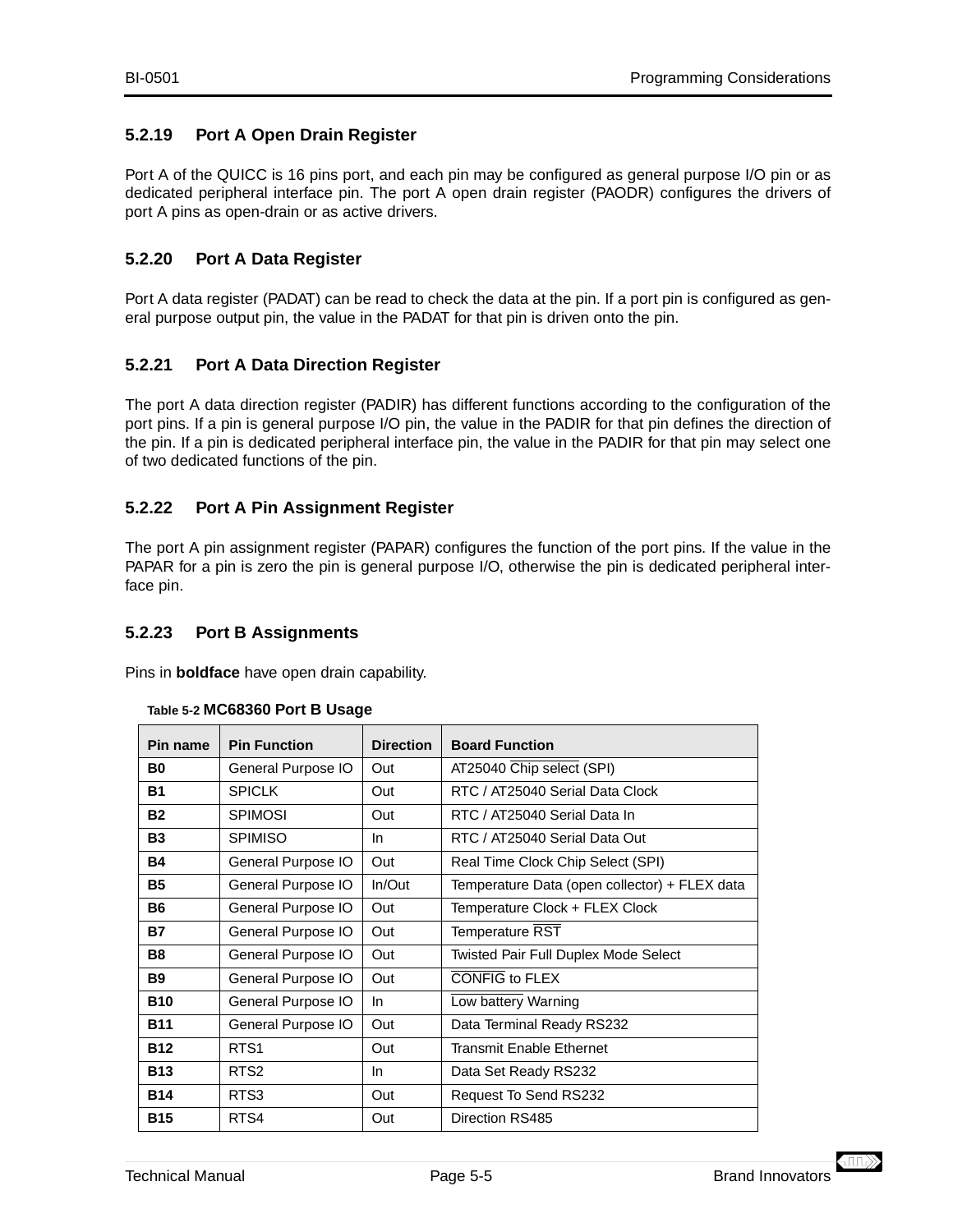### 5.2.19 Port A Open Drain Register

Port A of the QUICC is 16 pins port, and each pin may be configured as general purpose I/O pin or as dedicated peripheral interface pin. The port A open drain register (PAODR) configures the drivers of port A pins as open-drain or as active drivers.

### 5.2.20 Port A Data Register

Port A data register (PADAT) can be read to check the data at the pin. If a port pin is configured as general purpose output pin, the value in the PADAT for that pin is driven onto the pin.

### 5.2.21 Port A Data Direction Register

The port A data direction register (PADIR) has different functions according to the configuration of the port pins. If a pin is general purpose I/O pin, the value in the PADIR for that pin defines the direction of the pin. If a pin is dedicated peripheral interface pin, the value in the PADIR for that pin may select one of two dedicated functions of the pin.

### 5.2.22 Port A Pin Assignment Register

The port A pin assignment register (PAPAR) configures the function of the port pins. If the value in the PAPAR for a pin is zero the pin is general purpose I/O, otherwise the pin is dedicated peripheral interface pin.

### 5.2.23 Port B Assignments

Pins in **boldface** have open drain capability.

**Table 5-2 MC68360 Port B Usage**

| Pin name | Pin Function | Direction | Board Function |
|---|---|---|---|
| **B0** | General Purpose IO | Out | AT25040 $\overline{\text{Chip select}}$ (SPI) |
| **B1** | SPICLK | Out | RTC / AT25040 Serial Data Clock |
| **B2** | SPIMOSI | Out | RTC / AT25040 Serial Data In |
| **B3** | SPIMISO | In | RTC / AT25040 Serial Data Out |
| **B4** | General Purpose IO | Out | Real Time Clock Chip Select (SPI) |
| **B5** | General Purpose IO | In/Out | Temperature Data (open collector) + FLEX data |
| **B6** | General Purpose IO | Out | Temperature Clock + FLEX Clock |
| **B7** | General Purpose IO | Out | Temperature $\overline{\text{RST}}$ |
| **B8** | General Purpose IO | Out | Twisted Pair Full Duplex Mode Select |
| **B9** | General Purpose IO | Out | $\overline{\text{CONFIG}}$ to FLEX |
| **B10** | General Purpose IO | In | $\overline{\text{Low battery}}$ Warning |
| **B11** | General Purpose IO | Out | Data Terminal Ready RS232 |
| **B12** | RTS1 | Out | Transmit Enable Ethernet |
| **B13** | RTS2 | In | Data Set Ready RS232 |
| **B14** | RTS3 | Out | Request To Send RS232 |
| **B15** | RTS4 | Out | Direction RS485 |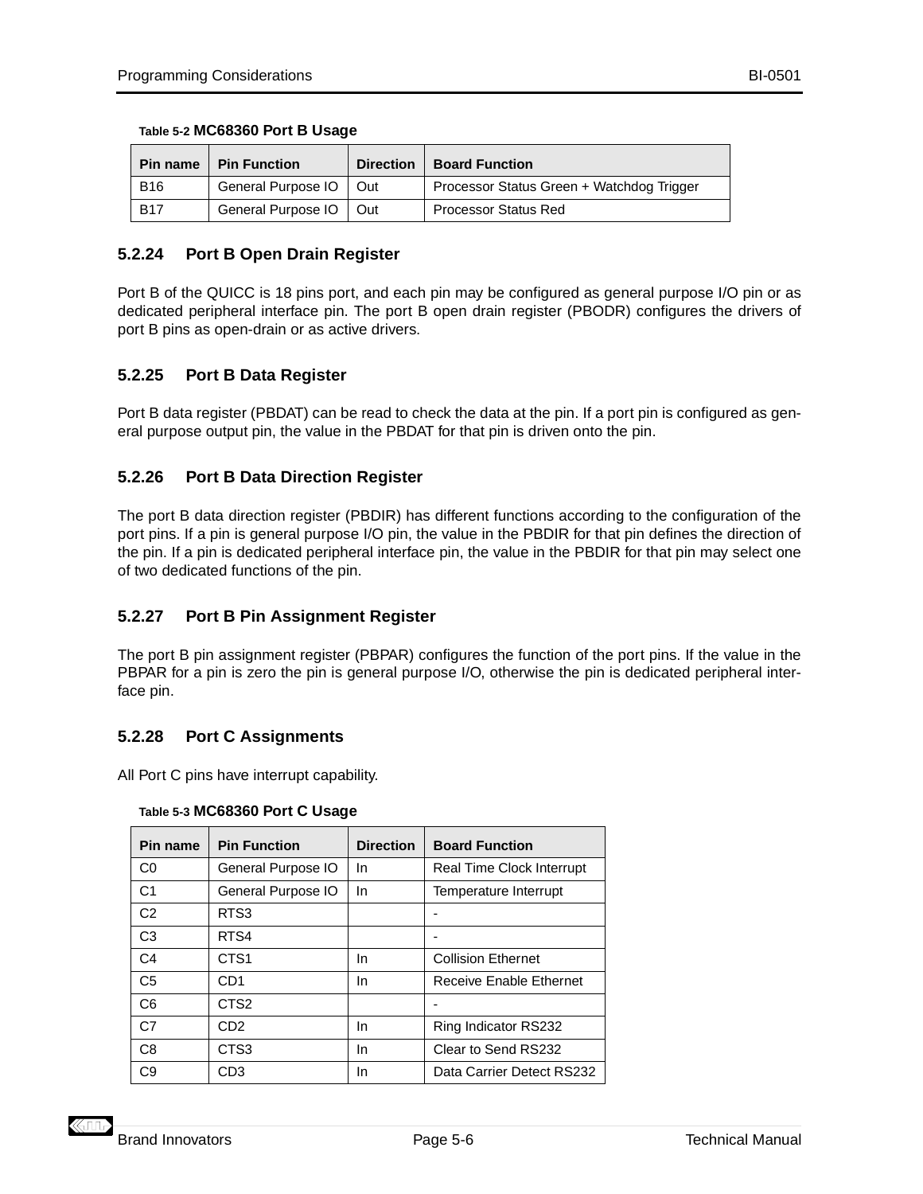**Table 5-2 MC68360 Port B Usage**

| Pin name | Pin Function | Direction | Board Function |
|---|---|---|---|
| B16 | General Purpose IO | Out | Processor Status Green + Watchdog Trigger |
| B17 | General Purpose IO | Out | Processor Status Red |

### 5.2.24 Port B Open Drain Register

Port B of the QUICC is 18 pins port, and each pin may be configured as general purpose I/O pin or as dedicated peripheral interface pin. The port B open drain register (PBODR) configures the drivers of port B pins as open-drain or as active drivers.

### 5.2.25 Port B Data Register

Port B data register (PBDAT) can be read to check the data at the pin. If a port pin is configured as general purpose output pin, the value in the PBDAT for that pin is driven onto the pin.

### 5.2.26 Port B Data Direction Register

The port B data direction register (PBDIR) has different functions according to the configuration of the port pins. If a pin is general purpose I/O pin, the value in the PBDIR for that pin defines the direction of the pin. If a pin is dedicated peripheral interface pin, the value in the PBDIR for that pin may select one of two dedicated functions of the pin.

### 5.2.27 Port B Pin Assignment Register

The port B pin assignment register (PBPAR) configures the function of the port pins. If the value in the PBPAR for a pin is zero the pin is general purpose I/O, otherwise the pin is dedicated peripheral interface pin.

### 5.2.28 Port C Assignments

All Port C pins have interrupt capability.

**Table 5-3 MC68360 Port C Usage**

| Pin name | Pin Function | Direction | Board Function |
|---|---|---|---|
| C0 | General Purpose IO | In | Real Time Clock Interrupt |
| C1 | General Purpose IO | In | Temperature Interrupt |
| C2 | RTS3 | | - |
| C3 | RTS4 | | - |
| C4 | CTS1 | In | Collision Ethernet |
| C5 | CD1 | In | Receive Enable Ethernet |
| C6 | CTS2 | | - |
| C7 | CD2 | In | Ring Indicator RS232 |
| C8 | CTS3 | In | Clear to Send RS232 |
| C9 | CD3 | In | Data Carrier Detect RS232 |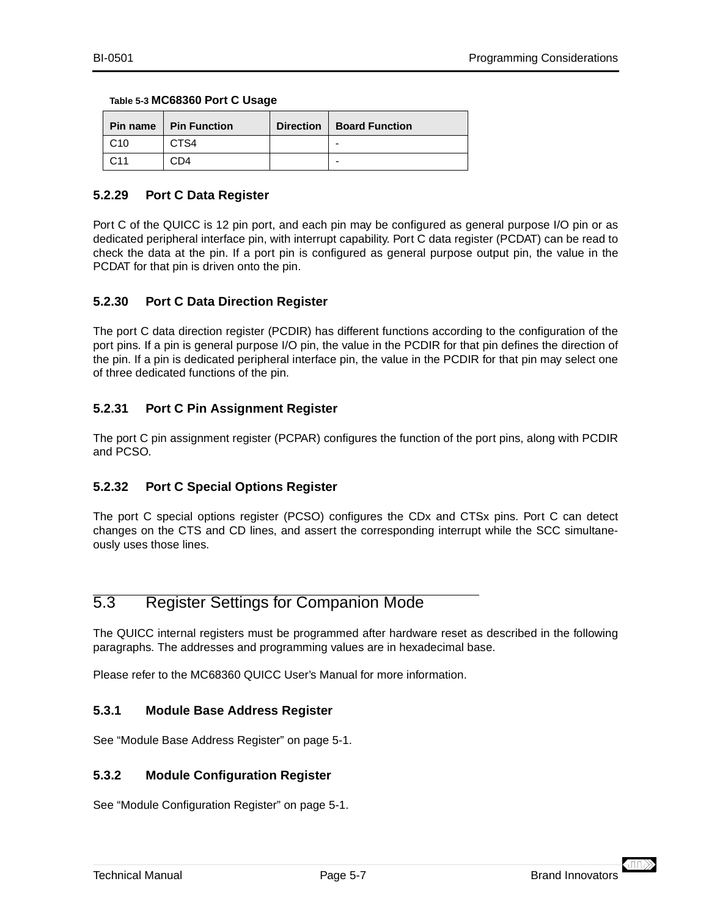**Table 5-3 MC68360 Port C Usage**

| Pin name | Pin Function | Direction | Board Function |
|---|---|---|---|
| C10 | CTS4 | | - |
| C11 | CD4 | | - |

### 5.2.29 Port C Data Register

Port C of the QUICC is 12 pin port, and each pin may be configured as general purpose I/O pin or as dedicated peripheral interface pin, with interrupt capability. Port C data register (PCDAT) can be read to check the data at the pin. If a port pin is configured as general purpose output pin, the value in the PCDAT for that pin is driven onto the pin.

### 5.2.30 Port C Data Direction Register

The port C data direction register (PCDIR) has different functions according to the configuration of the port pins. If a pin is general purpose I/O pin, the value in the PCDIR for that pin defines the direction of the pin. If a pin is dedicated peripheral interface pin, the value in the PCDIR for that pin may select one of three dedicated functions of the pin.

### 5.2.31 Port C Pin Assignment Register

The port C pin assignment register (PCPAR) configures the function of the port pins, along with PCDIR and PCSO.

### 5.2.32 Port C Special Options Register

The port C special options register (PCSO) configures the CDx and CTSx pins. Port C can detect changes on the CTS and CD lines, and assert the corresponding interrupt while the SCC simultaneously uses those lines.

## 5.3 Register Settings for Companion Mode

The QUICC internal registers must be programmed after hardware reset as described in the following paragraphs. The addresses and programming values are in hexadecimal base.

Please refer to the MC68360 QUICC User's Manual for more information.

### 5.3.1 Module Base Address Register

See "Module Base Address Register" on page 5-1.

### 5.3.2 Module Configuration Register

See "Module Configuration Register" on page 5-1.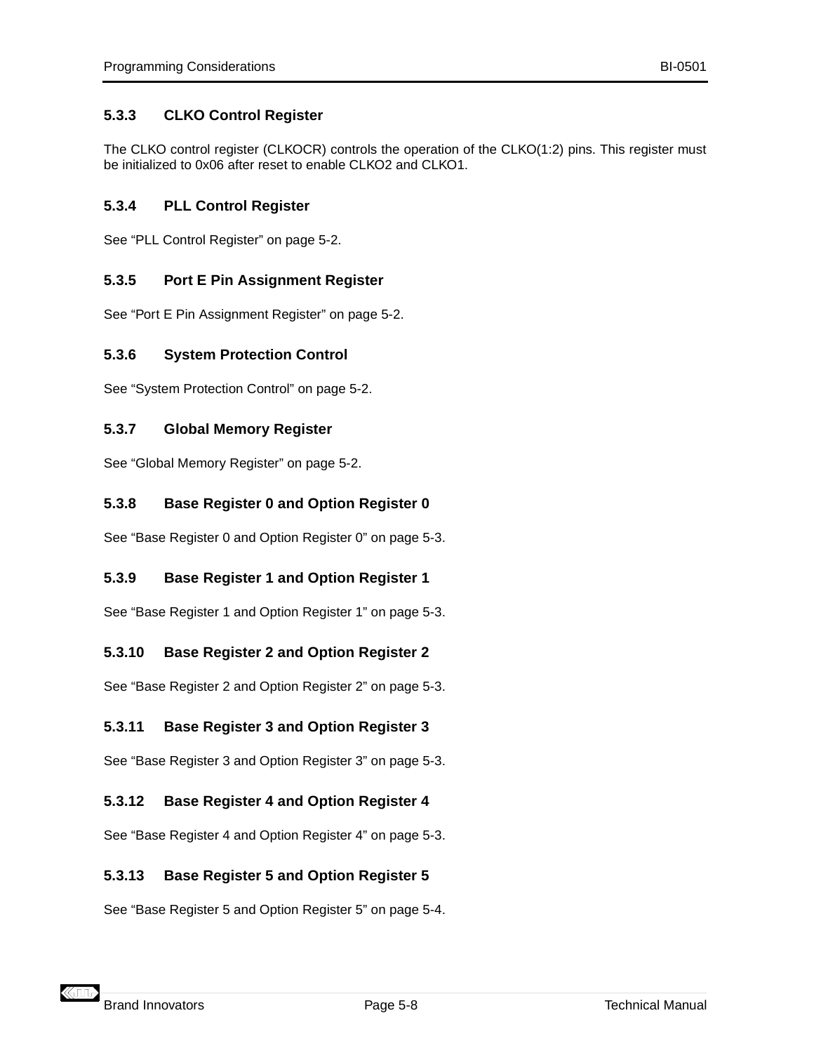### 5.3.3 CLKO Control Register

The CLKO control register (CLKOCR) controls the operation of the CLKO(1:2) pins. This register must be initialized to 0x06 after reset to enable CLKO2 and CLKO1.

### 5.3.4 PLL Control Register

See “PLL Control Register” on page 5-2.

### 5.3.5 Port E Pin Assignment Register

See “Port E Pin Assignment Register” on page 5-2.

### 5.3.6 System Protection Control

See “System Protection Control” on page 5-2.

### 5.3.7 Global Memory Register

See “Global Memory Register” on page 5-2.

### 5.3.8 Base Register 0 and Option Register 0

See “Base Register 0 and Option Register 0” on page 5-3.

### 5.3.9 Base Register 1 and Option Register 1

See “Base Register 1 and Option Register 1” on page 5-3.

### 5.3.10 Base Register 2 and Option Register 2

See “Base Register 2 and Option Register 2” on page 5-3.

### 5.3.11 Base Register 3 and Option Register 3

See “Base Register 3 and Option Register 3” on page 5-3.

### 5.3.12 Base Register 4 and Option Register 4

See “Base Register 4 and Option Register 4” on page 5-3.

### 5.3.13 Base Register 5 and Option Register 5

See “Base Register 5 and Option Register 5” on page 5-4.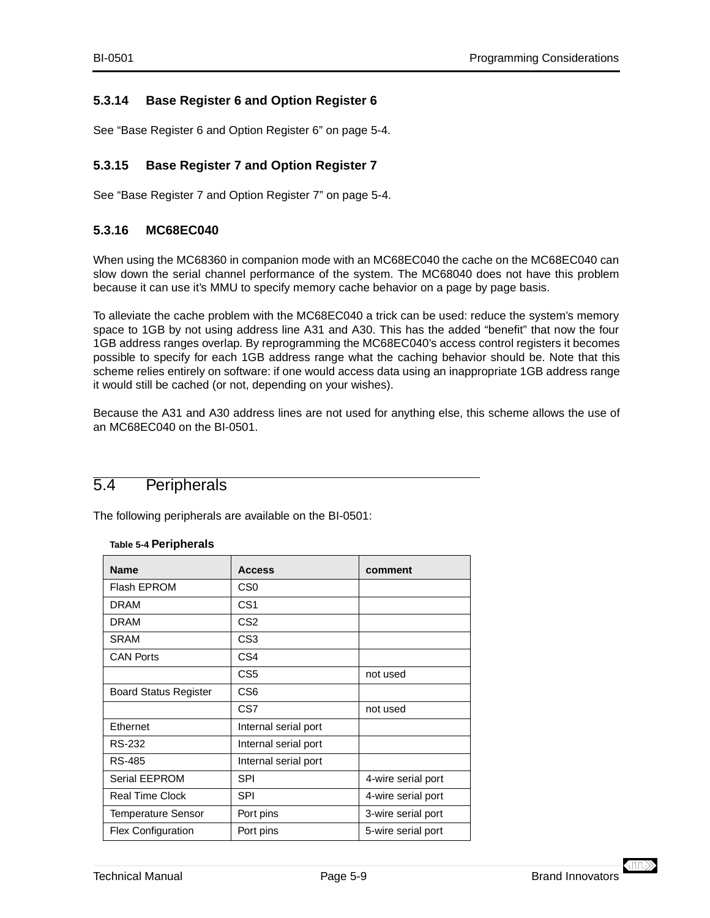### 5.3.14 Base Register 6 and Option Register 6

See “Base Register 6 and Option Register 6” on page 5-4.

### 5.3.15 Base Register 7 and Option Register 7

See “Base Register 7 and Option Register 7” on page 5-4.

### 5.3.16 MC68EC040

When using the MC68360 in companion mode with an MC68EC040 the cache on the MC68EC040 can slow down the serial channel performance of the system. The MC68040 does not have this problem because it can use it’s MMU to specify memory cache behavior on a page by page basis.

To alleviate the cache problem with the MC68EC040 a trick can be used: reduce the system’s memory space to 1GB by not using address line A31 and A30. This has the added “benefit” that now the four 1GB address ranges overlap. By reprogramming the MC68EC040’s access control registers it becomes possible to specify for each 1GB address range what the caching behavior should be. Note that this scheme relies entirely on software: if one would access data using an inappropriate 1GB address range it would still be cached (or not, depending on your wishes).

Because the A31 and A30 address lines are not used for anything else, this scheme allows the use of an MC68EC040 on the BI-0501.

## 5.4 Peripherals

The following peripherals are available on the BI-0501:

**Table 5-4 Peripherals**

| Name | Access | comment |
|---|---|---|
| Flash EPROM | CS0 | |
| DRAM | CS1 | |
| DRAM | CS2 | |
| SRAM | CS3 | |
| CAN Ports | CS4 | |
| | CS5 | not used |
| Board Status Register | CS6 | |
| | CS7 | not used |
| Ethernet | Internal serial port | |
| RS-232 | Internal serial port | |
| RS-485 | Internal serial port | |
| Serial EEPROM | SPI | 4-wire serial port |
| Real Time Clock | SPI | 4-wire serial port |
| Temperature Sensor | Port pins | 3-wire serial port |
| Flex Configuration | Port pins | 5-wire serial port |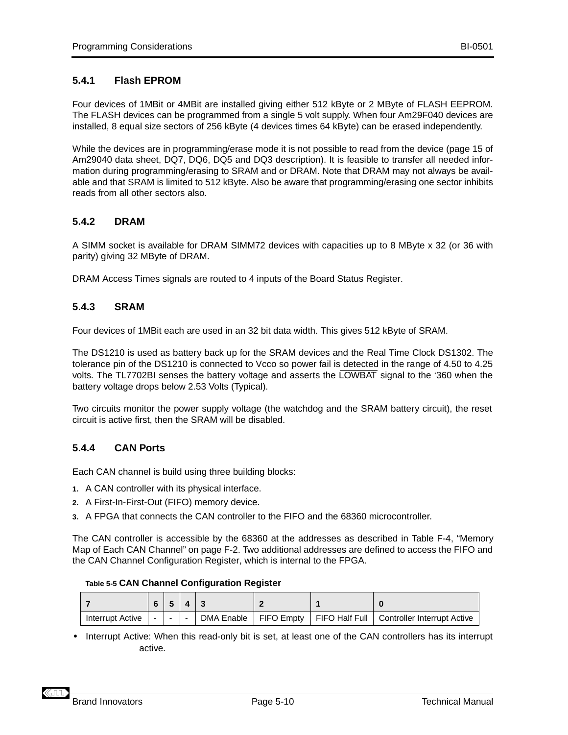### 5.4.1 Flash EPROM

Four devices of 1MBit or 4MBit are installed giving either 512 kByte or 2 MByte of FLASH EEPROM. The FLASH devices can be programmed from a single 5 volt supply. When four Am29F040 devices are installed, 8 equal size sectors of 256 kByte (4 devices times 64 kByte) can be erased independently.

While the devices are in programming/erase mode it is not possible to read from the device (page 15 of Am29040 data sheet, DQ7, DQ6, DQ5 and DQ3 description). It is feasible to transfer all needed information during programming/erasing to SRAM and or DRAM. Note that DRAM may not always be available and that SRAM is limited to 512 kByte. Also be aware that programming/erasing one sector inhibits reads from all other sectors also.

### 5.4.2 DRAM

A SIMM socket is available for DRAM SIMM72 devices with capacities up to 8 MByte x 32 (or 36 with parity) giving 32 MByte of DRAM.

DRAM Access Times signals are routed to 4 inputs of the Board Status Register.

### 5.4.3 SRAM

Four devices of 1MBit each are used in an 32 bit data width. This gives 512 kByte of SRAM.

The DS1210 is used as battery back up for the SRAM devices and the Real Time Clock DS1302. The tolerance pin of the DS1210 is connected to Vcco so power fail is detected in the range of 4.50 to 4.25 volts. The TL7702BI senses the battery voltage and asserts the $\overline{\text{LOWBAT}}$ signal to the ‘360 when the battery voltage drops below 2.53 Volts (Typical).

Two circuits monitor the power supply voltage (the watchdog and the SRAM battery circuit), the reset circuit is active first, then the SRAM will be disabled.

### 5.4.4 CAN Ports

Each CAN channel is build using three building blocks:

1. A CAN controller with its physical interface.
2. A First-In-First-Out (FIFO) memory device.
3. A FPGA that connects the CAN controller to the FIFO and the 68360 microcontroller.

The CAN controller is accessible by the 68360 at the addresses as described in Table F-4, “Memory Map of Each CAN Channel” on page F-2. Two additional addresses are defined to access the FIFO and the CAN Channel Configuration Register, which is internal to the FPGA.

**Table 5-5 CAN Channel Configuration Register**

| 7 | 6 | 5 | 4 | 3 | 2 | 1 | 0 |
|---|---|---|---|---|---|---|---|
| Interrupt Active | - | - | - | DMA Enable | FIFO Empty | FIFO Half Full | Controller Interrupt Active |

- Interrupt Active: When this read-only bit is set, at least one of the CAN controllers has its interrupt active.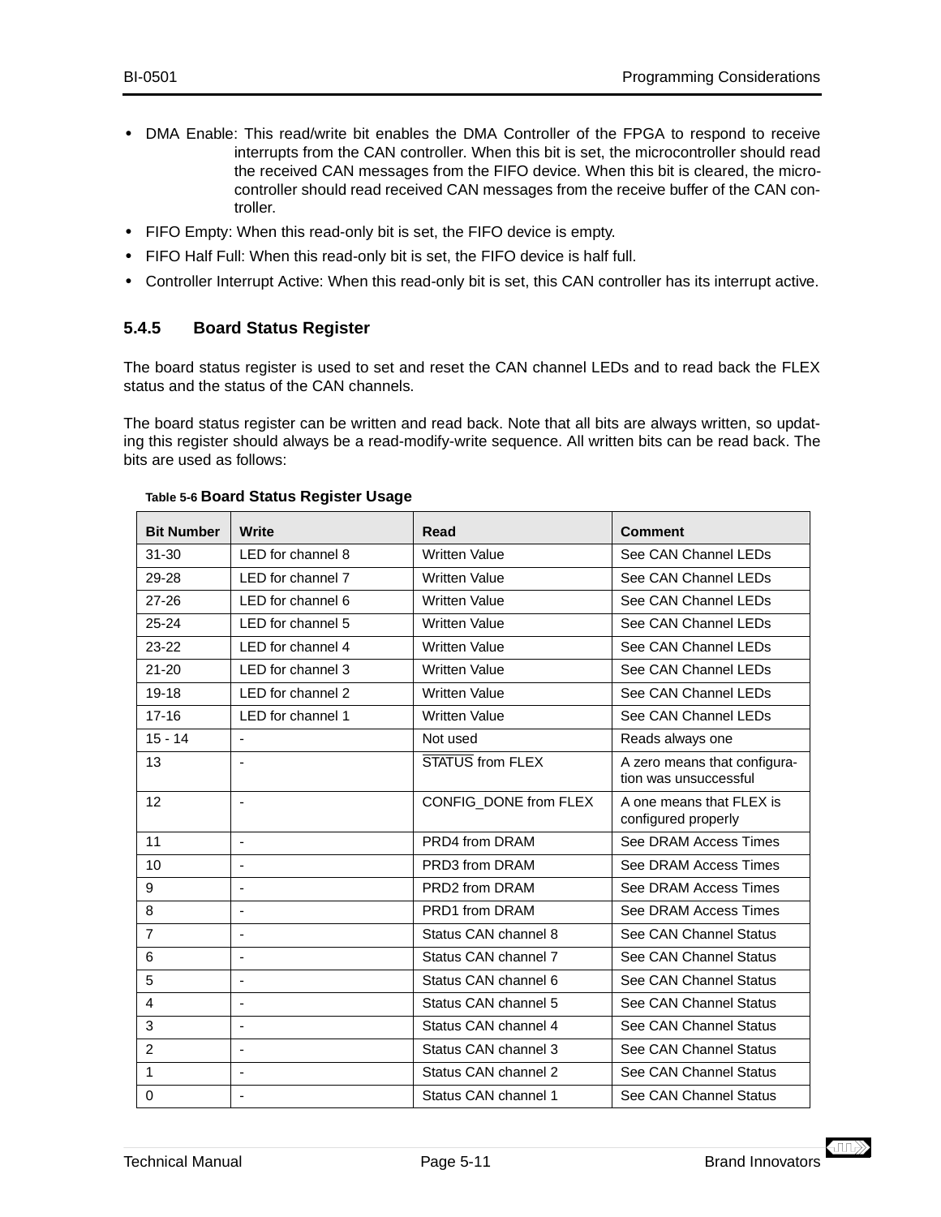- DMA Enable: This read/write bit enables the DMA Controller of the FPGA to respond to receive interrupts from the CAN controller. When this bit is set, the microcontroller should read the received CAN messages from the FIFO device. When this bit is cleared, the microcontroller should read received CAN messages from the receive buffer of the CAN controller.
- FIFO Empty: When this read-only bit is set, the FIFO device is empty.
- FIFO Half Full: When this read-only bit is set, the FIFO device is half full.
- Controller Interrupt Active: When this read-only bit is set, this CAN controller has its interrupt active.

### 5.4.5 Board Status Register

The board status register is used to set and reset the CAN channel LEDs and to read back the FLEX status and the status of the CAN channels.

The board status register can be written and read back. Note that all bits are always written, so updating this register should always be a read-modify-write sequence. All written bits can be read back. The bits are used as follows:

**Table 5-6 Board Status Register Usage**

| Bit Number | Write | Read | Comment |
|---|---|---|---|
| 31-30 | LED for channel 8 | Written Value | See CAN Channel LEDs |
| 29-28 | LED for channel 7 | Written Value | See CAN Channel LEDs |
| 27-26 | LED for channel 6 | Written Value | See CAN Channel LEDs |
| 25-24 | LED for channel 5 | Written Value | See CAN Channel LEDs |
| 23-22 | LED for channel 4 | Written Value | See CAN Channel LEDs |
| 21-20 | LED for channel 3 | Written Value | See CAN Channel LEDs |
| 19-18 | LED for channel 2 | Written Value | See CAN Channel LEDs |
| 17-16 | LED for channel 1 | Written Value | See CAN Channel LEDs |
| 15 - 14 | - | Not used | Reads always one |
| 13 | - | $\overline{\text{STATUS}}$ from FLEX | A zero means that configuration was unsuccessful |
| 12 | - | CONFIG_DONE from FLEX | A one means that FLEX is configured properly |
| 11 | - | PRD4 from DRAM | See DRAM Access Times |
| 10 | - | PRD3 from DRAM | See DRAM Access Times |
| 9 | - | PRD2 from DRAM | See DRAM Access Times |
| 8 | - | PRD1 from DRAM | See DRAM Access Times |
| 7 | - | Status CAN channel 8 | See CAN Channel Status |
| 6 | - | Status CAN channel 7 | See CAN Channel Status |
| 5 | - | Status CAN channel 6 | See CAN Channel Status |
| 4 | - | Status CAN channel 5 | See CAN Channel Status |
| 3 | - | Status CAN channel 4 | See CAN Channel Status |
| 2 | - | Status CAN channel 3 | See CAN Channel Status |
| 1 | - | Status CAN channel 2 | See CAN Channel Status |
| 0 | - | Status CAN channel 1 | See CAN Channel Status |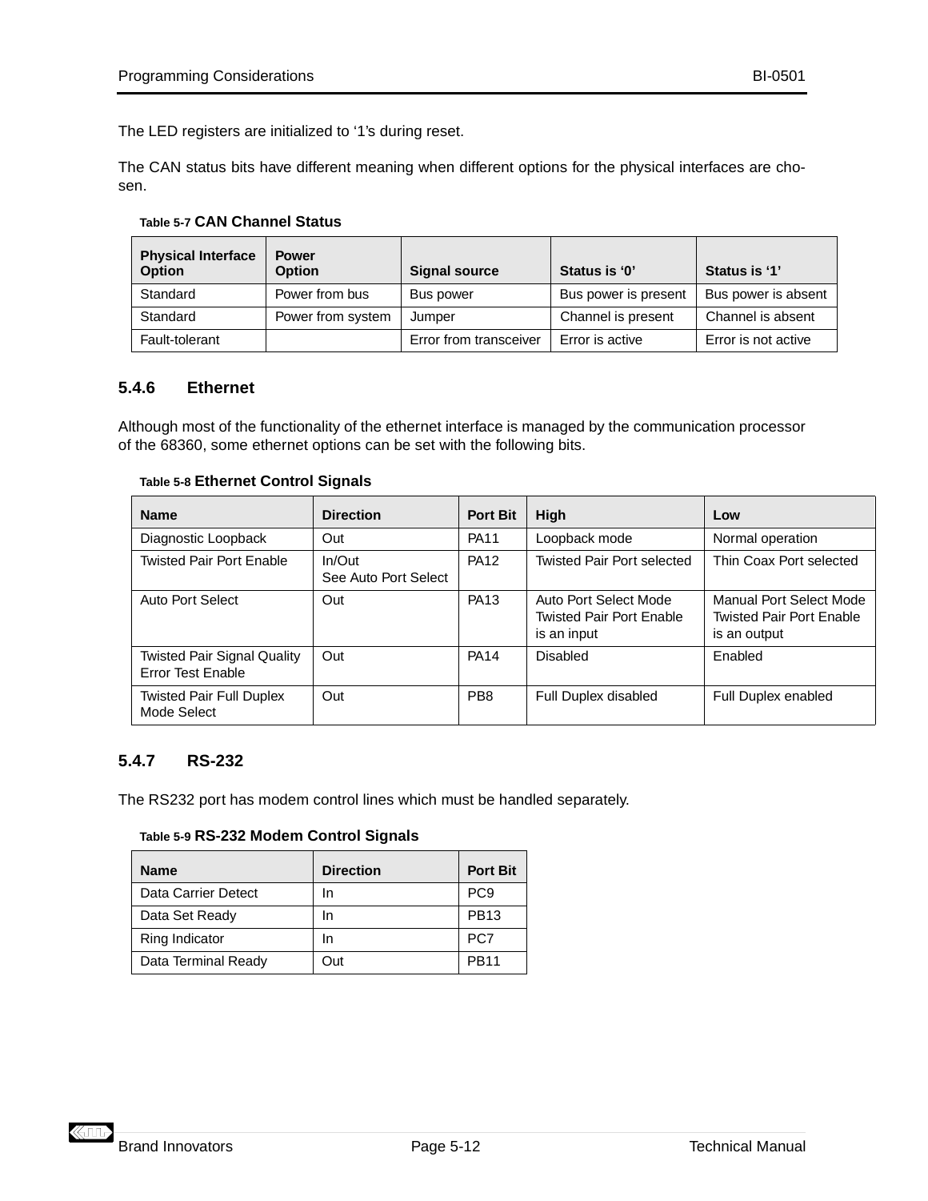The LED registers are initialized to ‘1’s during reset.

The CAN status bits have different meaning when different options for the physical interfaces are chosen.

**Table 5-7 CAN Channel Status**

| Physical Interface Option | Power Option | Signal source | Status is ‘0’ | Status is ‘1’ |
|---|---|---|---|---|
| Standard | Power from bus | Bus power | Bus power is present | Bus power is absent |
| Standard | Power from system | Jumper | Channel is present | Channel is absent |
| Fault-tolerant | | Error from transceiver | Error is active | Error is not active |

### 5.4.6 Ethernet

Although most of the functionality of the ethernet interface is managed by the communication processor of the 68360, some ethernet options can be set with the following bits.

**Table 5-8 Ethernet Control Signals**

| Name | Direction | Port Bit | High | Low |
|---|---|---|---|---|
| Diagnostic Loopback | Out | PA11 | Loopback mode | Normal operation |
| Twisted Pair Port Enable | In/Out<br>See Auto Port Select | PA12 | Twisted Pair Port selected | Thin Coax Port selected |
| Auto Port Select | Out | PA13 | Auto Port Select Mode Twisted Pair Port Enable is an input | Manual Port Select Mode Twisted Pair Port Enable is an output |
| Twisted Pair Signal Quality Error Test Enable | Out | PA14 | Disabled | Enabled |
| Twisted Pair Full Duplex Mode Select | Out | PB8 | Full Duplex disabled | Full Duplex enabled |

### 5.4.7 RS-232

The RS232 port has modem control lines which must be handled separately.

**Table 5-9 RS-232 Modem Control Signals**

| Name | Direction | Port Bit |
|---|---|---|
| Data Carrier Detect | In | PC9 |
| Data Set Ready | In | PB13 |
| Ring Indicator | In | PC7 |
| Data Terminal Ready | Out | PB11 |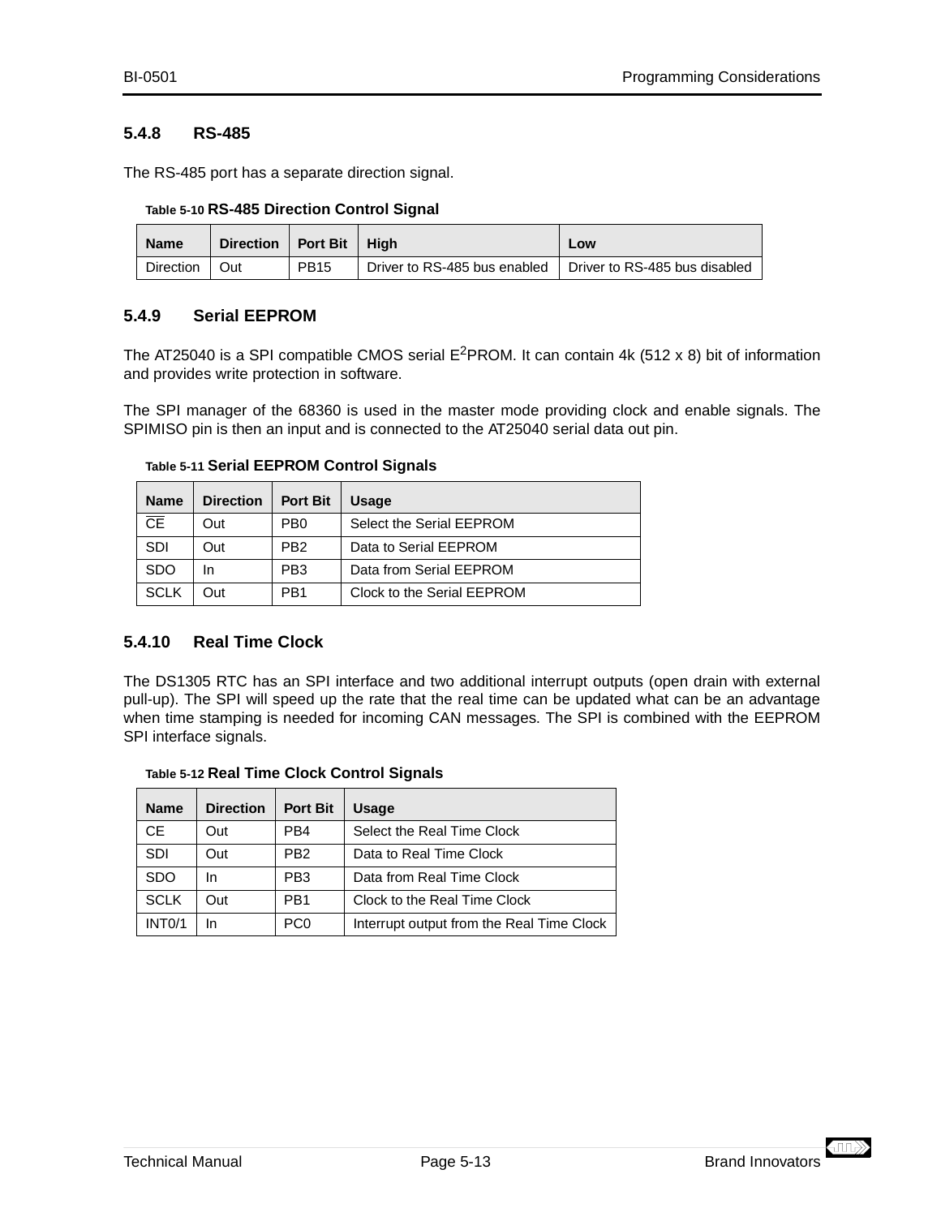### 5.4.8 RS-485

The RS-485 port has a separate direction signal.

**Table 5-10 RS-485 Direction Control Signal**

| Name | Direction | Port Bit | High | Low |
|---|---|---|---|---|
| Direction | Out | PB15 | Driver to RS-485 bus enabled | Driver to RS-485 bus disabled |

### 5.4.9 Serial EEPROM

The AT25040 is a SPI compatible CMOS serial $E^2$PROM. It can contain 4k (512 x 8) bit of information and provides write protection in software.

The SPI manager of the 68360 is used in the master mode providing clock and enable signals. The SPIMISO pin is then an input and is connected to the AT25040 serial data out pin.

**Table 5-11 Serial EEPROM Control Signals**

| Name | Direction | Port Bit | Usage |
|---|---|---|---|
| $\overline{CE}$ | Out | PB0 | Select the Serial EEPROM |
| SDI | Out | PB2 | Data to Serial EEPROM |
| SDO | In | PB3 | Data from Serial EEPROM |
| SCLK | Out | PB1 | Clock to the Serial EEPROM |

### 5.4.10 Real Time Clock

The DS1305 RTC has an SPI interface and two additional interrupt outputs (open drain with external pull-up). The SPI will speed up the rate that the real time can be updated what can be an advantage when time stamping is needed for incoming CAN messages. The SPI is combined with the EEPROM SPI interface signals.

**Table 5-12 Real Time Clock Control Signals**

| Name | Direction | Port Bit | Usage |
|---|---|---|---|
| CE | Out | PB4 | Select the Real Time Clock |
| SDI | Out | PB2 | Data to Real Time Clock |
| SDO | In | PB3 | Data from Real Time Clock |
| SCLK | Out | PB1 | Clock to the Real Time Clock |
| INT0/1 | In | PC0 | Interrupt output from the Real Time Clock |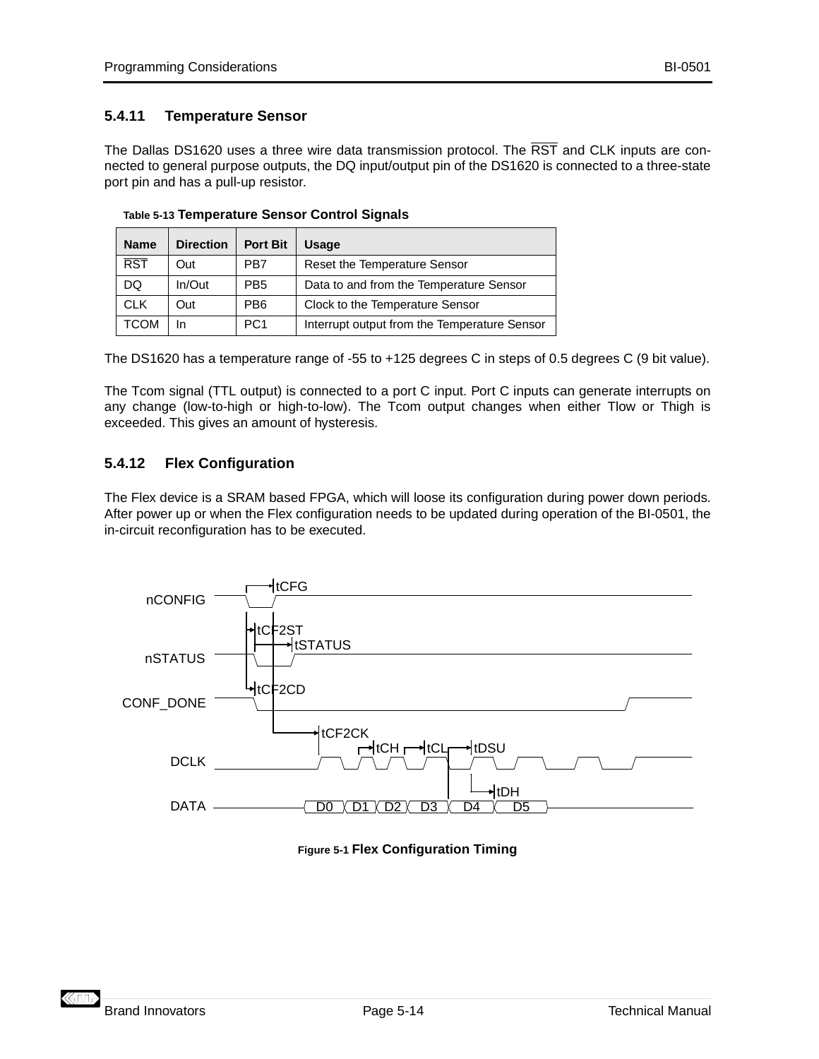### 5.4.11 Temperature Sensor

The Dallas DS1620 uses a three wire data transmission protocol. The $\overline{\text{RST}}$ and CLK inputs are connected to general purpose outputs, the DQ input/output pin of the DS1620 is connected to a three-state port pin and has a pull-up resistor.

Table 5-13 **Temperature Sensor Control Signals**

| Name | Direction | Port Bit | Usage |
|---|---|---|---|
| $\overline{\text{RST}}$ | Out | PB7 | Reset the Temperature Sensor |
| DQ | In/Out | PB5 | Data to and from the Temperature Sensor |
| CLK | Out | PB6 | Clock to the Temperature Sensor |
| TCOM | In | PC1 | Interrupt output from the Temperature Sensor |

The DS1620 has a temperature range of -55 to +125 degrees C in steps of 0.5 degrees C (9 bit value).

The Tcom signal (TTL output) is connected to a port C input. Port C inputs can generate interrupts on any change (low-to-high or high-to-low). The Tcom output changes when either Tlow or Thigh is exceeded. This gives an amount of hysteresis.

### 5.4.12 Flex Configuration

The Flex device is a SRAM based FPGA, which will loose its configuration during power down periods. After power up or when the Flex configuration needs to be updated during operation of the BI-0501, the in-circuit reconfiguration has to be executed.

Figure 5-1 **Flex Configuration Timing**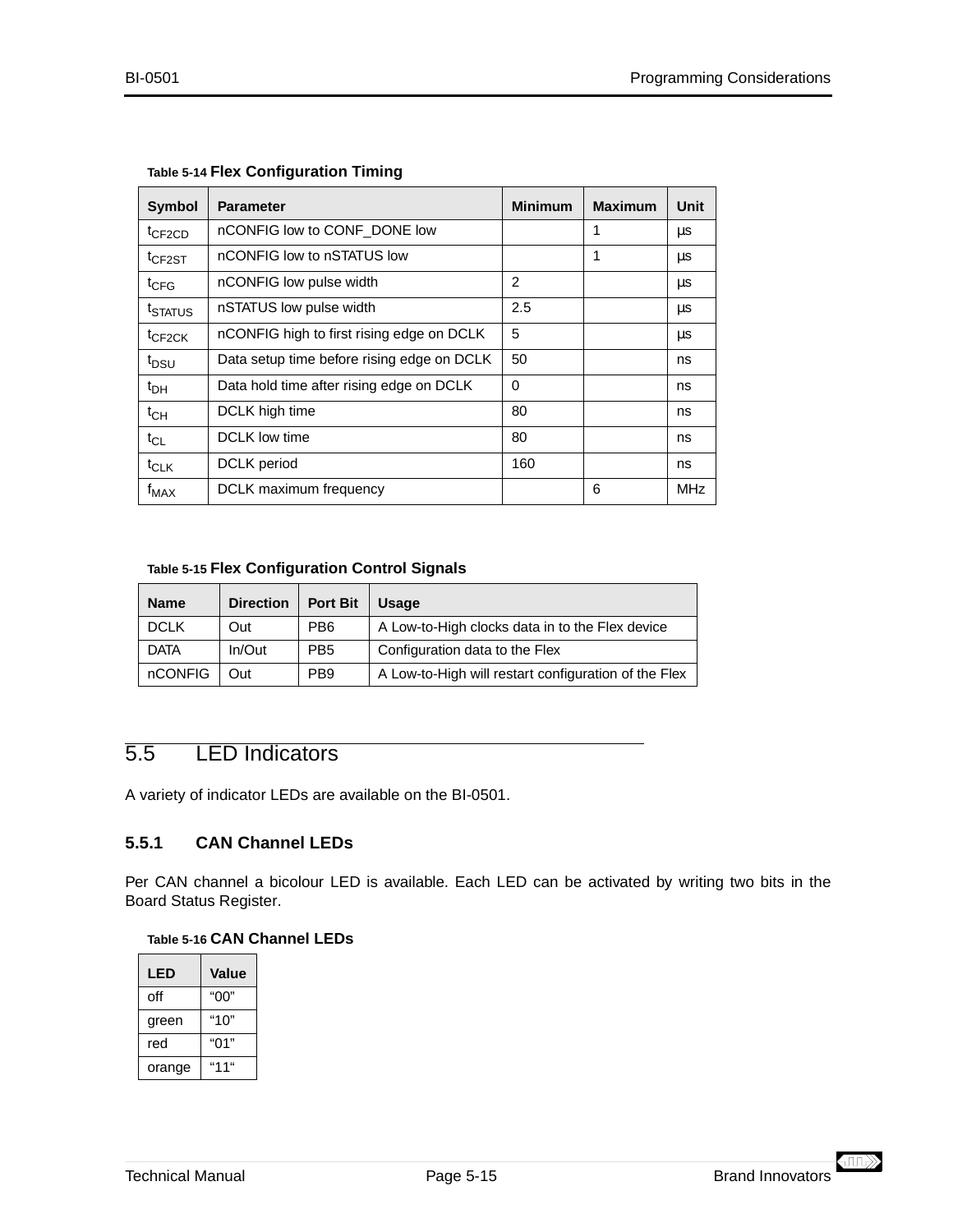Table 5-14 **Flex Configuration Timing**

| Symbol | Parameter | Minimum | Maximum | Unit |
|---|---|---|---|---|
| $t_{CF2CD}$ | nCONFIG low to CONF_DONE low | | 1 | µs |
| $t_{CF2ST}$ | nCONFIG low to nSTATUS low | | 1 | µs |
| $t_{CFG}$ | nCONFIG low pulse width | 2 | | µs |
| $t_{STATUS}$ | nSTATUS low pulse width | 2.5 | | µs |
| $t_{CF2CK}$ | nCONFIG high to first rising edge on DCLK | 5 | | µs |
| $t_{DSU}$ | Data setup time before rising edge on DCLK | 50 | | ns |
| $t_{DH}$ | Data hold time after rising edge on DCLK | 0 | | ns |
| $t_{CH}$ | DCLK high time | 80 | | ns |
| $t_{CL}$ | DCLK low time | 80 | | ns |
| $t_{CLK}$ | DCLK period | 160 | | ns |
| $f_{MAX}$ | DCLK maximum frequency | | 6 | MHz |

Table 5-15 **Flex Configuration Control Signals**

| Name | Direction | Port Bit | Usage |
|---|---|---|---|
| DCLK | Out | PB6 | A Low-to-High clocks data in to the Flex device |
| DATA | In/Out | PB5 | Configuration data to the Flex |
| nCONFIG | Out | PB9 | A Low-to-High will restart configuration of the Flex |

## 5.5 LED Indicators

A variety of indicator LEDs are available on the BI-0501.

### 5.5.1 CAN Channel LEDs

Per CAN channel a bicolour LED is available. Each LED can be activated by writing two bits in the Board Status Register.

Table 5-16 **CAN Channel LEDs**

| LED | Value |
|---|---|
| off | “00” |
| green | “10” |
| red | “01” |
| orange | “11“ |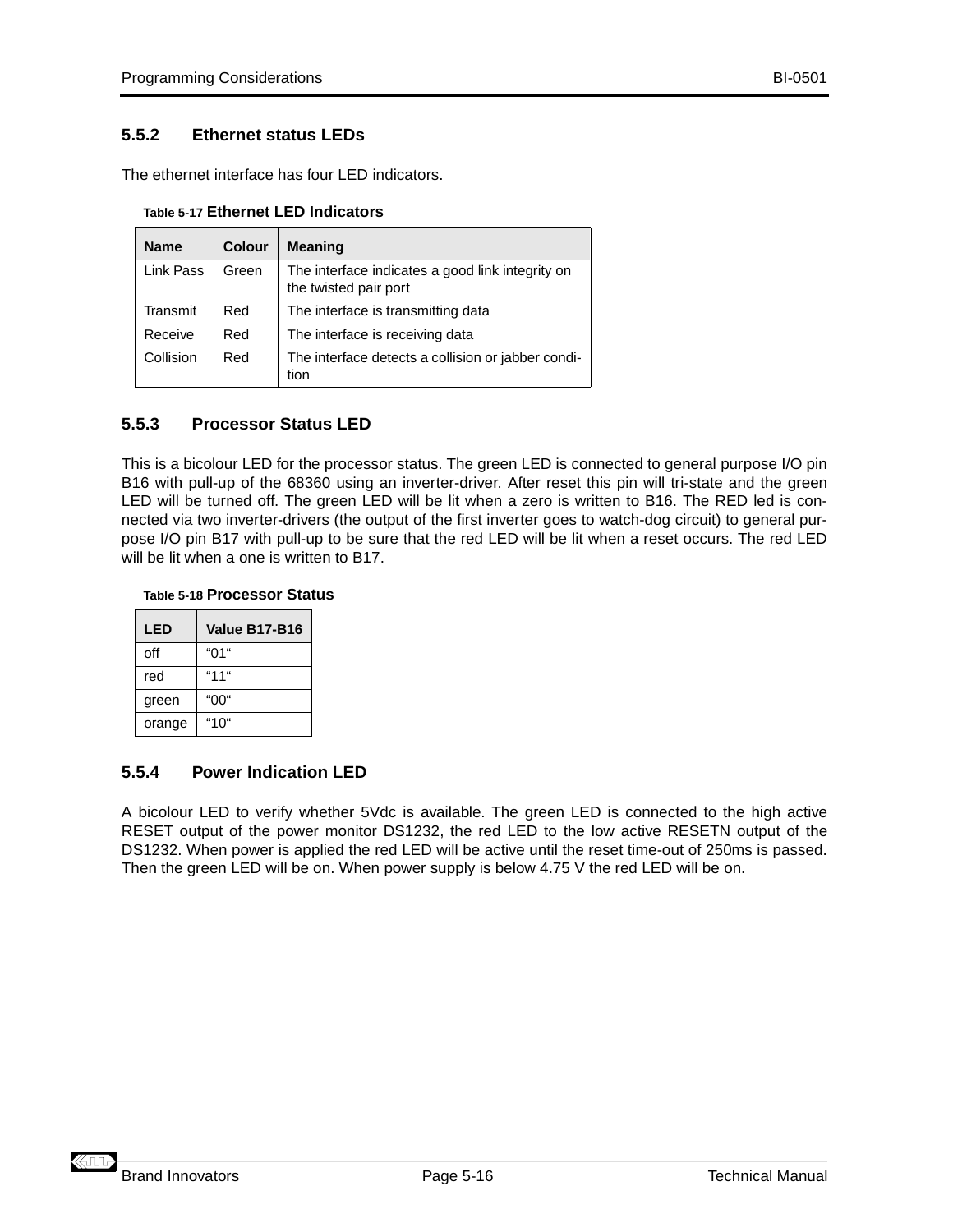### 5.5.2 Ethernet status LEDs

The ethernet interface has four LED indicators.

Table 5-17 **Ethernet LED Indicators**

| Name | Colour | Meaning |
|---|---|---|
| Link Pass | Green | The interface indicates a good link integrity on the twisted pair port |
| Transmit | Red | The interface is transmitting data |
| Receive | Red | The interface is receiving data |
| Collision | Red | The interface detects a collision or jabber condition |

### 5.5.3 Processor Status LED

This is a bicolour LED for the processor status. The green LED is connected to general purpose I/O pin B16 with pull-up of the 68360 using an inverter-driver. After reset this pin will tri-state and the green LED will be turned off. The green LED will be lit when a zero is written to B16. The RED led is connected via two inverter-drivers (the output of the first inverter goes to watch-dog circuit) to general purpose I/O pin B17 with pull-up to be sure that the red LED will be lit when a reset occurs. The red LED will be lit when a one is written to B17.

Table 5-18 **Processor Status**

| LED | Value B17-B16 |
|---|---|
| off | “01“ |
| red | “11“ |
| green | “00“ |
| orange | “10“ |

### 5.5.4 Power Indication LED

A bicolour LED to verify whether 5Vdc is available. The green LED is connected to the high active RESET output of the power monitor DS1232, the red LED to the low active RESETN output of the DS1232. When power is applied the red LED will be active until the reset time-out of 250ms is passed. Then the green LED will be on. When power supply is below 4.75 V the red LED will be on.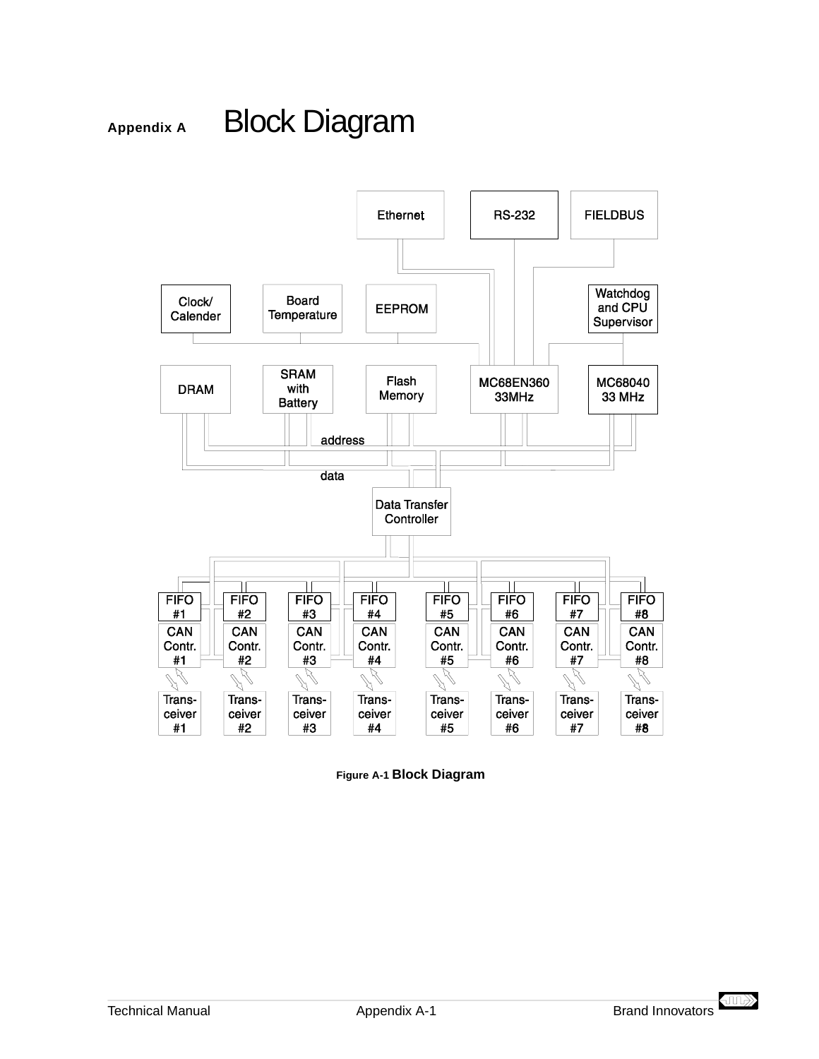# Appendix A Block Diagram

Ethernet

RS-232

FIELDBUS

Clock/ Calender

Board Temperature

EEPROM

Watchdog and CPU Supervisor

DRAM

SRAM with Battery

Flash Memory

MC68EN360 33MHz

MC68040 33 MHz

address

data

Data Transfer Controller

FIFO #1 | FIFO #2 | FIFO #3 | FIFO #4 | FIFO #5 | FIFO #6 | FIFO #7 | FIFO #8

CAN Contr. #1 | CAN Contr. #2 | CAN Contr. #3 | CAN Contr. #4 | CAN Contr. #5 | CAN Contr. #6 | CAN Contr. #7 | CAN Contr. #8

Trans-ceiver #1 | Trans-ceiver #2 | Trans-ceiver #3 | Trans-ceiver #4 | Trans-ceiver #5 | Trans-ceiver #6 | Trans-ceiver #7 | Trans-ceiver #8

Figure A-1 Block Diagram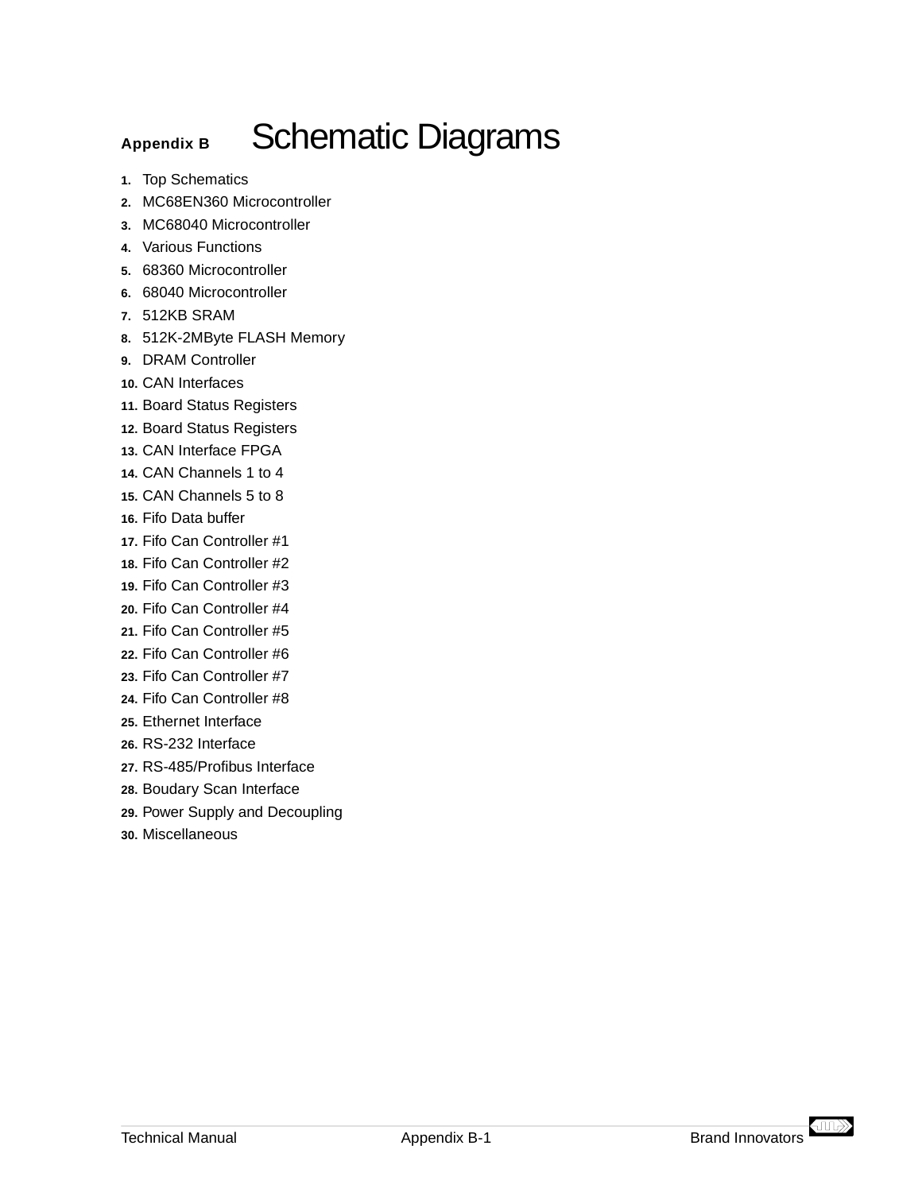# Appendix B Schematic Diagrams

1. Top Schematics
2. MC68EN360 Microcontroller
3. MC68040 Microcontroller
4. Various Functions
5. 68360 Microcontroller
6. 68040 Microcontroller
7. 512KB SRAM
8. 512K-2MByte FLASH Memory
9. DRAM Controller
10. CAN Interfaces
11. Board Status Registers
12. Board Status Registers
13. CAN Interface FPGA
14. CAN Channels 1 to 4
15. CAN Channels 5 to 8
16. Fifo Data buffer
17. Fifo Can Controller #1
18. Fifo Can Controller #2
19. Fifo Can Controller #3
20. Fifo Can Controller #4
21. Fifo Can Controller #5
22. Fifo Can Controller #6
23. Fifo Can Controller #7
24. Fifo Can Controller #8
25. Ethernet Interface
26. RS-232 Interface
27. RS-485/Profibus Interface
28. Boudary Scan Interface
29. Power Supply and Decoupling
30. Miscellaneous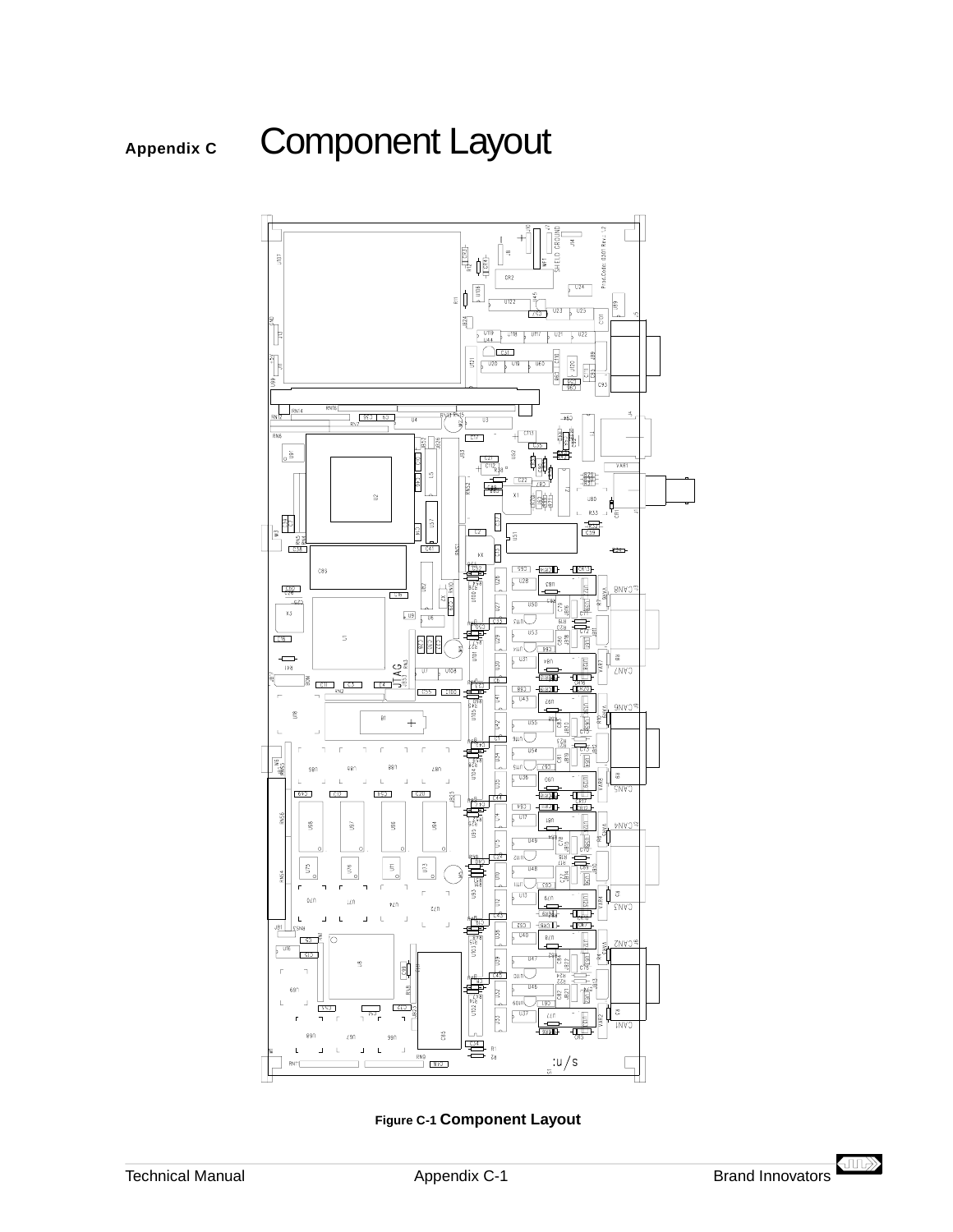# Appendix C Component Layout

**Figure C-1 Component Layout**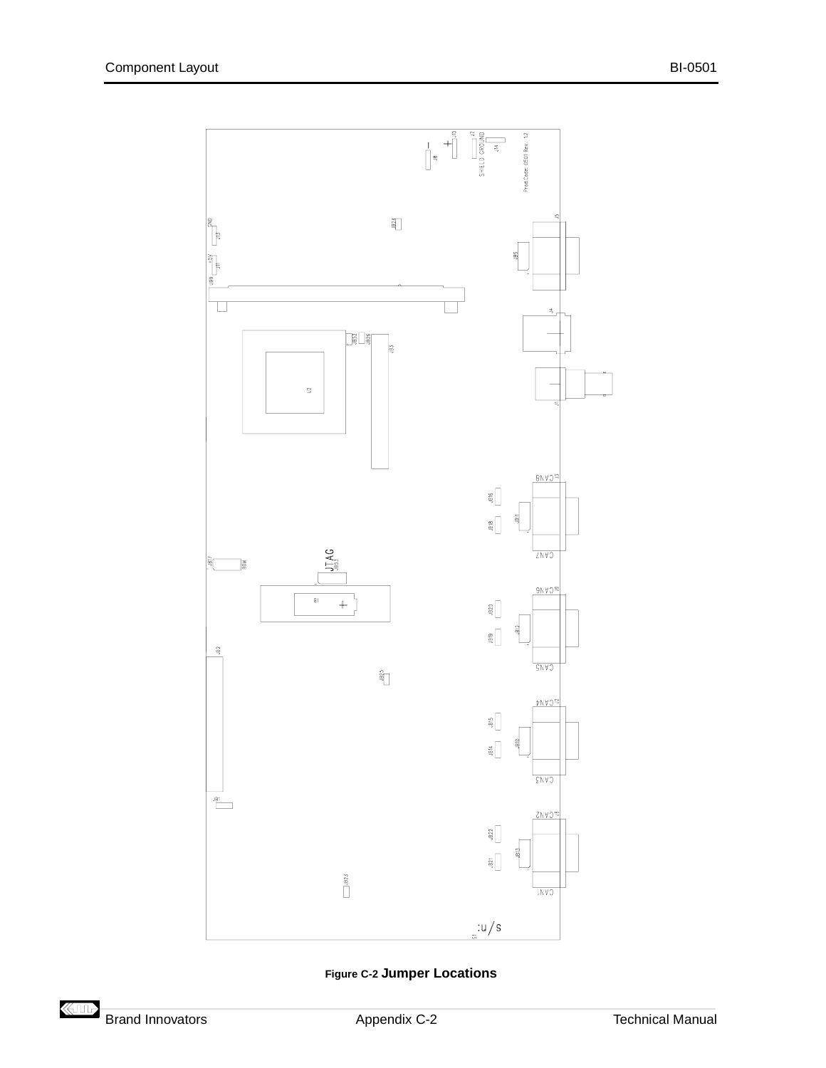**Figure C-2 Jumper Locations**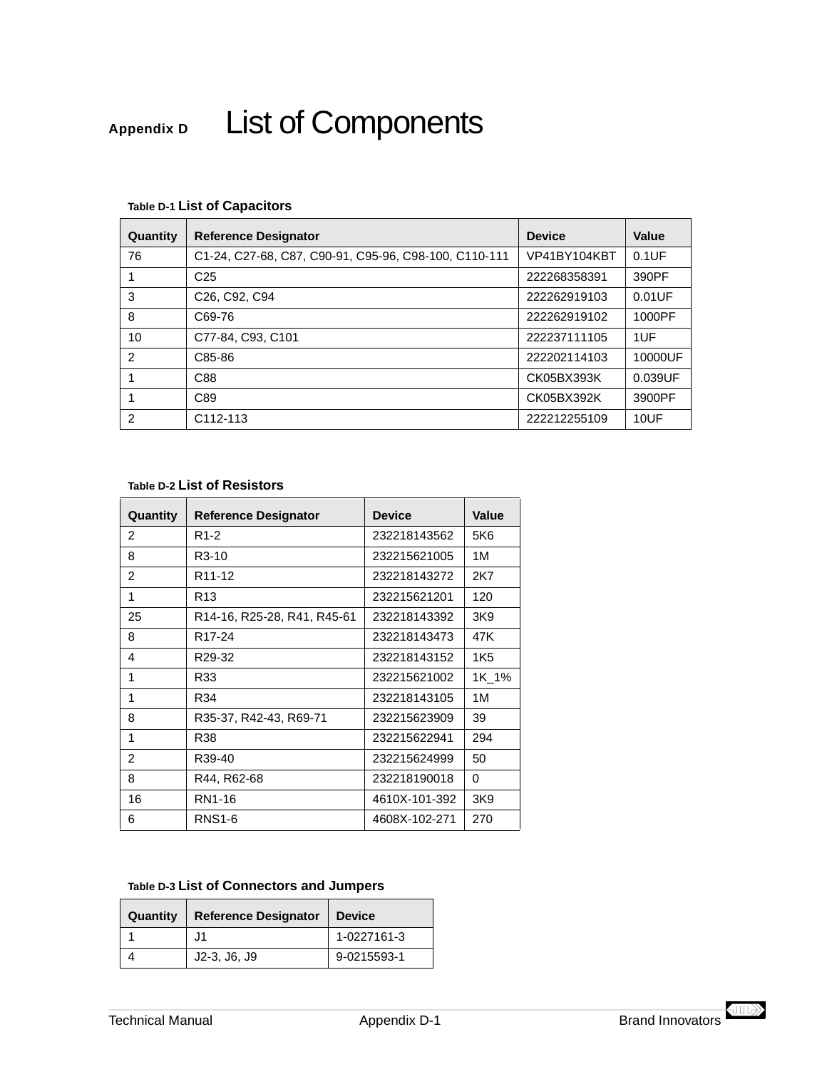# Appendix D List of Components

**Table D-1 List of Capacitors**

| Quantity | Reference Designator | Device | Value |
|---|---|---|---|
| 76 | C1-24, C27-68, C87, C90-91, C95-96, C98-100, C110-111 | VP41BY104KBT | 0.1UF |
| 1 | C25 | 222268358391 | 390PF |
| 3 | C26, C92, C94 | 222262919103 | 0.01UF |
| 8 | C69-76 | 222262919102 | 1000PF |
| 10 | C77-84, C93, C101 | 222237111105 | 1UF |
| 2 | C85-86 | 222202114103 | 10000UF |
| 1 | C88 | CK05BX393K | 0.039UF |
| 1 | C89 | CK05BX392K | 3900PF |
| 2 | C112-113 | 222212255109 | 10UF |

**Table D-2 List of Resistors**

| Quantity | Reference Designator | Device | Value |
|---|---|---|---|
| 2 | R1-2 | 232218143562 | 5K6 |
| 8 | R3-10 | 232215621005 | 1M |
| 2 | R11-12 | 232218143272 | 2K7 |
| 1 | R13 | 232215621201 | 120 |
| 25 | R14-16, R25-28, R41, R45-61 | 232218143392 | 3K9 |
| 8 | R17-24 | 232218143473 | 47K |
| 4 | R29-32 | 232218143152 | 1K5 |
| 1 | R33 | 232215621002 | 1K_1% |
| 1 | R34 | 232218143105 | 1M |
| 8 | R35-37, R42-43, R69-71 | 232215623909 | 39 |
| 1 | R38 | 232215622941 | 294 |
| 2 | R39-40 | 232215624999 | 50 |
| 8 | R44, R62-68 | 232218190018 | 0 |
| 16 | RN1-16 | 4610X-101-392 | 3K9 |
| 6 | RNS1-6 | 4608X-102-271 | 270 |

**Table D-3 List of Connectors and Jumpers**

| Quantity | Reference Designator | Device |
|---|---|---|
| 1 | J1 | 1-0227161-3 |
| 4 | J2-3, J6, J9 | 9-0215593-1 |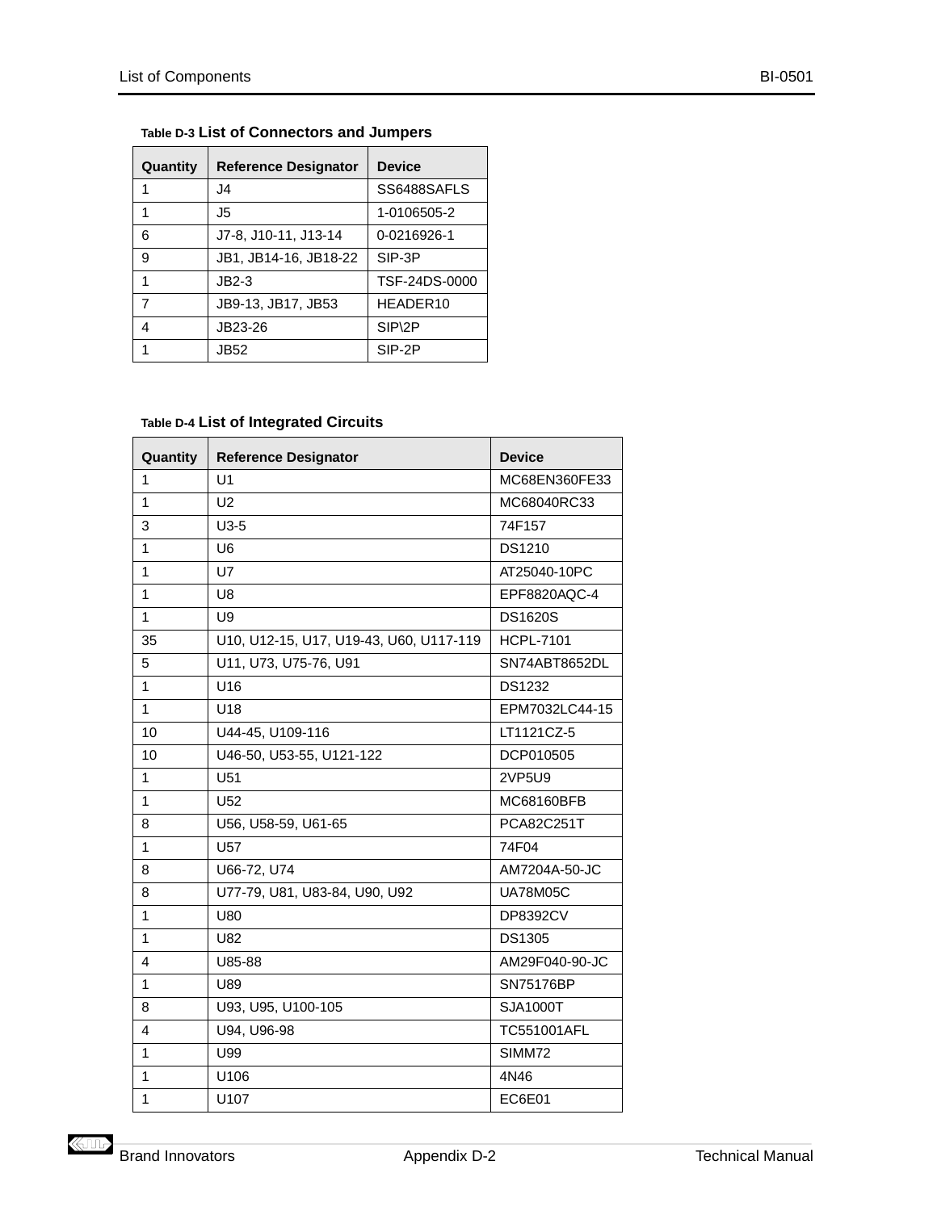**Table D-3 List of Connectors and Jumpers**

| Quantity | Reference Designator | Device |
| --- | --- | --- |
| 1 | J4 | SS6488SAFLS |
| 1 | J5 | 1-0106505-2 |
| 6 | J7-8, J10-11, J13-14 | 0-0216926-1 |
| 9 | JB1, JB14-16, JB18-22 | SIP-3P |
| 1 | JB2-3 | TSF-24DS-0000 |
| 7 | JB9-13, JB17, JB53 | HEADER10 |
| 4 | JB23-26 | SIP\2P |
| 1 | JB52 | SIP-2P |

**Table D-4 List of Integrated Circuits**

| Quantity | Reference Designator | Device |
| --- | --- | --- |
| 1 | U1 | MC68EN360FE33 |
| 1 | U2 | MC68040RC33 |
| 3 | U3-5 | 74F157 |
| 1 | U6 | DS1210 |
| 1 | U7 | AT25040-10PC |
| 1 | U8 | EPF8820AQC-4 |
| 1 | U9 | DS1620S |
| 35 | U10, U12-15, U17, U19-43, U60, U117-119 | HCPL-7101 |
| 5 | U11, U73, U75-76, U91 | SN74ABT8652DL |
| 1 | U16 | DS1232 |
| 1 | U18 | EPM7032LC44-15 |
| 10 | U44-45, U109-116 | LT1121CZ-5 |
| 10 | U46-50, U53-55, U121-122 | DCP010505 |
| 1 | U51 | 2VP5U9 |
| 1 | U52 | MC68160BFB |
| 8 | U56, U58-59, U61-65 | PCA82C251T |
| 1 | U57 | 74F04 |
| 8 | U66-72, U74 | AM7204A-50-JC |
| 8 | U77-79, U81, U83-84, U90, U92 | UA78M05C |
| 1 | U80 | DP8392CV |
| 1 | U82 | DS1305 |
| 4 | U85-88 | AM29F040-90-JC |
| 1 | U89 | SN75176BP |
| 8 | U93, U95, U100-105 | SJA1000T |
| 4 | U94, U96-98 | TC551001AFL |
| 1 | U99 | SIMM72 |
| 1 | U106 | 4N46 |
| 1 | U107 | EC6E01 |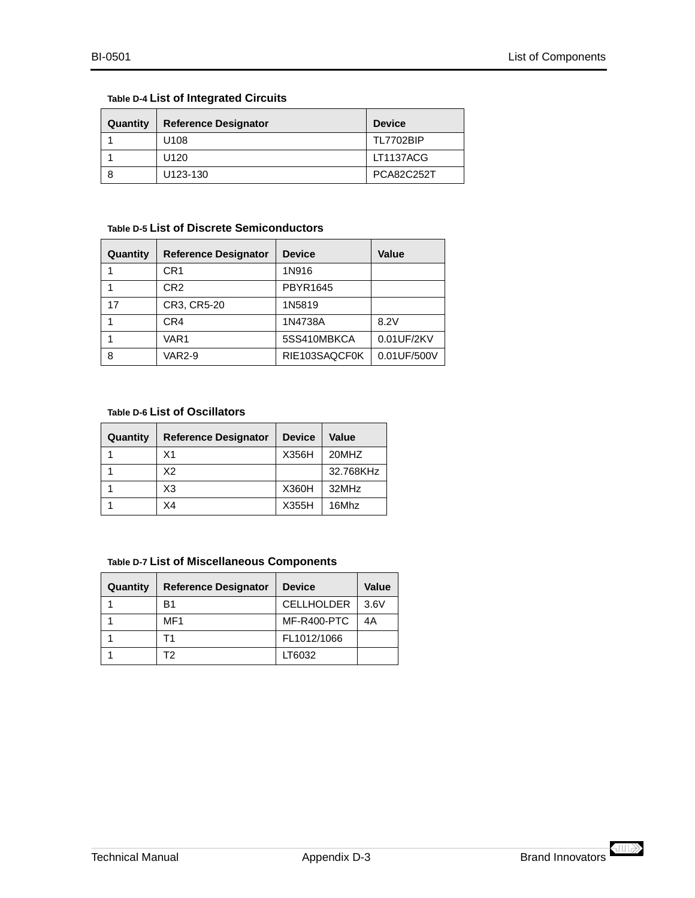**Table D-4 List of Integrated Circuits**

| Quantity | Reference Designator | Device |
|---|---|---|
| 1 | U108 | TL7702BIP |
| 1 | U120 | LT1137ACG |
| 8 | U123-130 | PCA82C252T |

**Table D-5 List of Discrete Semiconductors**

| Quantity | Reference Designator | Device | Value |
|---|---|---|---|
| 1 | CR1 | 1N916 | |
| 1 | CR2 | PBYR1645 | |
| 17 | CR3, CR5-20 | 1N5819 | |
| 1 | CR4 | 1N4738A | 8.2V |
| 1 | VAR1 | 5SS410MBKCA | 0.01UF/2KV |
| 8 | VAR2-9 | RIE103SAQCF0K | 0.01UF/500V |

**Table D-6 List of Oscillators**

| Quantity | Reference Designator | Device | Value |
|---|---|---|---|
| 1 | X1 | X356H | 20MHZ |
| 1 | X2 | | 32.768KHz |
| 1 | X3 | X360H | 32MHz |
| 1 | X4 | X355H | 16Mhz |

**Table D-7 List of Miscellaneous Components**

| Quantity | Reference Designator | Device | Value |
|---|---|---|---|
| 1 | B1 | CELLHOLDER | 3.6V |
| 1 | MF1 | MF-R400-PTC | 4A |
| 1 | T1 | FL1012/1066 | |
| 1 | T2 | LT6032 | |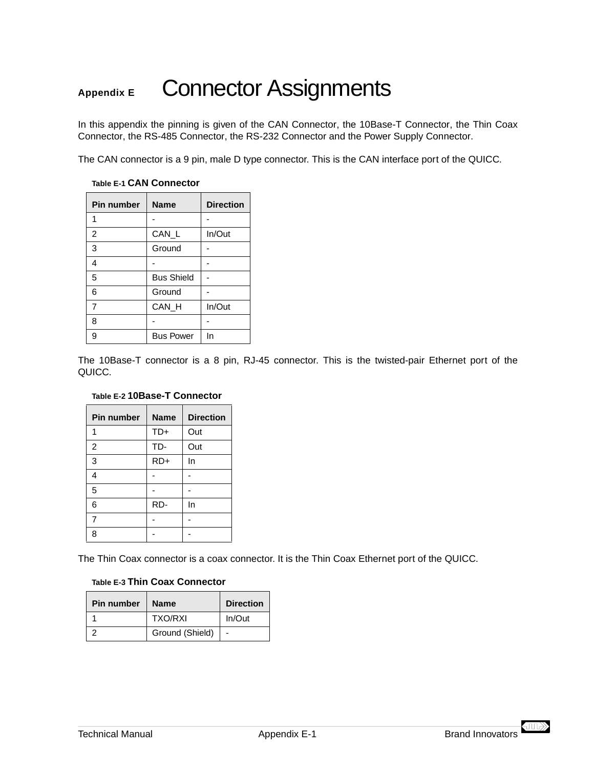# Appendix E Connector Assignments

In this appendix the pinning is given of the CAN Connector, the 10Base-T Connector, the Thin Coax Connector, the RS-485 Connector, the RS-232 Connector and the Power Supply Connector.

The CAN connector is a 9 pin, male D type connector. This is the CAN interface port of the QUICC.

**Table E-1 CAN Connector**

| Pin number | Name | Direction |
|---|---|---|
| 1 | - | - |
| 2 | CAN_L | In/Out |
| 3 | Ground | - |
| 4 | - | - |
| 5 | Bus Shield | - |
| 6 | Ground | - |
| 7 | CAN_H | In/Out |
| 8 | - | - |
| 9 | Bus Power | In |

The 10Base-T connector is a 8 pin, RJ-45 connector. This is the twisted-pair Ethernet port of the QUICC.

**Table E-2 10Base-T Connector**

| Pin number | Name | Direction |
|---|---|---|
| 1 | TD+ | Out |
| 2 | TD- | Out |
| 3 | RD+ | In |
| 4 | - | - |
| 5 | - | - |
| 6 | RD- | In |
| 7 | - | - |
| 8 | - | - |

The Thin Coax connector is a coax connector. It is the Thin Coax Ethernet port of the QUICC.

**Table E-3 Thin Coax Connector**

| Pin number | Name | Direction |
|---|---|---|
| 1 | TXO/RXI | In/Out |
| 2 | Ground (Shield) | - |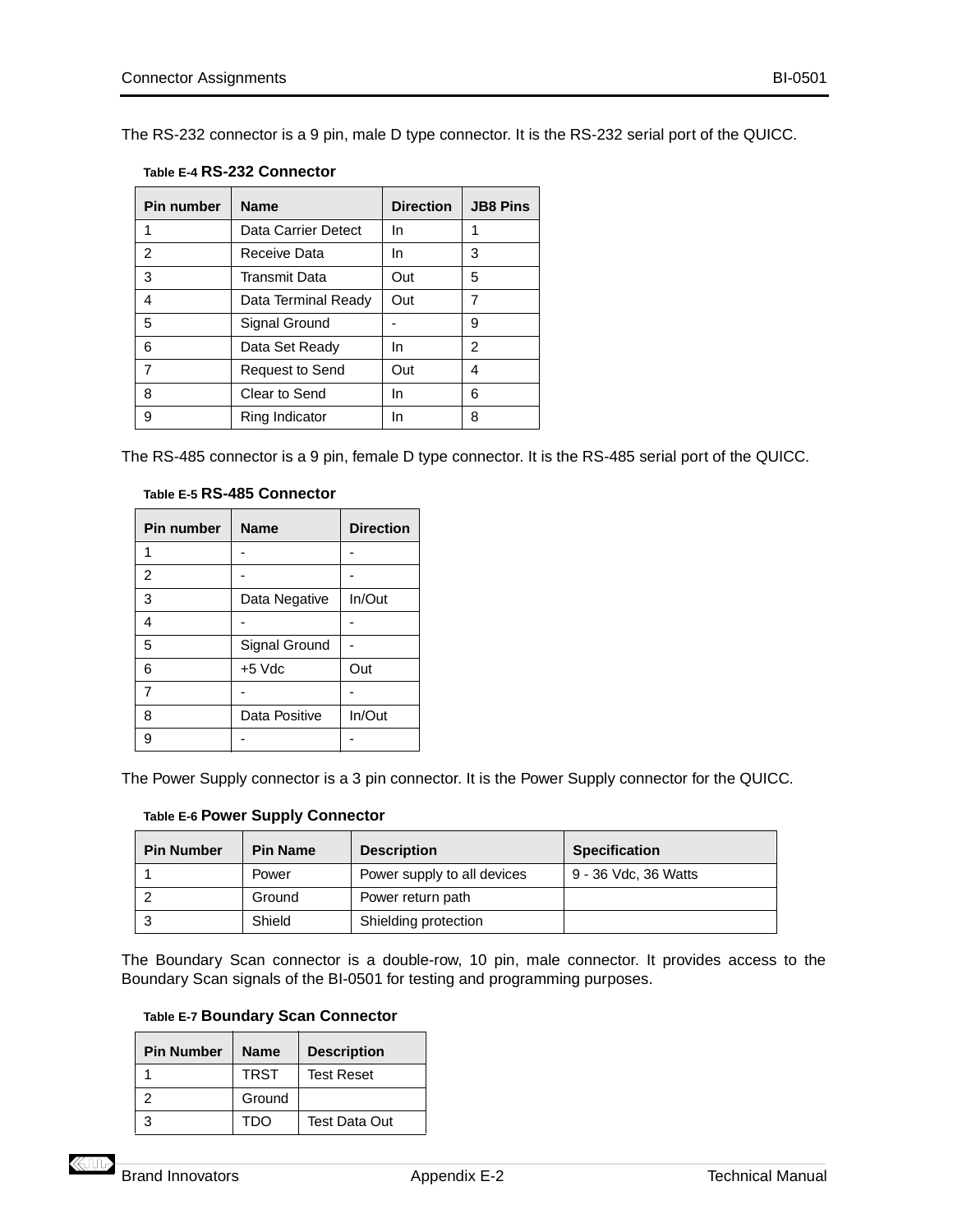The RS-232 connector is a 9 pin, male D type connector. It is the RS-232 serial port of the QUICC.

**Table E-4 RS-232 Connector**

| Pin number | Name | Direction | JB8 Pins |
|---|---|---|---|
| 1 | Data Carrier Detect | In | 1 |
| 2 | Receive Data | In | 3 |
| 3 | Transmit Data | Out | 5 |
| 4 | Data Terminal Ready | Out | 7 |
| 5 | Signal Ground | - | 9 |
| 6 | Data Set Ready | In | 2 |
| 7 | Request to Send | Out | 4 |
| 8 | Clear to Send | In | 6 |
| 9 | Ring Indicator | In | 8 |

The RS-485 connector is a 9 pin, female D type connector. It is the RS-485 serial port of the QUICC.

**Table E-5 RS-485 Connector**

| Pin number | Name | Direction |
|---|---|---|
| 1 | - | - |
| 2 | - | - |
| 3 | Data Negative | In/Out |
| 4 | - | - |
| 5 | Signal Ground | - |
| 6 | +5 Vdc | Out |
| 7 | - | - |
| 8 | Data Positive | In/Out |
| 9 | - | - |

The Power Supply connector is a 3 pin connector. It is the Power Supply connector for the QUICC.

**Table E-6 Power Supply Connector**

| Pin Number | Pin Name | Description | Specification |
|---|---|---|---|
| 1 | Power | Power supply to all devices | 9 - 36 Vdc, 36 Watts |
| 2 | Ground | Power return path | |
| 3 | Shield | Shielding protection | |

The Boundary Scan connector is a double-row, 10 pin, male connector. It provides access to the Boundary Scan signals of the BI-0501 for testing and programming purposes.

**Table E-7 Boundary Scan Connector**

| Pin Number | Name | Description |
|---|---|---|
| 1 | TRST | Test Reset |
| 2 | Ground | |
| 3 | TDO | Test Data Out |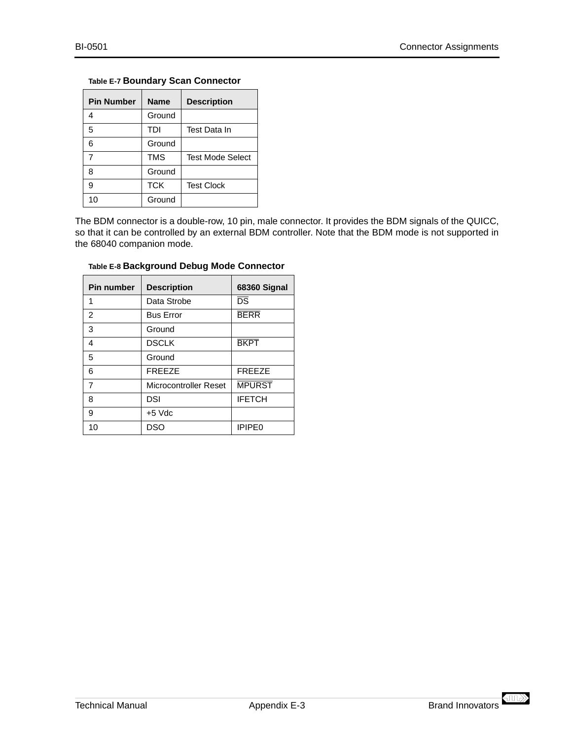**Table E-7 Boundary Scan Connector**

| Pin Number | Name | Description |
|---|---|---|
| 4 | Ground | |
| 5 | TDI | Test Data In |
| 6 | Ground | |
| 7 | TMS | Test Mode Select |
| 8 | Ground | |
| 9 | TCK | Test Clock |
| 10 | Ground | |

The BDM connector is a double-row, 10 pin, male connector. It provides the BDM signals of the QUICC, so that it can be controlled by an external BDM controller. Note that the BDM mode is not supported in the 68040 companion mode.

**Table E-8 Background Debug Mode Connector**

| Pin number | Description | 68360 Signal |
|---|---|---|
| 1 | Data Strobe | $\overline{\text{DS}}$ |
| 2 | Bus Error | $\overline{\text{BERR}}$ |
| 3 | Ground | |
| 4 | DSCLK | $\overline{\text{BKPT}}$ |
| 5 | Ground | |
| 6 | FREEZE | FREEZE |
| 7 | Microcontroller Reset | $\overline{\text{MPURST}}$ |
| 8 | DSI | IFETCH |
| 9 | +5 Vdc | |
| 10 | DSO | IPIPE0 |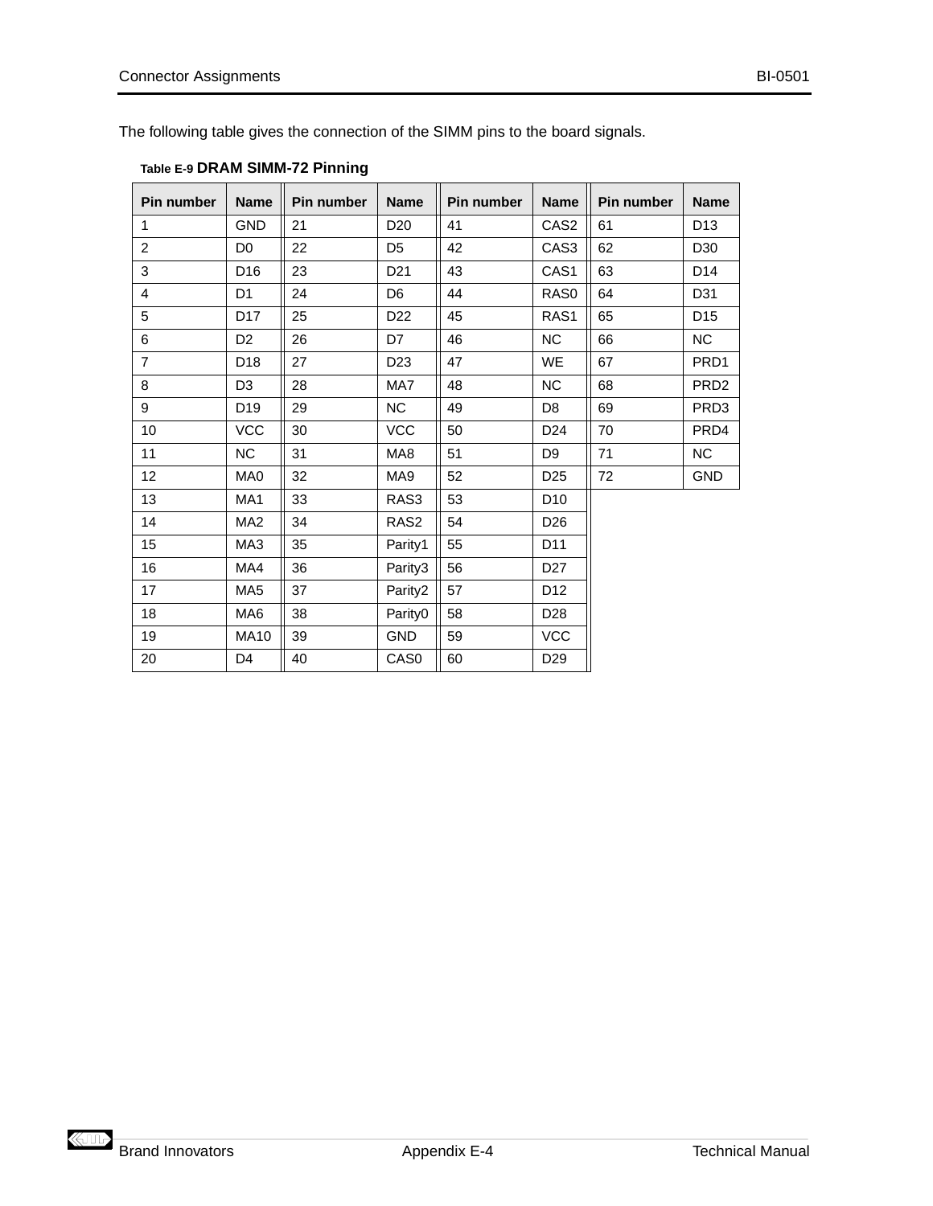The following table gives the connection of the SIMM pins to the board signals.

**Table E-9 DRAM SIMM-72 Pinning**

| Pin number | Name | Pin number | Name | Pin number | Name | Pin number | Name |
|---|---|---|---|---|---|---|---|
| 1 | GND | 21 | D20 | 41 | CAS2 | 61 | D13 |
| 2 | D0 | 22 | D5 | 42 | CAS3 | 62 | D30 |
| 3 | D16 | 23 | D21 | 43 | CAS1 | 63 | D14 |
| 4 | D1 | 24 | D6 | 44 | RAS0 | 64 | D31 |
| 5 | D17 | 25 | D22 | 45 | RAS1 | 65 | D15 |
| 6 | D2 | 26 | D7 | 46 | NC | 66 | NC |
| 7 | D18 | 27 | D23 | 47 | WE | 67 | PRD1 |
| 8 | D3 | 28 | MA7 | 48 | NC | 68 | PRD2 |
| 9 | D19 | 29 | NC | 49 | D8 | 69 | PRD3 |
| 10 | VCC | 30 | VCC | 50 | D24 | 70 | PRD4 |
| 11 | NC | 31 | MA8 | 51 | D9 | 71 | NC |
| 12 | MA0 | 32 | MA9 | 52 | D25 | 72 | GND |
| 13 | MA1 | 33 | RAS3 | 53 | D10 | | |
| 14 | MA2 | 34 | RAS2 | 54 | D26 | | |
| 15 | MA3 | 35 | Parity1 | 55 | D11 | | |
| 16 | MA4 | 36 | Parity3 | 56 | D27 | | |
| 17 | MA5 | 37 | Parity2 | 57 | D12 | | |
| 18 | MA6 | 38 | Parity0 | 58 | D28 | | |
| 19 | MA10 | 39 | GND | 59 | VCC | | |
| 20 | D4 | 40 | CAS0 | 60 | D29 | | |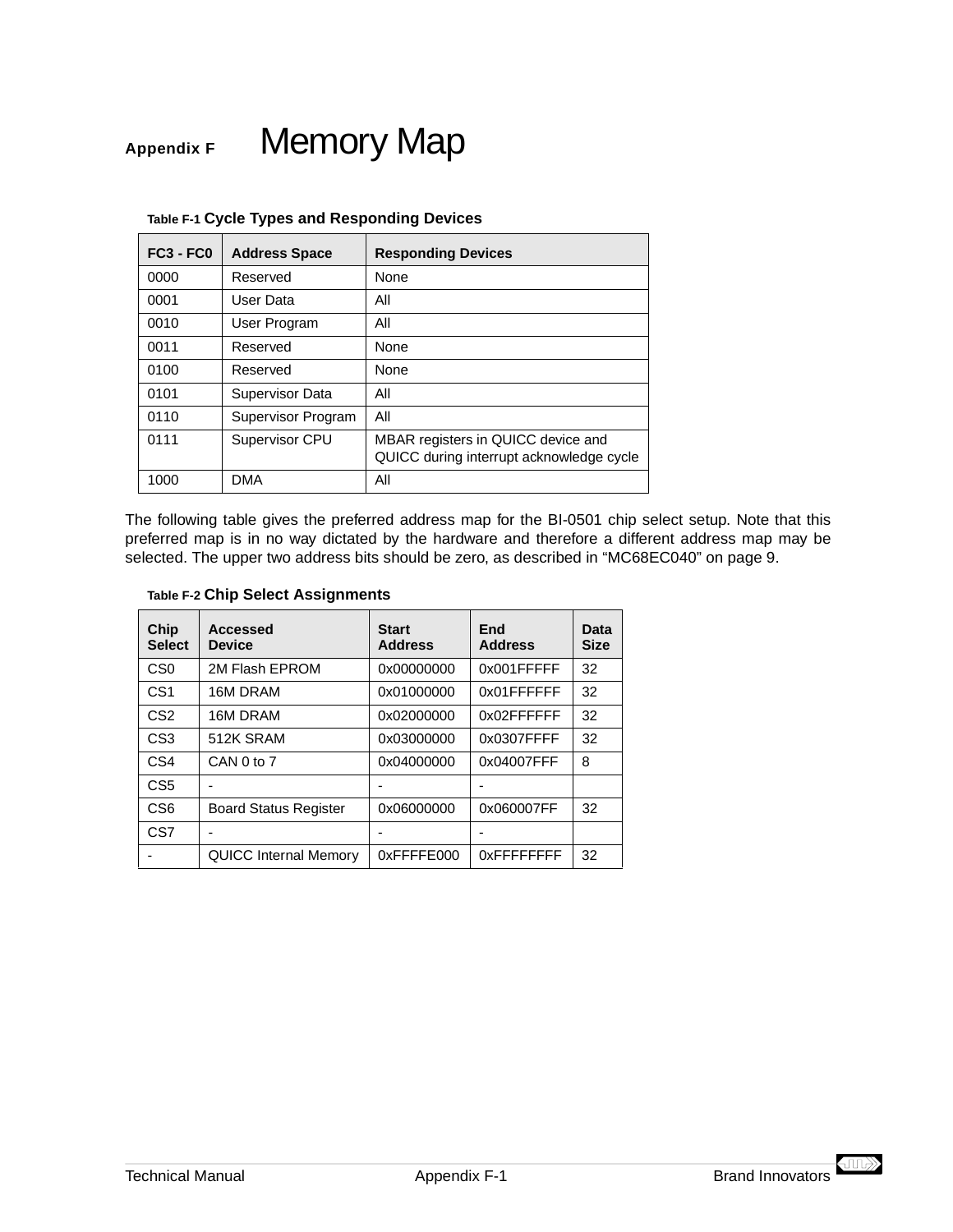# Appendix F Memory Map

Table F-1 **Cycle Types and Responding Devices**

| FC3 - FC0 | Address Space | Responding Devices |
|---|---|---|
| 0000 | Reserved | None |
| 0001 | User Data | All |
| 0010 | User Program | All |
| 0011 | Reserved | None |
| 0100 | Reserved | None |
| 0101 | Supervisor Data | All |
| 0110 | Supervisor Program | All |
| 0111 | Supervisor CPU | MBAR registers in QUICC device and QUICC during interrupt acknowledge cycle |
| 1000 | DMA | All |

The following table gives the preferred address map for the BI-0501 chip select setup. Note that this preferred map is in no way dictated by the hardware and therefore a different address map may be selected. The upper two address bits should be zero, as described in “MC68EC040” on page 9.

Table F-2 **Chip Select Assignments**

| Chip Select | Accessed Device | Start Address | End Address | Data Size |
|---|---|---|---|---|
| CS0 | 2M Flash EPROM | 0x00000000 | 0x001FFFFF | 32 |
| CS1 | 16M DRAM | 0x01000000 | 0x01FFFFFF | 32 |
| CS2 | 16M DRAM | 0x02000000 | 0x02FFFFFF | 32 |
| CS3 | 512K SRAM | 0x03000000 | 0x0307FFFF | 32 |
| CS4 | CAN 0 to 7 | 0x04000000 | 0x04007FFF | 8 |
| CS5 | - | - | - | |
| CS6 | Board Status Register | 0x06000000 | 0x060007FF | 32 |
| CS7 | - | - | - | |
| - | QUICC Internal Memory | 0xFFFFE000 | 0xFFFFFFFF | 32 |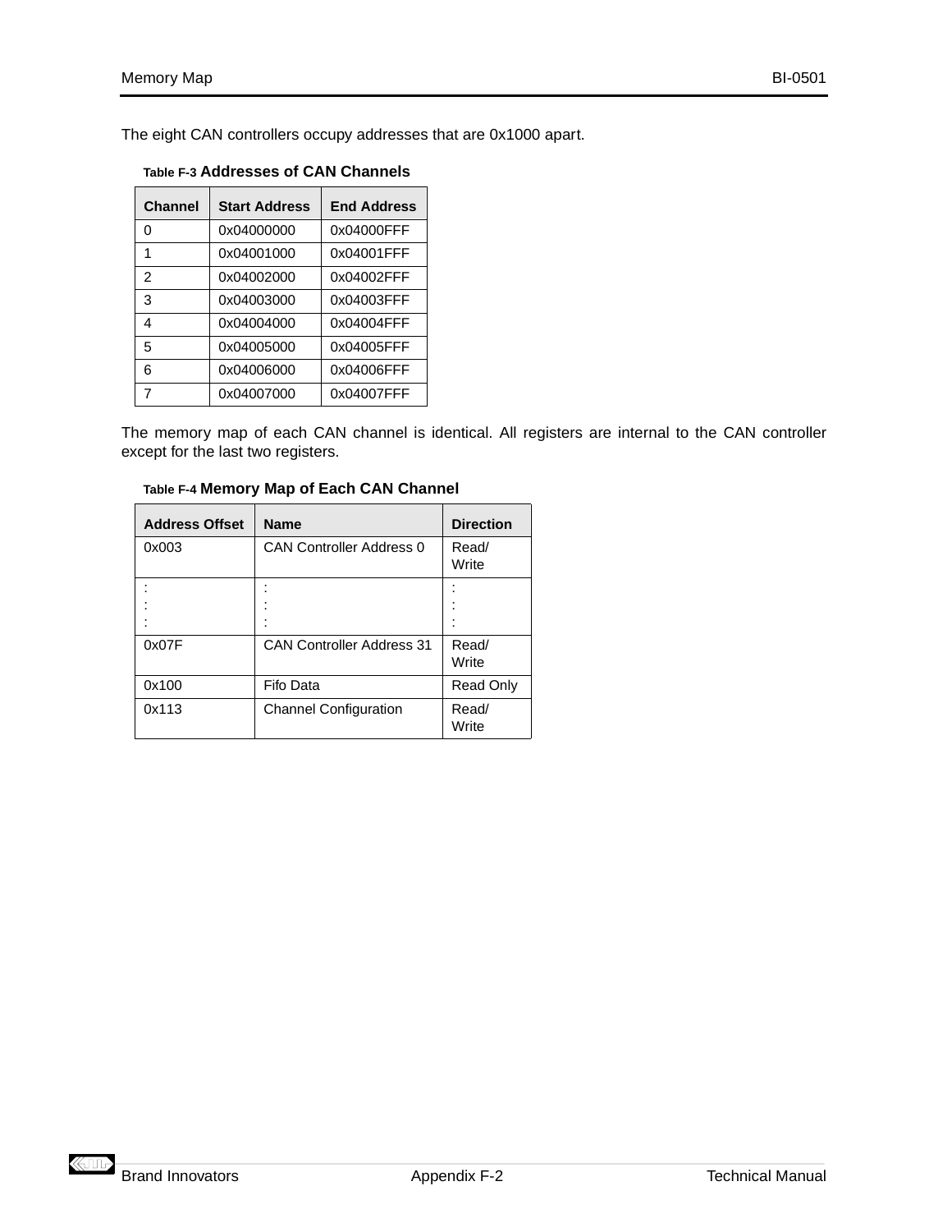The eight CAN controllers occupy addresses that are 0x1000 apart.

**Table F-3 Addresses of CAN Channels**

| Channel | Start Address | End Address |
|---|---|---|
| 0 | 0x04000000 | 0x04000FFF |
| 1 | 0x04001000 | 0x04001FFF |
| 2 | 0x04002000 | 0x04002FFF |
| 3 | 0x04003000 | 0x04003FFF |
| 4 | 0x04004000 | 0x04004FFF |
| 5 | 0x04005000 | 0x04005FFF |
| 6 | 0x04006000 | 0x04006FFF |
| 7 | 0x04007000 | 0x04007FFF |

The memory map of each CAN channel is identical. All registers are internal to the CAN controller except for the last two registers.

**Table F-4 Memory Map of Each CAN Channel**

| Address Offset | Name | Direction |
|---|---|---|
| 0x003 | CAN Controller Address 0 | Read/ Write |
| :<br>:<br>: | :<br>:<br>: | :<br>:<br>: |
| 0x07F | CAN Controller Address 31 | Read/ Write |
| 0x100 | Fifo Data | Read Only |
| 0x113 | Channel Configuration | Read/ Write |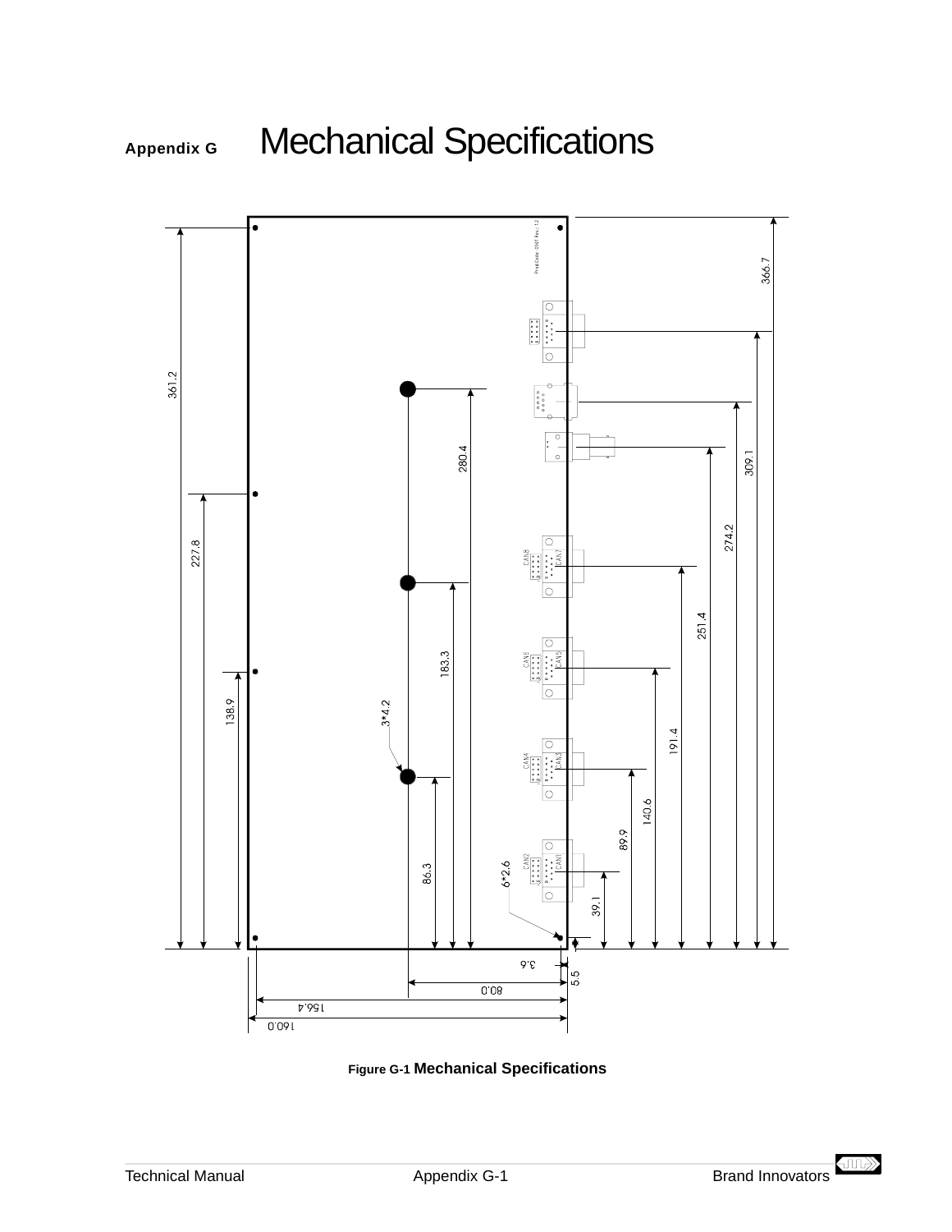# Appendix G Mechanical Specifications

Figure G-1 **Mechanical Specifications**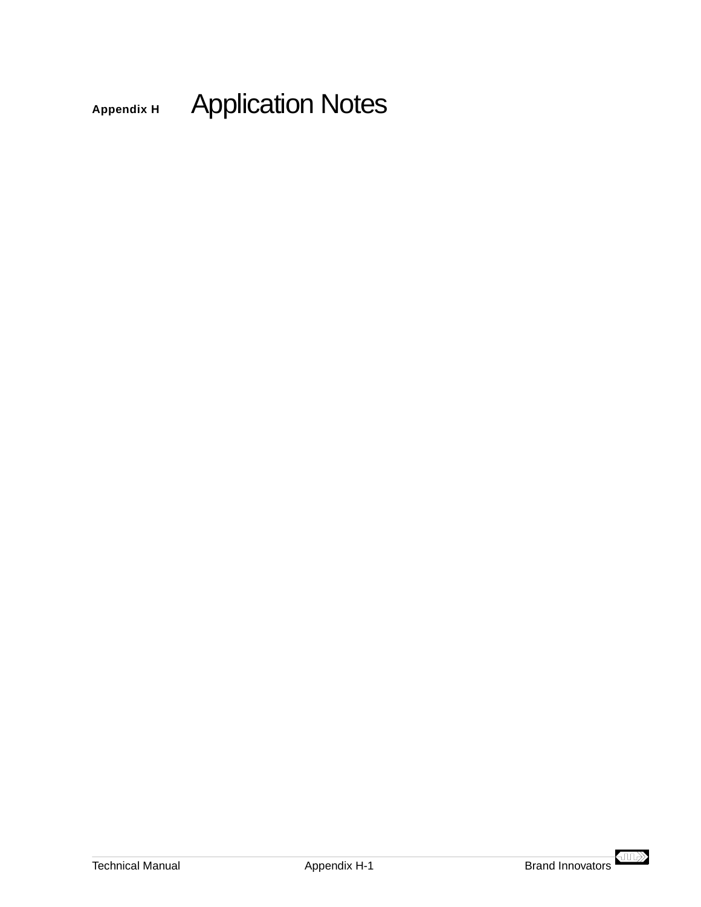# Appendix H Application Notes